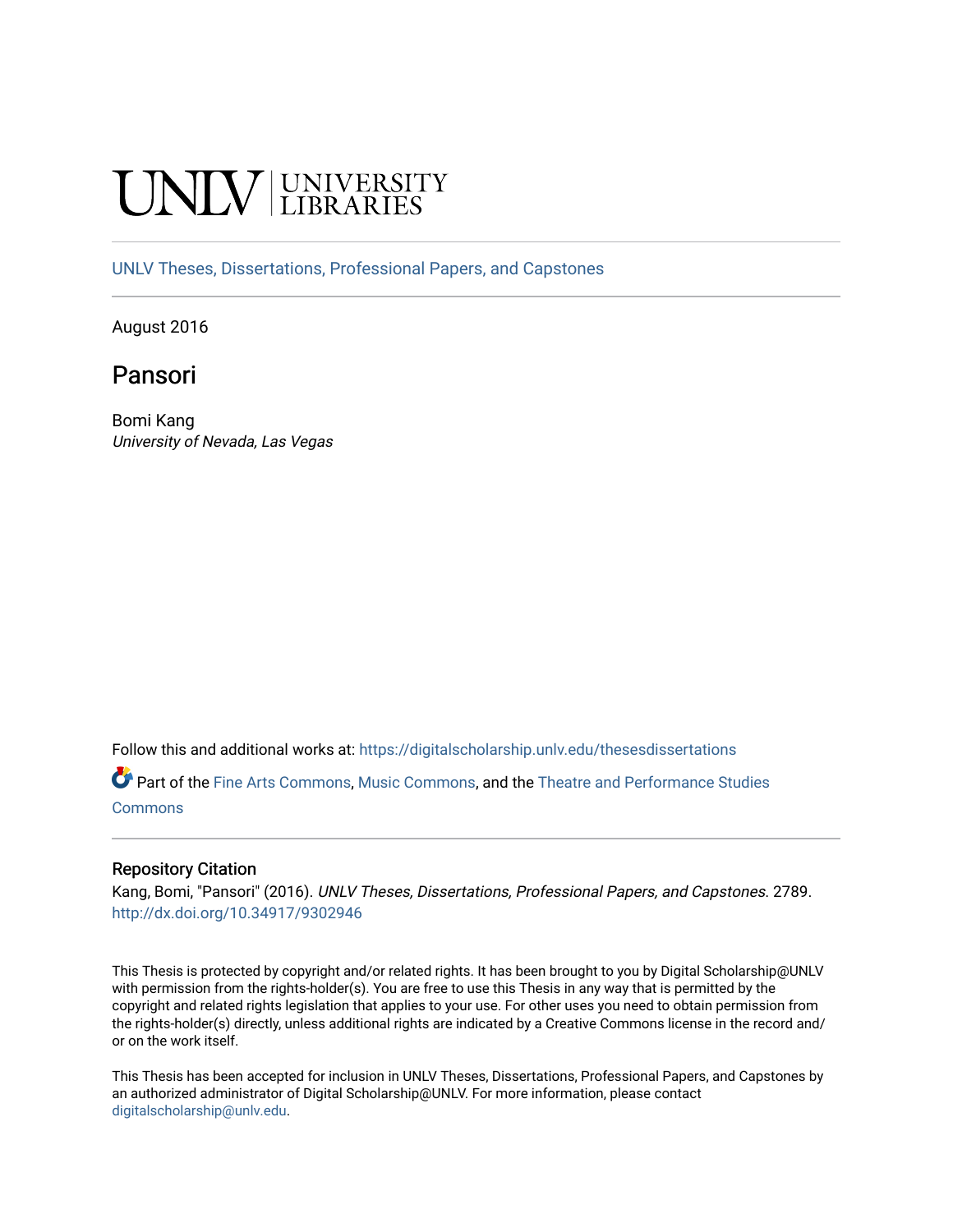UNLV | UNIVERSITY LIBRARIES

UNLV Theses, Dissertations, Professional Papers, and Capstones

August 2016

# Pansori

Bomi Kang
*University of Nevada, Las Vegas*

Follow this and additional works at: https://digitalscholarship.unlv.edu/thesesdissertations

Part of the Fine Arts Commons, Music Commons, and the Theatre and Performance Studies Commons

## Repository Citation

Kang, Bomi, "Pansori" (2016). *UNLV Theses, Dissertations, Professional Papers, and Capstones.* 2789.
http://dx.doi.org/10.34917/9302946

This Thesis is protected by copyright and/or related rights. It has been brought to you by Digital Scholarship@UNLV with permission from the rights-holder(s). You are free to use this Thesis in any way that is permitted by the copyright and related rights legislation that applies to your use. For other uses you need to obtain permission from the rights-holder(s) directly, unless additional rights are indicated by a Creative Commons license in the record and/or on the work itself.

This Thesis has been accepted for inclusion in UNLV Theses, Dissertations, Professional Papers, and Capstones by an authorized administrator of Digital Scholarship@UNLV. For more information, please contact digitalscholarship@unlv.edu.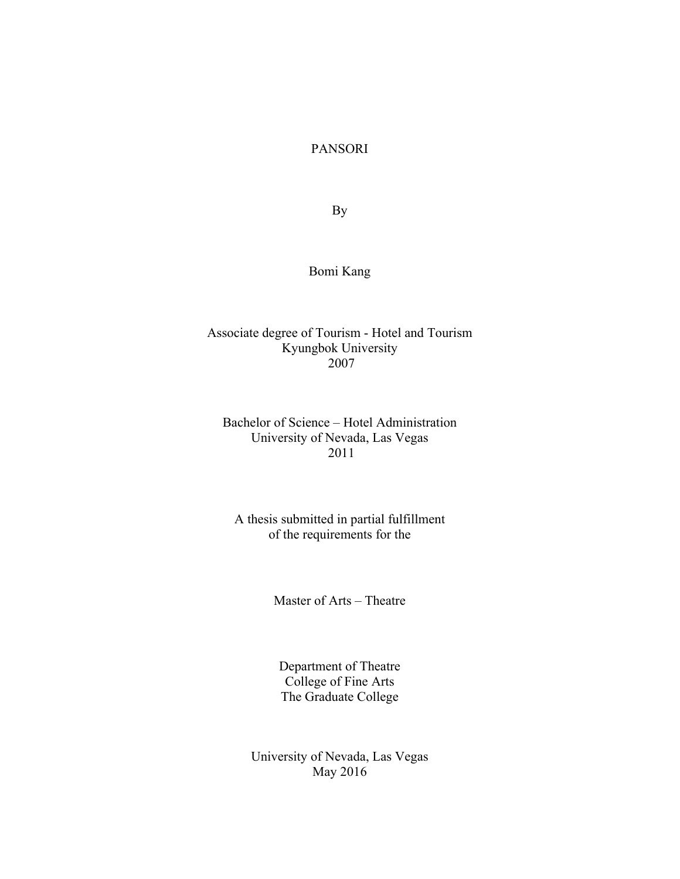# PANSORI

By

Bomi Kang

Associate degree of Tourism - Hotel and Tourism
Kyungbok University
2007

Bachelor of Science – Hotel Administration
University of Nevada, Las Vegas
2011

A thesis submitted in partial fulfillment
of the requirements for the

Master of Arts – Theatre

Department of Theatre
College of Fine Arts
The Graduate College

University of Nevada, Las Vegas
May 2016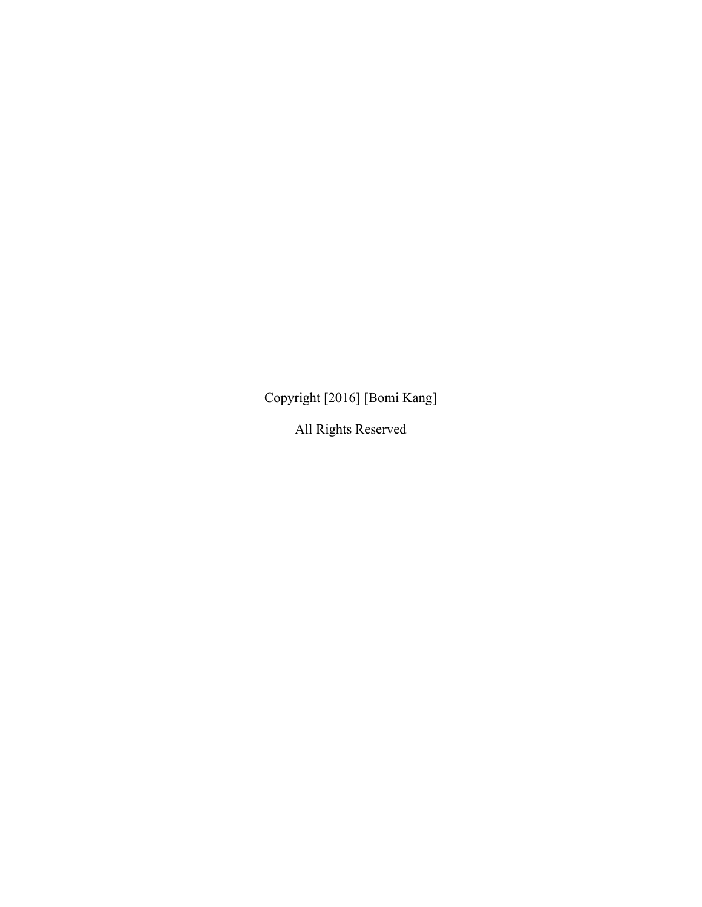Copyright [2016] [Bomi Kang]

All Rights Reserved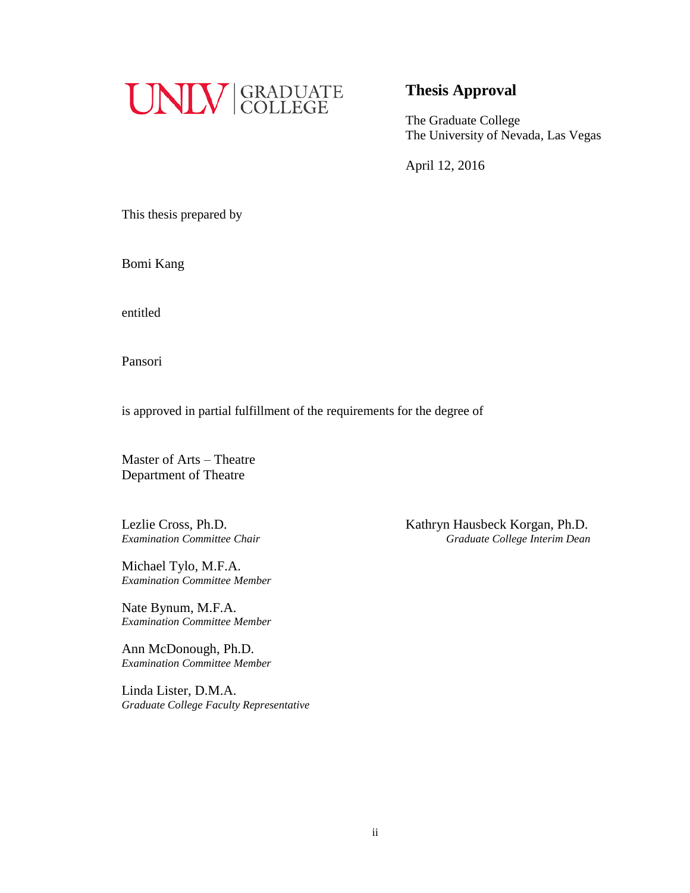UNLV | GRADUATE COLLEGE

## Thesis Approval

The Graduate College
The University of Nevada, Las Vegas

April 12, 2016

This thesis prepared by

Bomi Kang

entitled

Pansori

is approved in partial fulfillment of the requirements for the degree of

Master of Arts – Theatre
Department of Theatre

Lezlie Cross, Ph.D.
*Examination Committee Chair*

Michael Tylo, M.F.A.
*Examination Committee Member*

Nate Bynum, M.F.A.
*Examination Committee Member*

Ann McDonough, Ph.D.
*Examination Committee Member*

Linda Lister, D.M.A.
*Graduate College Faculty Representative*

Kathryn Hausbeck Korgan, Ph.D.
*Graduate College Interim Dean*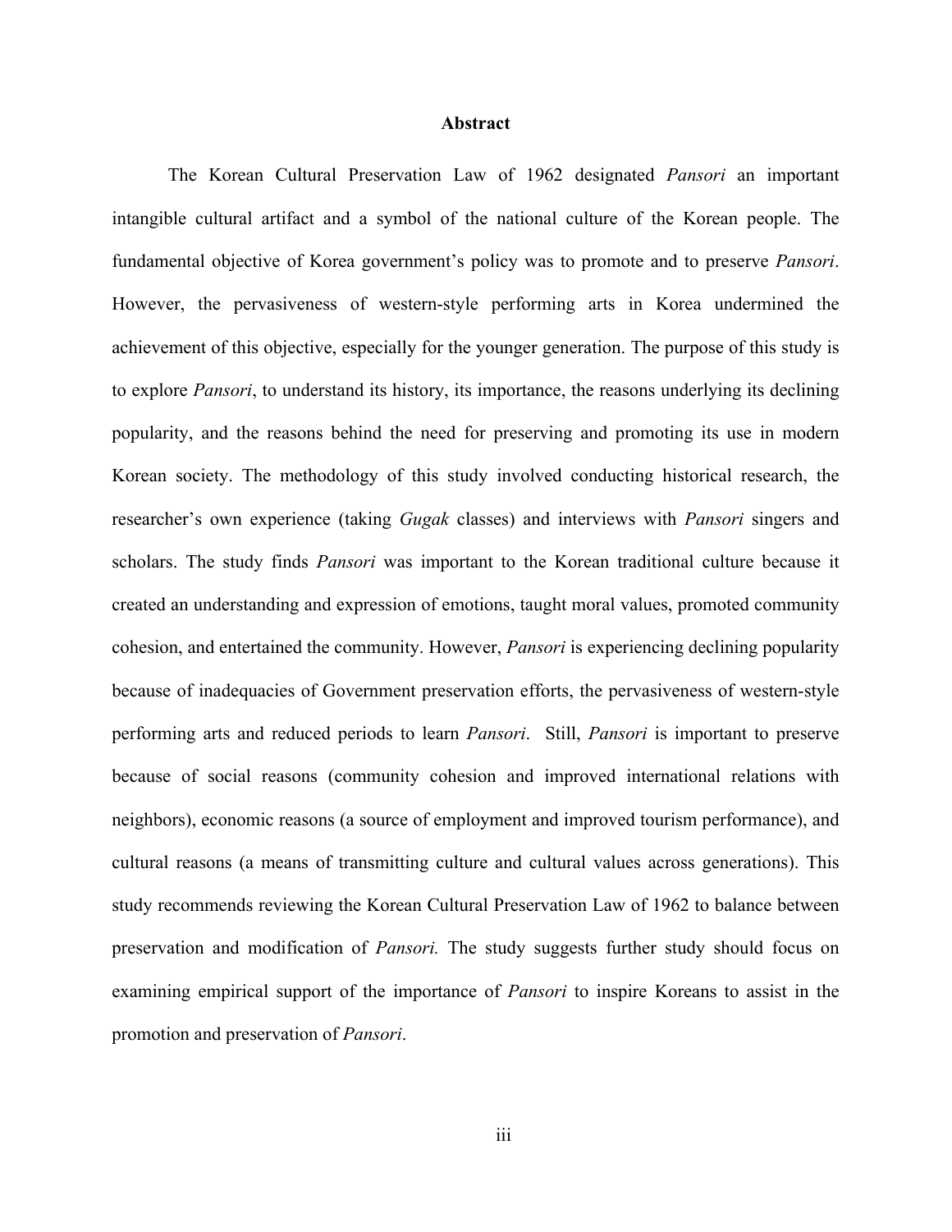# Abstract

The Korean Cultural Preservation Law of 1962 designated *Pansori* an important intangible cultural artifact and a symbol of the national culture of the Korean people. The fundamental objective of Korea government's policy was to promote and to preserve *Pansori*. However, the pervasiveness of western-style performing arts in Korea undermined the achievement of this objective, especially for the younger generation. The purpose of this study is to explore *Pansori*, to understand its history, its importance, the reasons underlying its declining popularity, and the reasons behind the need for preserving and promoting its use in modern Korean society. The methodology of this study involved conducting historical research, the researcher's own experience (taking *Gugak* classes) and interviews with *Pansori* singers and scholars. The study finds *Pansori* was important to the Korean traditional culture because it created an understanding and expression of emotions, taught moral values, promoted community cohesion, and entertained the community. However, *Pansori* is experiencing declining popularity because of inadequacies of Government preservation efforts, the pervasiveness of western-style performing arts and reduced periods to learn *Pansori*. Still, *Pansori* is important to preserve because of social reasons (community cohesion and improved international relations with neighbors), economic reasons (a source of employment and improved tourism performance), and cultural reasons (a means of transmitting culture and cultural values across generations). This study recommends reviewing the Korean Cultural Preservation Law of 1962 to balance between preservation and modification of *Pansori.* The study suggests further study should focus on examining empirical support of the importance of *Pansori* to inspire Koreans to assist in the promotion and preservation of *Pansori*.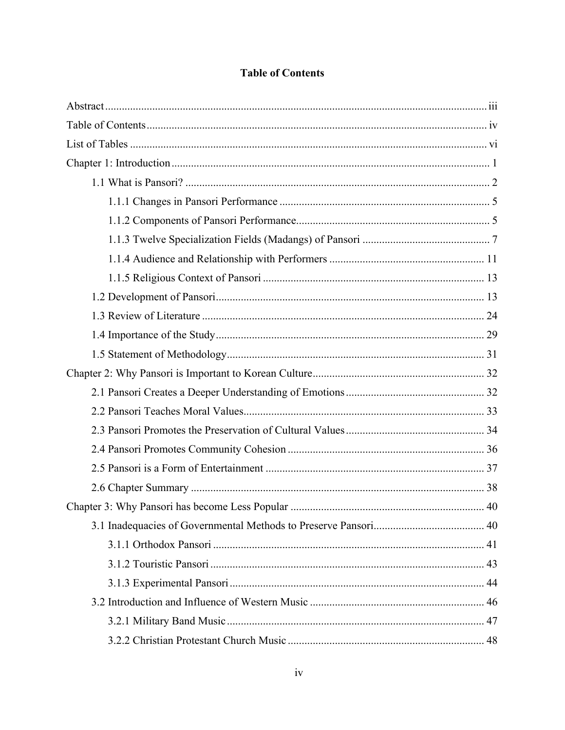# Table of Contents

Abstract ........ iii

Table of Contents ........ iv

List of Tables ........ vi

Chapter 1: Introduction ........ 1

- 1.1 What is Pansori? ........ 2
  - 1.1.1 Changes in Pansori Performance ........ 5
  - 1.1.2 Components of Pansori Performance ........ 5
  - 1.1.3 Twelve Specialization Fields (Madangs) of Pansori ........ 7
  - 1.1.4 Audience and Relationship with Performers ........ 11
  - 1.1.5 Religious Context of Pansori ........ 13
- 1.2 Development of Pansori ........ 13
- 1.3 Review of Literature ........ 24
- 1.4 Importance of the Study ........ 29
- 1.5 Statement of Methodology ........ 31

Chapter 2: Why Pansori is Important to Korean Culture ........ 32

- 2.1 Pansori Creates a Deeper Understanding of Emotions ........ 32
- 2.2 Pansori Teaches Moral Values ........ 33
- 2.3 Pansori Promotes the Preservation of Cultural Values ........ 34
- 2.4 Pansori Promotes Community Cohesion ........ 36
- 2.5 Pansori is a Form of Entertainment ........ 37
- 2.6 Chapter Summary ........ 38

Chapter 3: Why Pansori has become Less Popular ........ 40

- 3.1 Inadequacies of Governmental Methods to Preserve Pansori ........ 40
  - 3.1.1 Orthodox Pansori ........ 41
  - 3.1.2 Touristic Pansori ........ 43
  - 3.1.3 Experimental Pansori ........ 44
- 3.2 Introduction and Influence of Western Music ........ 46
  - 3.2.1 Military Band Music ........ 47
  - 3.2.2 Christian Protestant Church Music ........ 48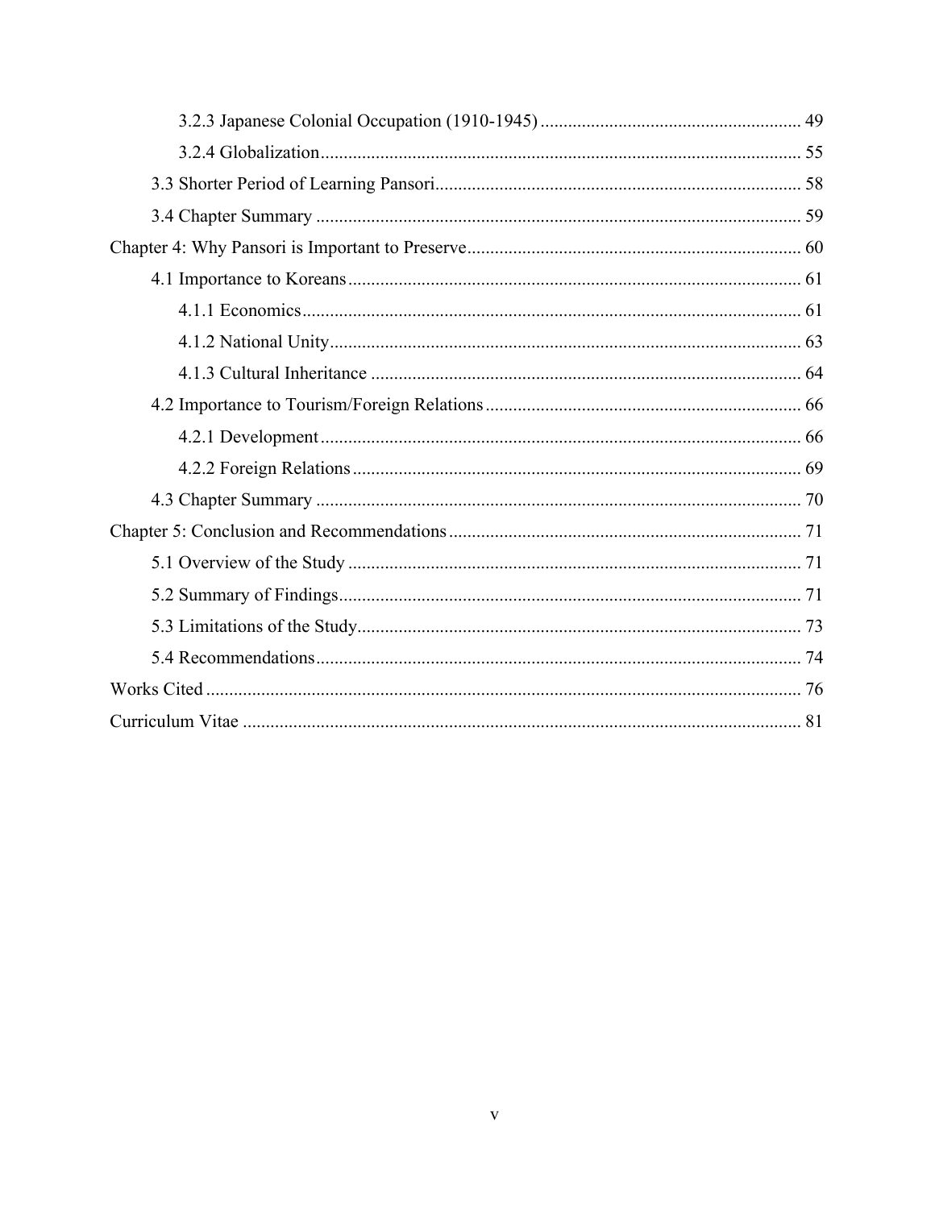3.2.3 Japanese Colonial Occupation (1910-1945) ........................................................ 49

3.2.4 Globalization ........................................................................................................ 55

3.3 Shorter Period of Learning Pansori ............................................................................... 58

3.4 Chapter Summary ......................................................................................................... 59

Chapter 4: Why Pansori is Important to Preserve ........................................................................ 60

4.1 Importance to Koreans .................................................................................................. 61

4.1.1 Economics ............................................................................................................ 61

4.1.2 National Unity ...................................................................................................... 63

4.1.3 Cultural Inheritance ............................................................................................. 64

4.2 Importance to Tourism/Foreign Relations .................................................................... 66

4.2.1 Development ........................................................................................................ 66

4.2.2 Foreign Relations ................................................................................................. 69

4.3 Chapter Summary ......................................................................................................... 70

Chapter 5: Conclusion and Recommendations ............................................................................ 71

5.1 Overview of the Study .................................................................................................. 71

5.2 Summary of Findings .................................................................................................... 71

5.3 Limitations of the Study ................................................................................................ 73

5.4 Recommendations ......................................................................................................... 74

Works Cited ................................................................................................................................. 76

Curriculum Vitae ......................................................................................................................... 81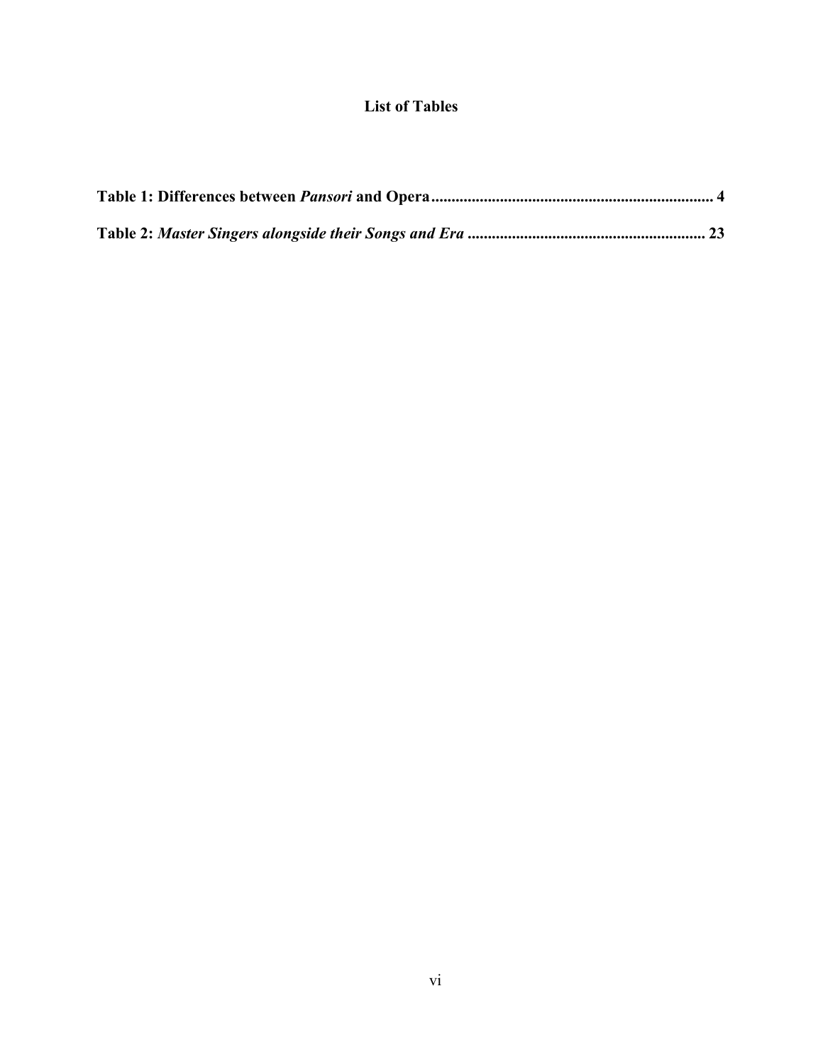# List of Tables

**Table 1: Differences between *Pansori* and Opera ...................................................................... 4**

**Table 2: *Master Singers alongside their Songs and Era* ............................................................ 23**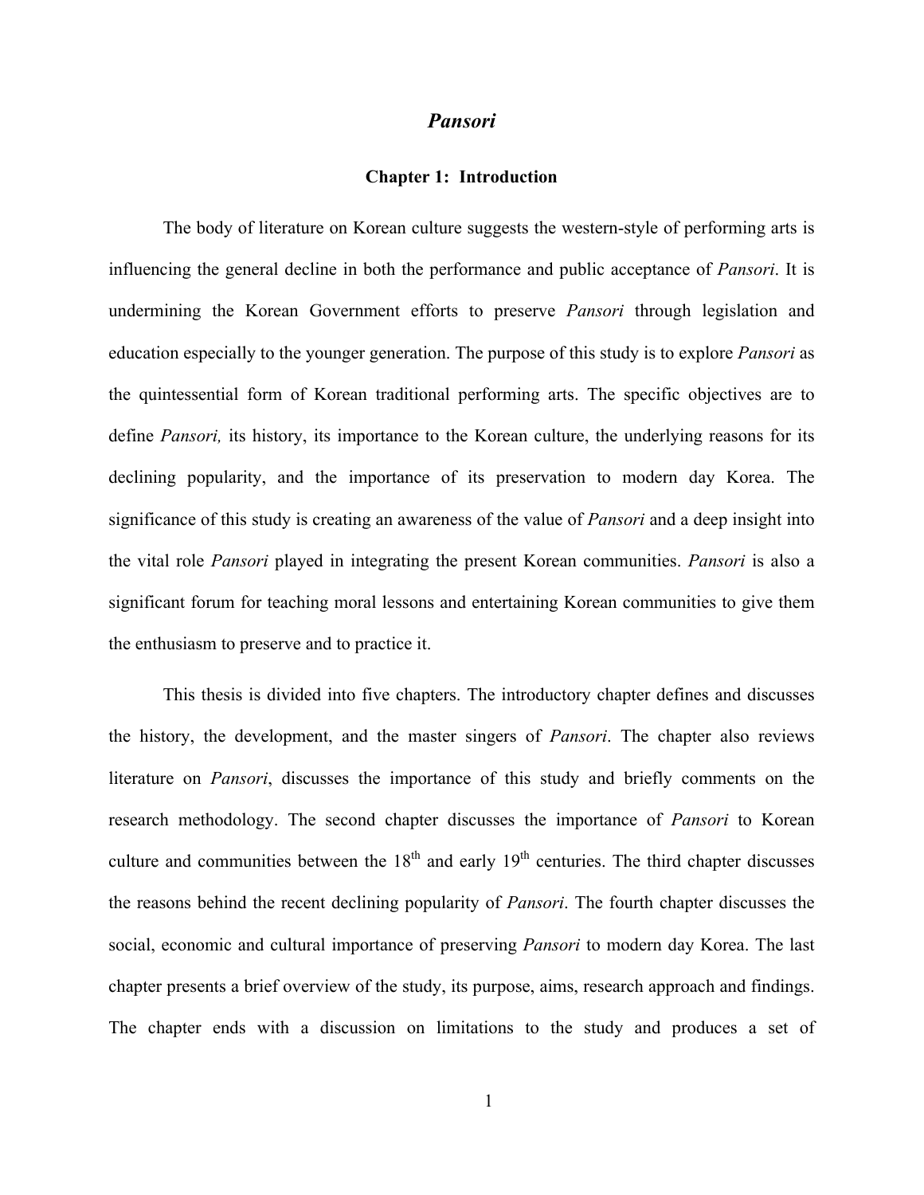# *Pansori*

## Chapter 1: Introduction

The body of literature on Korean culture suggests the western-style of performing arts is influencing the general decline in both the performance and public acceptance of *Pansori*. It is undermining the Korean Government efforts to preserve *Pansori* through legislation and education especially to the younger generation. The purpose of this study is to explore *Pansori* as the quintessential form of Korean traditional performing arts. The specific objectives are to define *Pansori,* its history, its importance to the Korean culture, the underlying reasons for its declining popularity, and the importance of its preservation to modern day Korea. The significance of this study is creating an awareness of the value of *Pansori* and a deep insight into the vital role *Pansori* played in integrating the present Korean communities. *Pansori* is also a significant forum for teaching moral lessons and entertaining Korean communities to give them the enthusiasm to preserve and to practice it.

This thesis is divided into five chapters. The introductory chapter defines and discusses the history, the development, and the master singers of *Pansori*. The chapter also reviews literature on *Pansori*, discusses the importance of this study and briefly comments on the research methodology. The second chapter discusses the importance of *Pansori* to Korean culture and communities between the 18th and early 19th centuries. The third chapter discusses the reasons behind the recent declining popularity of *Pansori*. The fourth chapter discusses the social, economic and cultural importance of preserving *Pansori* to modern day Korea. The last chapter presents a brief overview of the study, its purpose, aims, research approach and findings. The chapter ends with a discussion on limitations to the study and produces a set of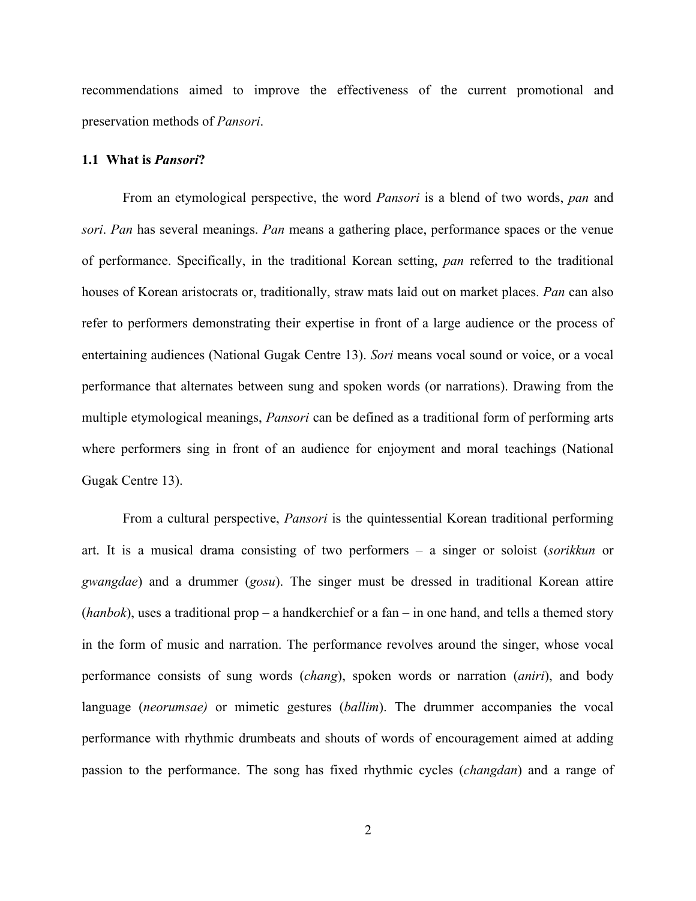recommendations aimed to improve the effectiveness of the current promotional and preservation methods of *Pansori*.

### 1.1 What is *Pansori*?

From an etymological perspective, the word *Pansori* is a blend of two words, *pan* and *sori*. *Pan* has several meanings. *Pan* means a gathering place, performance spaces or the venue of performance. Specifically, in the traditional Korean setting, *pan* referred to the traditional houses of Korean aristocrats or, traditionally, straw mats laid out on market places. *Pan* can also refer to performers demonstrating their expertise in front of a large audience or the process of entertaining audiences (National Gugak Centre 13). *Sori* means vocal sound or voice, or a vocal performance that alternates between sung and spoken words (or narrations). Drawing from the multiple etymological meanings, *Pansori* can be defined as a traditional form of performing arts where performers sing in front of an audience for enjoyment and moral teachings (National Gugak Centre 13).

From a cultural perspective, *Pansori* is the quintessential Korean traditional performing art. It is a musical drama consisting of two performers – a singer or soloist (*sorikkun* or *gwangdae*) and a drummer (*gosu*). The singer must be dressed in traditional Korean attire (*hanbok*), uses a traditional prop – a handkerchief or a fan – in one hand, and tells a themed story in the form of music and narration. The performance revolves around the singer, whose vocal performance consists of sung words (*chang*), spoken words or narration (*aniri*), and body language (*neorumsae)* or mimetic gestures (*ballim*). The drummer accompanies the vocal performance with rhythmic drumbeats and shouts of words of encouragement aimed at adding passion to the performance. The song has fixed rhythmic cycles (*changdan*) and a range of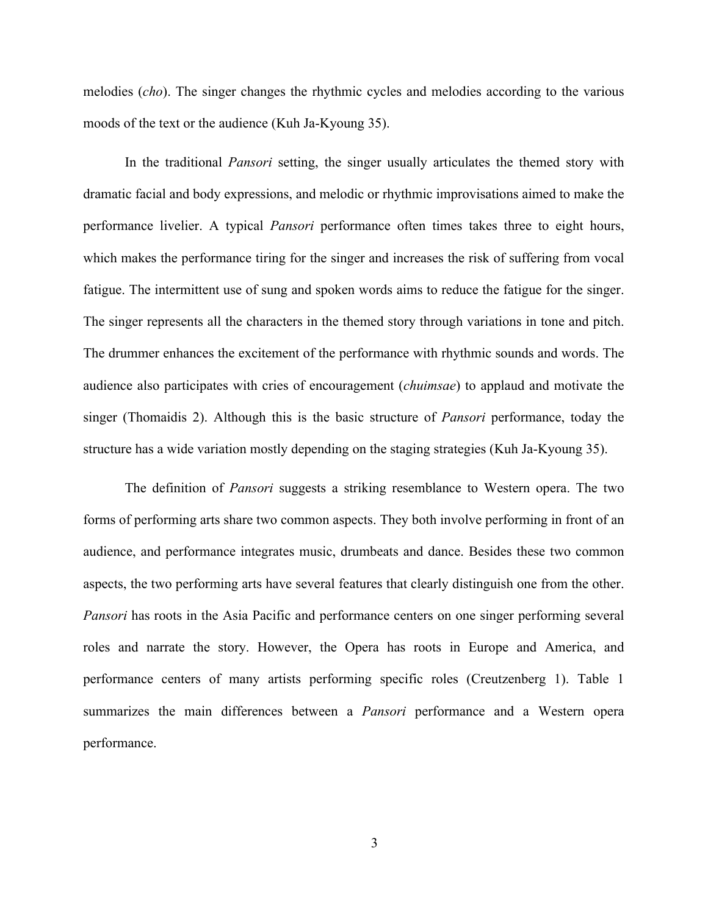melodies (*cho*). The singer changes the rhythmic cycles and melodies according to the various moods of the text or the audience (Kuh Ja-Kyoung 35).

In the traditional *Pansori* setting, the singer usually articulates the themed story with dramatic facial and body expressions, and melodic or rhythmic improvisations aimed to make the performance livelier. A typical *Pansori* performance often times takes three to eight hours, which makes the performance tiring for the singer and increases the risk of suffering from vocal fatigue. The intermittent use of sung and spoken words aims to reduce the fatigue for the singer. The singer represents all the characters in the themed story through variations in tone and pitch. The drummer enhances the excitement of the performance with rhythmic sounds and words. The audience also participates with cries of encouragement (*chuimsae*) to applaud and motivate the singer (Thomaidis 2). Although this is the basic structure of *Pansori* performance, today the structure has a wide variation mostly depending on the staging strategies (Kuh Ja-Kyoung 35).

The definition of *Pansori* suggests a striking resemblance to Western opera. The two forms of performing arts share two common aspects. They both involve performing in front of an audience, and performance integrates music, drumbeats and dance. Besides these two common aspects, the two performing arts have several features that clearly distinguish one from the other. *Pansori* has roots in the Asia Pacific and performance centers on one singer performing several roles and narrate the story. However, the Opera has roots in Europe and America, and performance centers of many artists performing specific roles (Creutzenberg 1). Table 1 summarizes the main differences between a *Pansori* performance and a Western opera performance.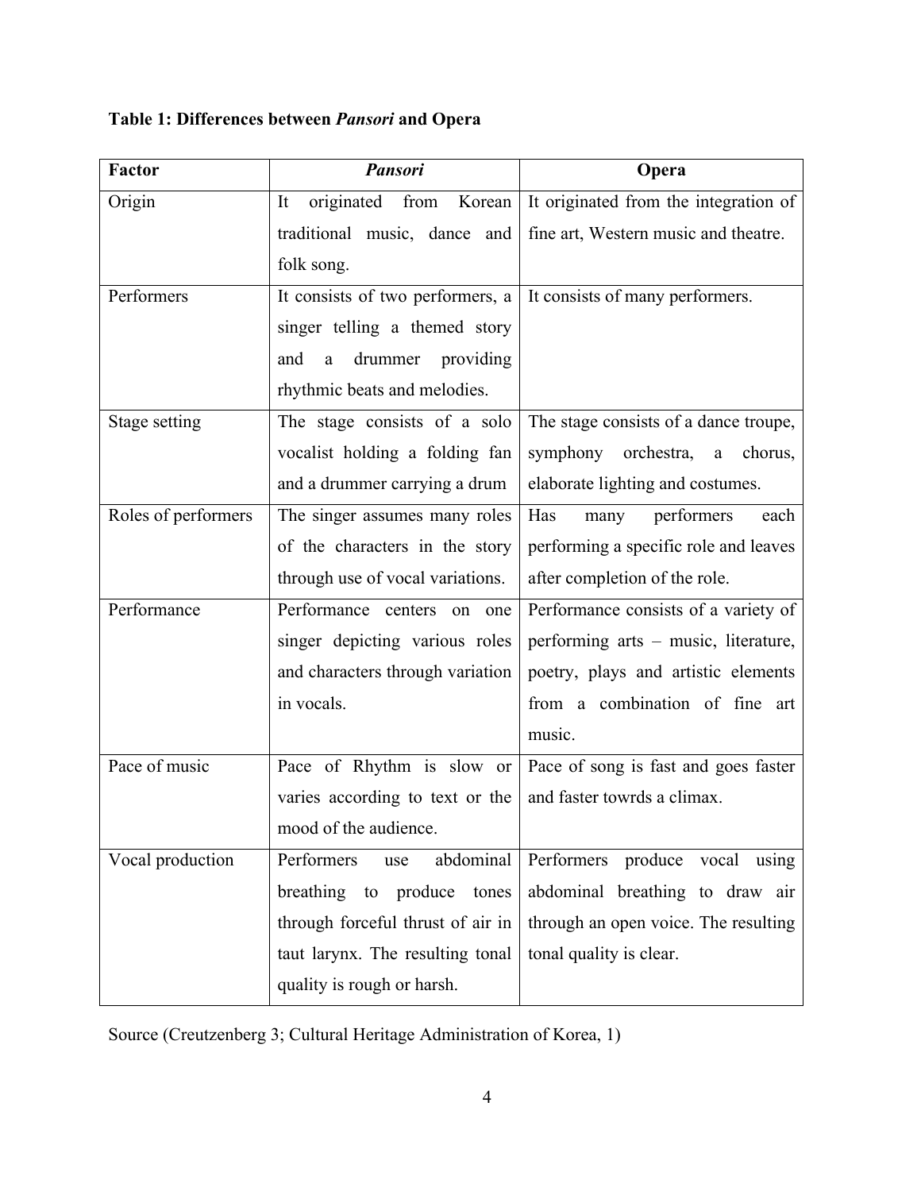**Table 1: Differences between *Pansori* and Opera**

| Factor | *Pansori* | Opera |
|---|---|---|
| Origin | It originated from Korean traditional music, dance and folk song. | It originated from the integration of fine art, Western music and theatre. |
| Performers | It consists of two performers, a singer telling a themed story and a drummer providing rhythmic beats and melodies. | It consists of many performers. |
| Stage setting | The stage consists of a solo vocalist holding a folding fan and a drummer carrying a drum | The stage consists of a dance troupe, symphony orchestra, a chorus, elaborate lighting and costumes. |
| Roles of performers | The singer assumes many roles of the characters in the story through use of vocal variations. | Has many performers each performing a specific role and leaves after completion of the role. |
| Performance | Performance centers on one singer depicting various roles and characters through variation in vocals. | Performance consists of a variety of performing arts – music, literature, poetry, plays and artistic elements from a combination of fine art music. |
| Pace of music | Pace of Rhythm is slow or varies according to text or the mood of the audience. | Pace of song is fast and goes faster and faster towrds a climax. |
| Vocal production | Performers use abdominal breathing to produce tones through forceful thrust of air in taut larynx. The resulting tonal quality is rough or harsh. | Performers produce vocal using abdominal breathing to draw air through an open voice. The resulting tonal quality is clear. |

Source (Creutzenberg 3; Cultural Heritage Administration of Korea, 1)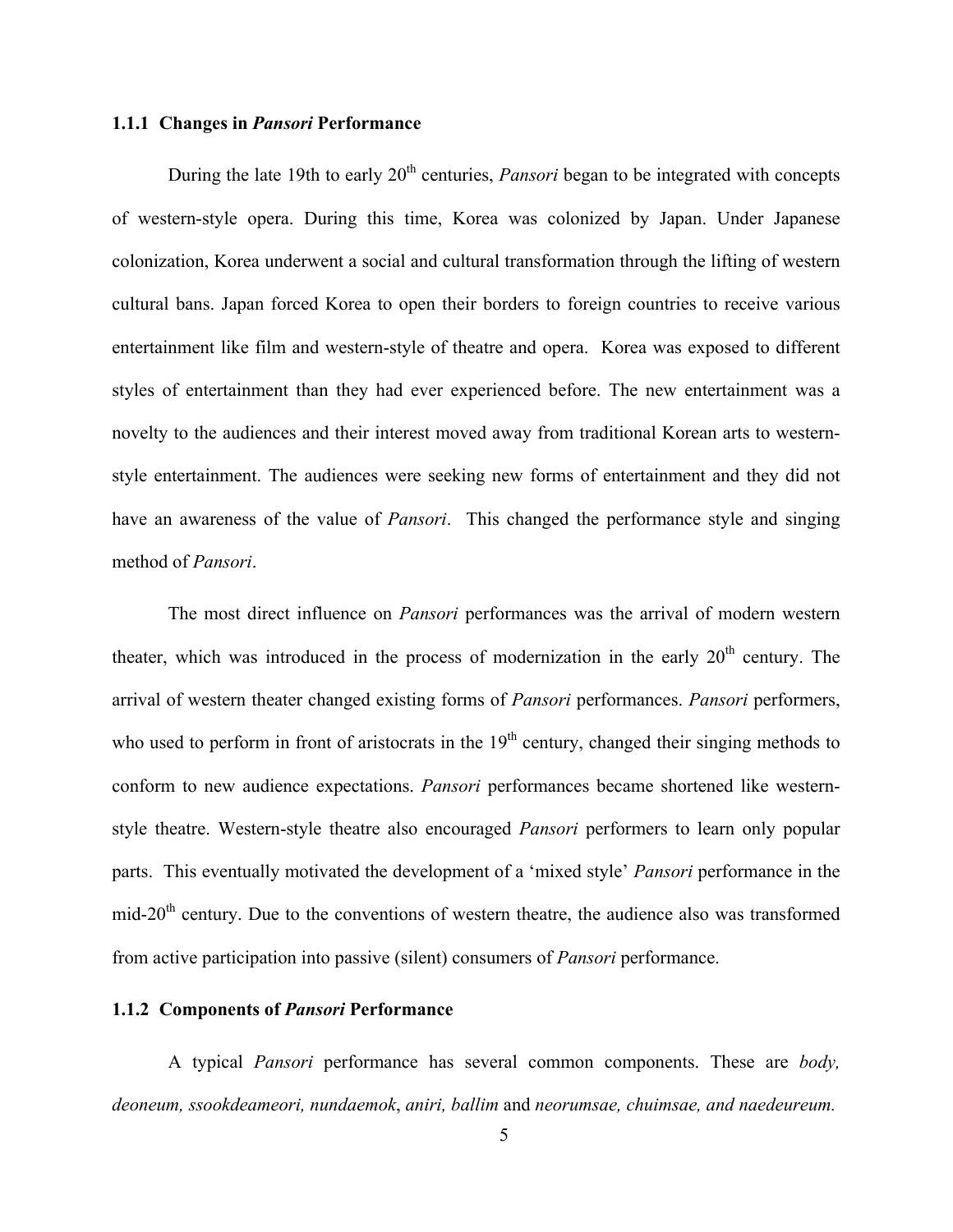### 1.1.1 Changes in *Pansori* Performance

During the late 19th to early 20th centuries, *Pansori* began to be integrated with concepts of western-style opera. During this time, Korea was colonized by Japan. Under Japanese colonization, Korea underwent a social and cultural transformation through the lifting of western cultural bans. Japan forced Korea to open their borders to foreign countries to receive various entertainment like film and western-style of theatre and opera. Korea was exposed to different styles of entertainment than they had ever experienced before. The new entertainment was a novelty to the audiences and their interest moved away from traditional Korean arts to western-style entertainment. The audiences were seeking new forms of entertainment and they did not have an awareness of the value of *Pansori*. This changed the performance style and singing method of *Pansori*.

The most direct influence on *Pansori* performances was the arrival of modern western theater, which was introduced in the process of modernization in the early 20th century. The arrival of western theater changed existing forms of *Pansori* performances. *Pansori* performers, who used to perform in front of aristocrats in the 19th century, changed their singing methods to conform to new audience expectations. *Pansori* performances became shortened like western-style theatre. Western-style theatre also encouraged *Pansori* performers to learn only popular parts. This eventually motivated the development of a 'mixed style' *Pansori* performance in the mid-20th century. Due to the conventions of western theatre, the audience also was transformed from active participation into passive (silent) consumers of *Pansori* performance.

### 1.1.2 Components of *Pansori* Performance

A typical *Pansori* performance has several common components. These are *body, deoneum, ssookdeameori, nundaemok*, *aniri, ballim* and *neorumsae, chuimsae, and naedeureum.*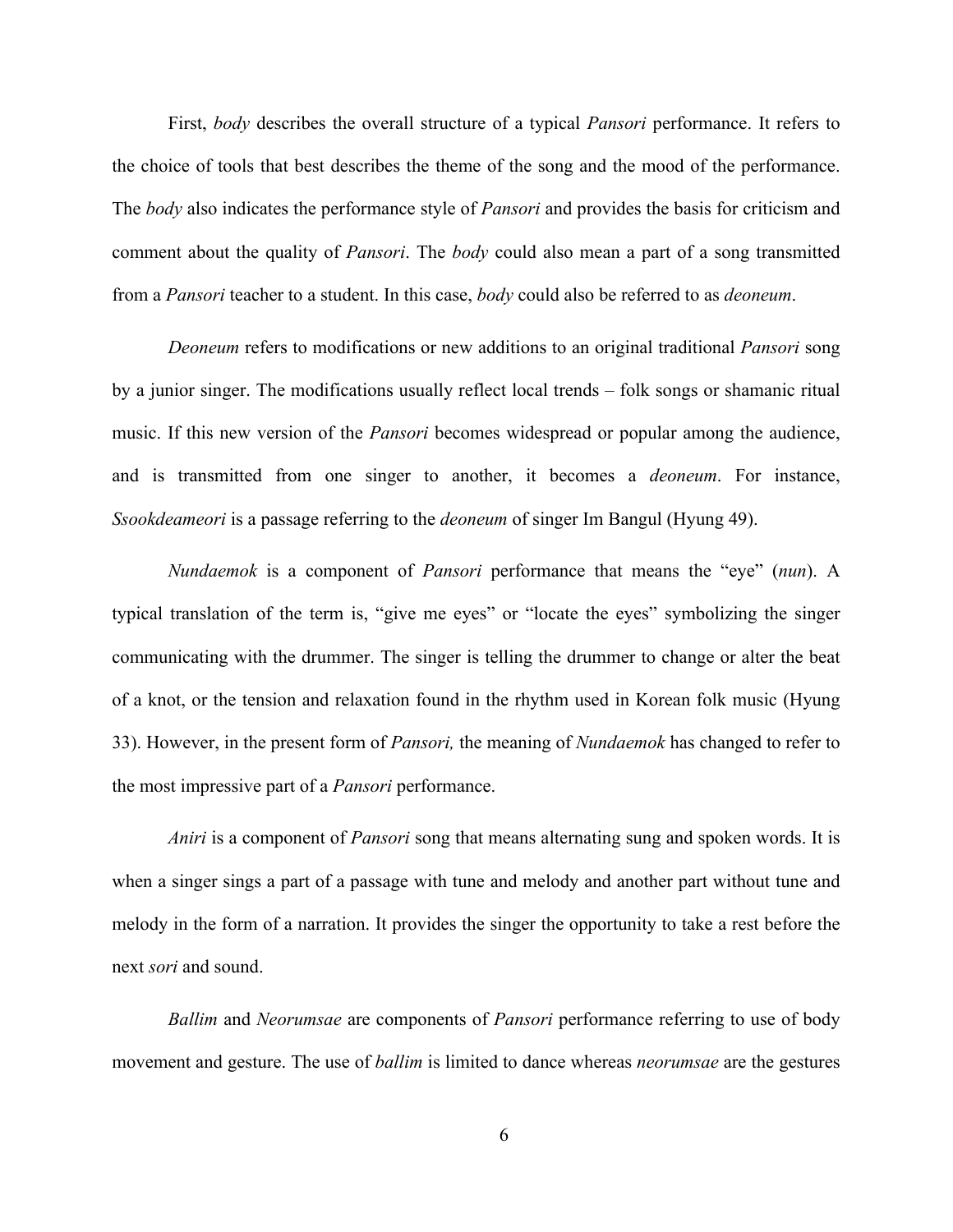First, *body* describes the overall structure of a typical *Pansori* performance. It refers to the choice of tools that best describes the theme of the song and the mood of the performance. The *body* also indicates the performance style of *Pansori* and provides the basis for criticism and comment about the quality of *Pansori*. The *body* could also mean a part of a song transmitted from a *Pansori* teacher to a student. In this case, *body* could also be referred to as *deoneum*.

*Deoneum* refers to modifications or new additions to an original traditional *Pansori* song by a junior singer. The modifications usually reflect local trends – folk songs or shamanic ritual music. If this new version of the *Pansori* becomes widespread or popular among the audience, and is transmitted from one singer to another, it becomes a *deoneum*. For instance, *Ssookdeameori* is a passage referring to the *deoneum* of singer Im Bangul (Hyung 49).

*Nundaemok* is a component of *Pansori* performance that means the "eye" (*nun*). A typical translation of the term is, "give me eyes" or "locate the eyes" symbolizing the singer communicating with the drummer. The singer is telling the drummer to change or alter the beat of a knot, or the tension and relaxation found in the rhythm used in Korean folk music (Hyung 33). However, in the present form of *Pansori,* the meaning of *Nundaemok* has changed to refer to the most impressive part of a *Pansori* performance.

*Aniri* is a component of *Pansori* song that means alternating sung and spoken words. It is when a singer sings a part of a passage with tune and melody and another part without tune and melody in the form of a narration. It provides the singer the opportunity to take a rest before the next *sori* and sound.

*Ballim* and *Neorumsae* are components of *Pansori* performance referring to use of body movement and gesture. The use of *ballim* is limited to dance whereas *neorumsae* are the gestures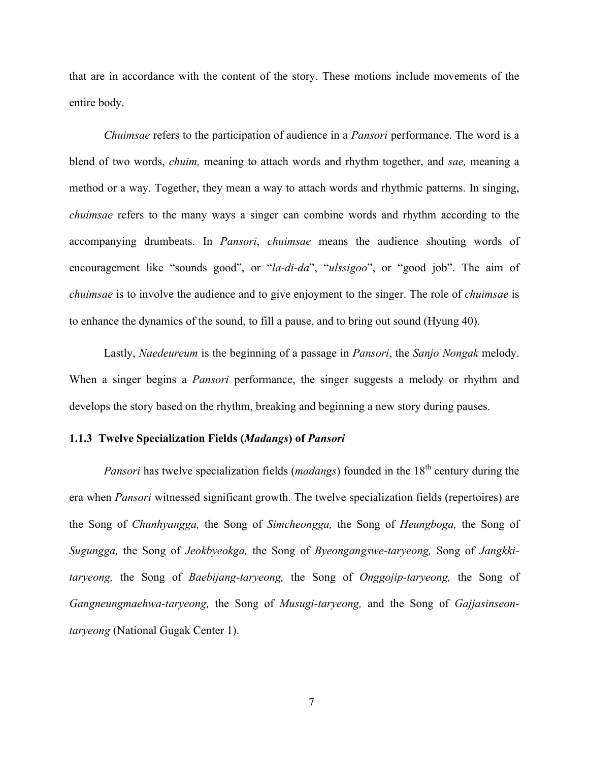that are in accordance with the content of the story. These motions include movements of the entire body.

*Chuimsae* refers to the participation of audience in a *Pansori* performance. The word is a blend of two words, *chuim,* meaning to attach words and rhythm together, and *sae,* meaning a method or a way. Together, they mean a way to attach words and rhythmic patterns. In singing, *chuimsae* refers to the many ways a singer can combine words and rhythm according to the accompanying drumbeats. In *Pansori*, *chuimsae* means the audience shouting words of encouragement like "sounds good", or "*la-di-da*", "*ulssigoo*", or "good job". The aim of *chuimsae* is to involve the audience and to give enjoyment to the singer. The role of *chuimsae* is to enhance the dynamics of the sound, to fill a pause, and to bring out sound (Hyung 40).

Lastly, *Naedeureum* is the beginning of a passage in *Pansori*, the *Sanjo Nongak* melody. When a singer begins a *Pansori* performance, the singer suggests a melody or rhythm and develops the story based on the rhythm, breaking and beginning a new story during pauses.

### 1.1.3 Twelve Specialization Fields (*Madangs*) of *Pansori*

*Pansori* has twelve specialization fields (*madangs*) founded in the 18th century during the era when *Pansori* witnessed significant growth. The twelve specialization fields (repertoires) are the Song of *Chunhyangga,* the Song of *Simcheongga,* the Song of *Heungboga,* the Song of *Sugungga,* the Song of *Jeokbyeokga,* the Song of *Byeongangswe-taryeong,* Song of *Jangkki-taryeong,* the Song of *Baebijang-taryeong,* the Song of *Onggojip-taryeong,* the Song of *Gangneungmaehwa-taryeong,* the Song of *Musugi-taryeong,* and the Song of *Gajjasinseon-taryeong* (National Gugak Center 1).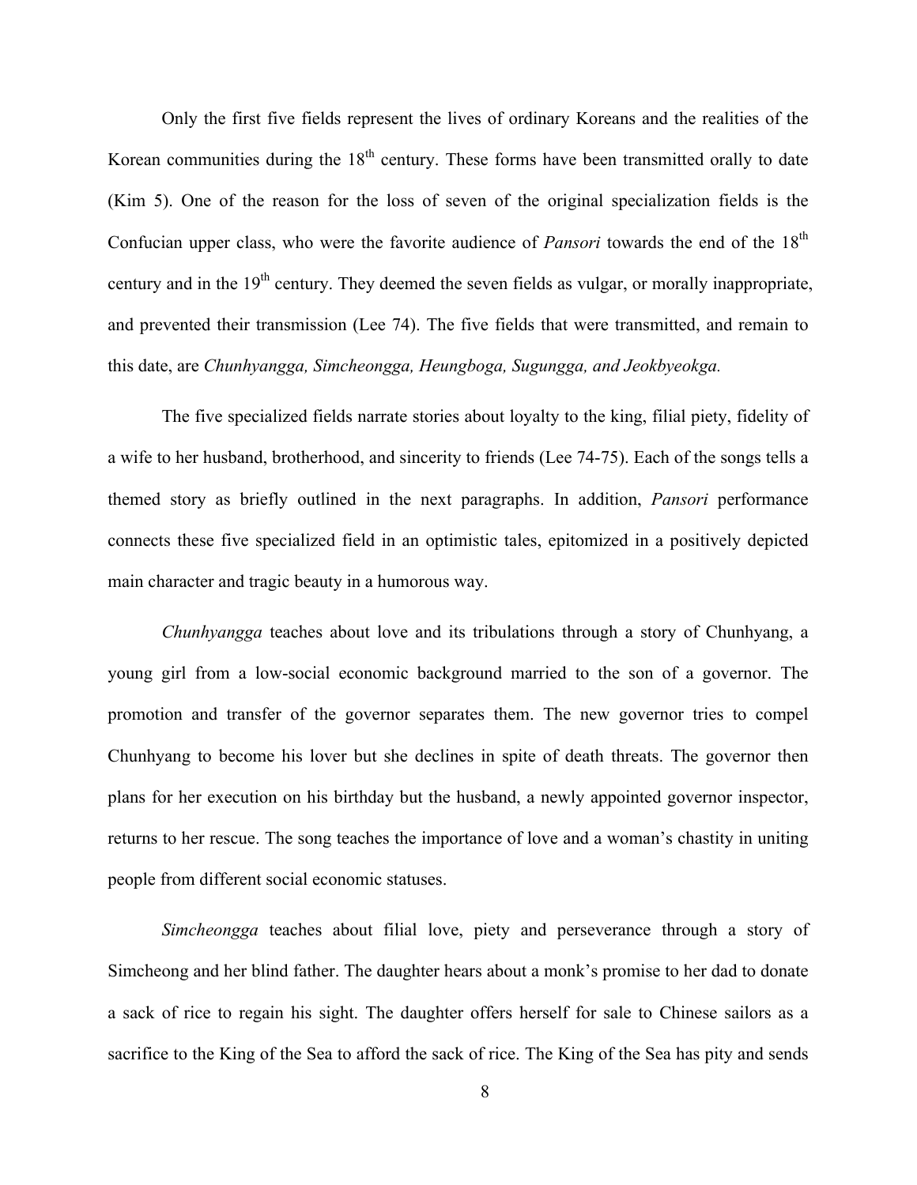Only the first five fields represent the lives of ordinary Koreans and the realities of the Korean communities during the 18th century. These forms have been transmitted orally to date (Kim 5). One of the reason for the loss of seven of the original specialization fields is the Confucian upper class, who were the favorite audience of *Pansori* towards the end of the 18th century and in the 19th century. They deemed the seven fields as vulgar, or morally inappropriate, and prevented their transmission (Lee 74). The five fields that were transmitted, and remain to this date, are *Chunhyangga, Simcheongga, Heungboga, Sugungga, and Jeokbyeokga.*

The five specialized fields narrate stories about loyalty to the king, filial piety, fidelity of a wife to her husband, brotherhood, and sincerity to friends (Lee 74-75). Each of the songs tells a themed story as briefly outlined in the next paragraphs. In addition, *Pansori* performance connects these five specialized field in an optimistic tales, epitomized in a positively depicted main character and tragic beauty in a humorous way.

*Chunhyangga* teaches about love and its tribulations through a story of Chunhyang, a young girl from a low-social economic background married to the son of a governor. The promotion and transfer of the governor separates them. The new governor tries to compel Chunhyang to become his lover but she declines in spite of death threats. The governor then plans for her execution on his birthday but the husband, a newly appointed governor inspector, returns to her rescue. The song teaches the importance of love and a woman's chastity in uniting people from different social economic statuses.

*Simcheongga* teaches about filial love, piety and perseverance through a story of Simcheong and her blind father. The daughter hears about a monk's promise to her dad to donate a sack of rice to regain his sight. The daughter offers herself for sale to Chinese sailors as a sacrifice to the King of the Sea to afford the sack of rice. The King of the Sea has pity and sends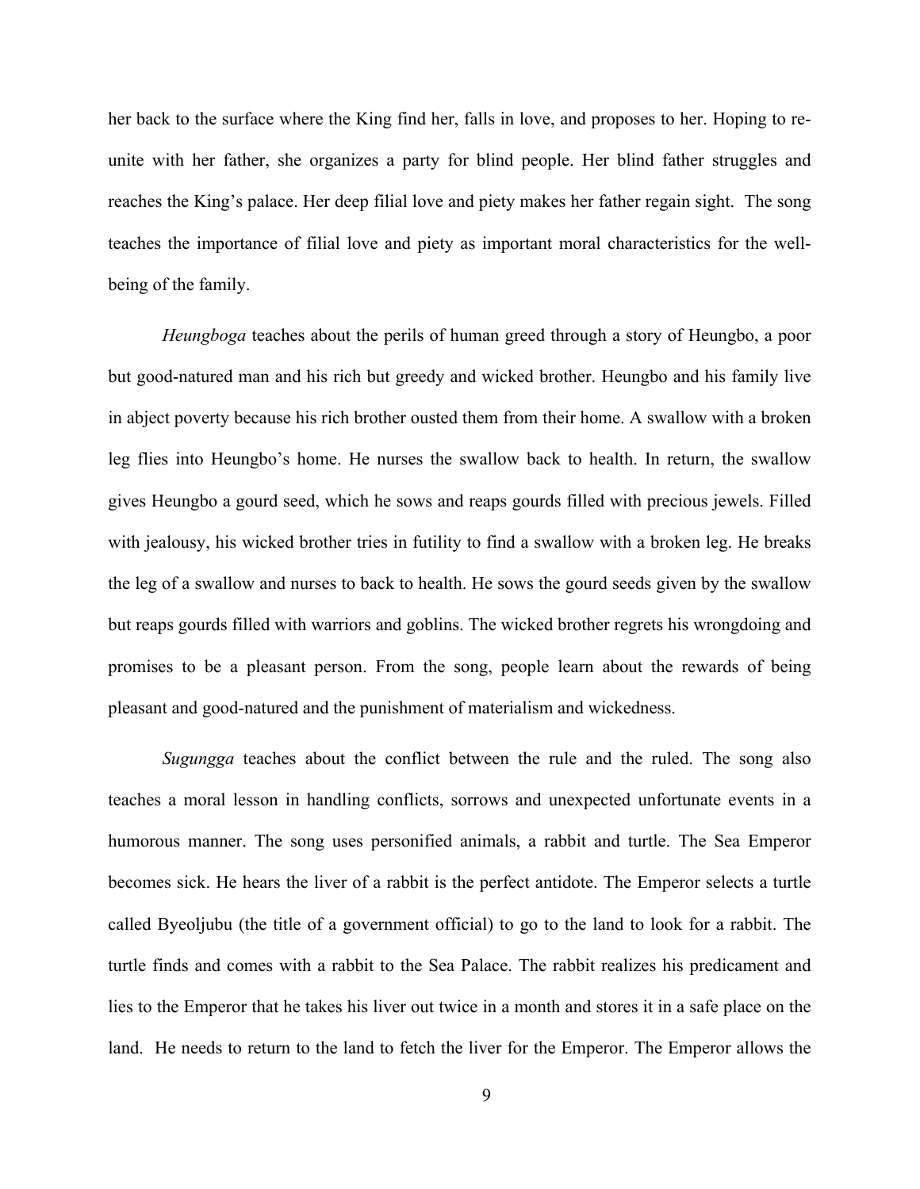her back to the surface where the King find her, falls in love, and proposes to her. Hoping to re-unite with her father, she organizes a party for blind people. Her blind father struggles and reaches the King's palace. Her deep filial love and piety makes her father regain sight. The song teaches the importance of filial love and piety as important moral characteristics for the well-being of the family.

*Heungboga* teaches about the perils of human greed through a story of Heungbo, a poor but good-natured man and his rich but greedy and wicked brother. Heungbo and his family live in abject poverty because his rich brother ousted them from their home. A swallow with a broken leg flies into Heungbo's home. He nurses the swallow back to health. In return, the swallow gives Heungbo a gourd seed, which he sows and reaps gourds filled with precious jewels. Filled with jealousy, his wicked brother tries in futility to find a swallow with a broken leg. He breaks the leg of a swallow and nurses to back to health. He sows the gourd seeds given by the swallow but reaps gourds filled with warriors and goblins. The wicked brother regrets his wrongdoing and promises to be a pleasant person. From the song, people learn about the rewards of being pleasant and good-natured and the punishment of materialism and wickedness.

*Sugungga* teaches about the conflict between the rule and the ruled. The song also teaches a moral lesson in handling conflicts, sorrows and unexpected unfortunate events in a humorous manner. The song uses personified animals, a rabbit and turtle. The Sea Emperor becomes sick. He hears the liver of a rabbit is the perfect antidote. The Emperor selects a turtle called Byeoljubu (the title of a government official) to go to the land to look for a rabbit. The turtle finds and comes with a rabbit to the Sea Palace. The rabbit realizes his predicament and lies to the Emperor that he takes his liver out twice in a month and stores it in a safe place on the land. He needs to return to the land to fetch the liver for the Emperor. The Emperor allows the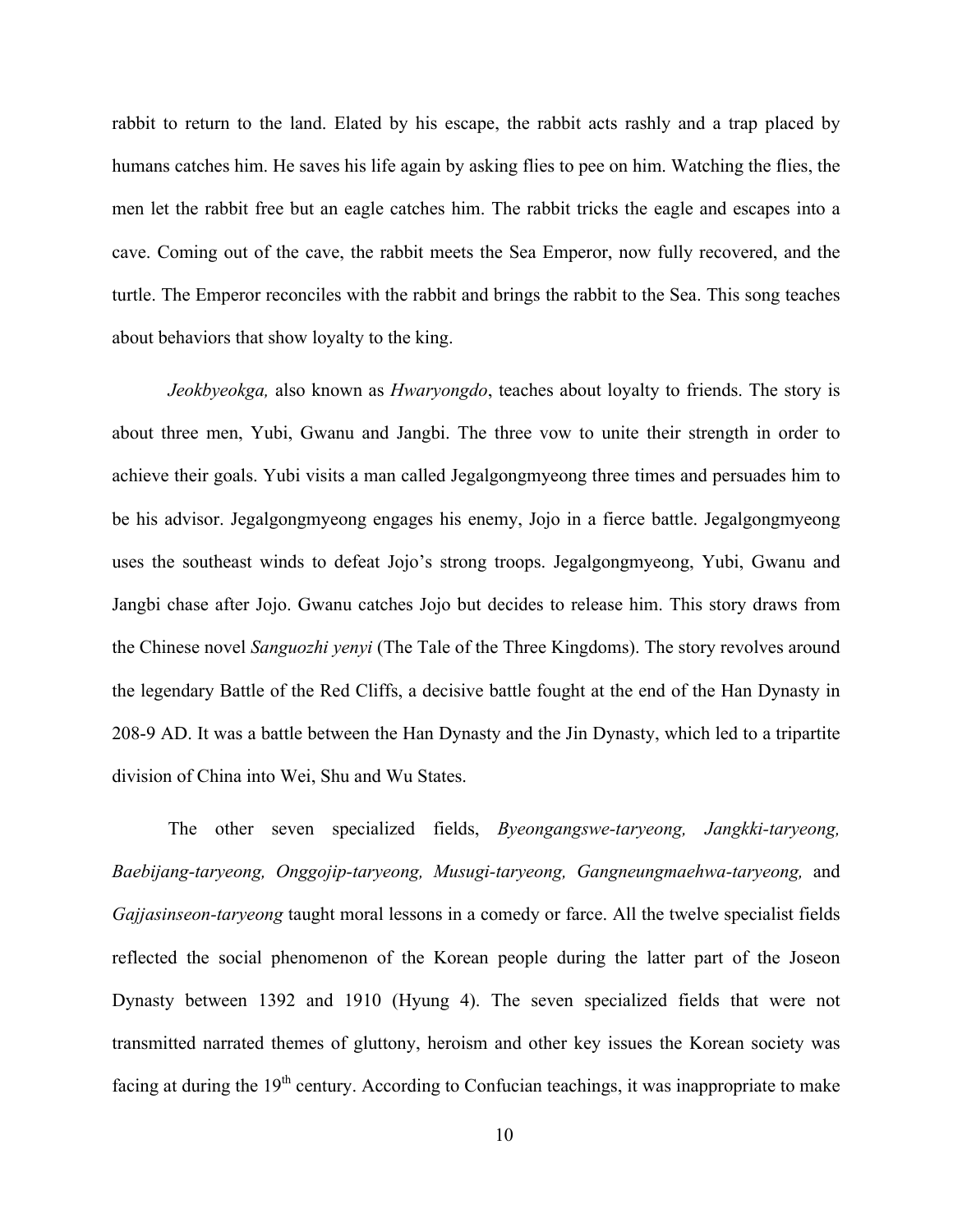rabbit to return to the land. Elated by his escape, the rabbit acts rashly and a trap placed by humans catches him. He saves his life again by asking flies to pee on him. Watching the flies, the men let the rabbit free but an eagle catches him. The rabbit tricks the eagle and escapes into a cave. Coming out of the cave, the rabbit meets the Sea Emperor, now fully recovered, and the turtle. The Emperor reconciles with the rabbit and brings the rabbit to the Sea. This song teaches about behaviors that show loyalty to the king.

*Jeokbyeokga,* also known as *Hwaryongdo*, teaches about loyalty to friends. The story is about three men, Yubi, Gwanu and Jangbi. The three vow to unite their strength in order to achieve their goals. Yubi visits a man called Jegalgongmyeong three times and persuades him to be his advisor. Jegalgongmyeong engages his enemy, Jojo in a fierce battle. Jegalgongmyeong uses the southeast winds to defeat Jojo's strong troops. Jegalgongmyeong, Yubi, Gwanu and Jangbi chase after Jojo. Gwanu catches Jojo but decides to release him. This story draws from the Chinese novel *Sanguozhi yenyi* (The Tale of the Three Kingdoms). The story revolves around the legendary Battle of the Red Cliffs, a decisive battle fought at the end of the Han Dynasty in 208-9 AD. It was a battle between the Han Dynasty and the Jin Dynasty, which led to a tripartite division of China into Wei, Shu and Wu States.

The other seven specialized fields, *Byeongangswe-taryeong, Jangkki-taryeong, Baebijang-taryeong, Onggojip-taryeong, Musugi-taryeong, Gangneungmaehwa-taryeong,* and *Gajjasinseon-taryeong* taught moral lessons in a comedy or farce. All the twelve specialist fields reflected the social phenomenon of the Korean people during the latter part of the Joseon Dynasty between 1392 and 1910 (Hyung 4). The seven specialized fields that were not transmitted narrated themes of gluttony, heroism and other key issues the Korean society was facing at during the 19th century. According to Confucian teachings, it was inappropriate to make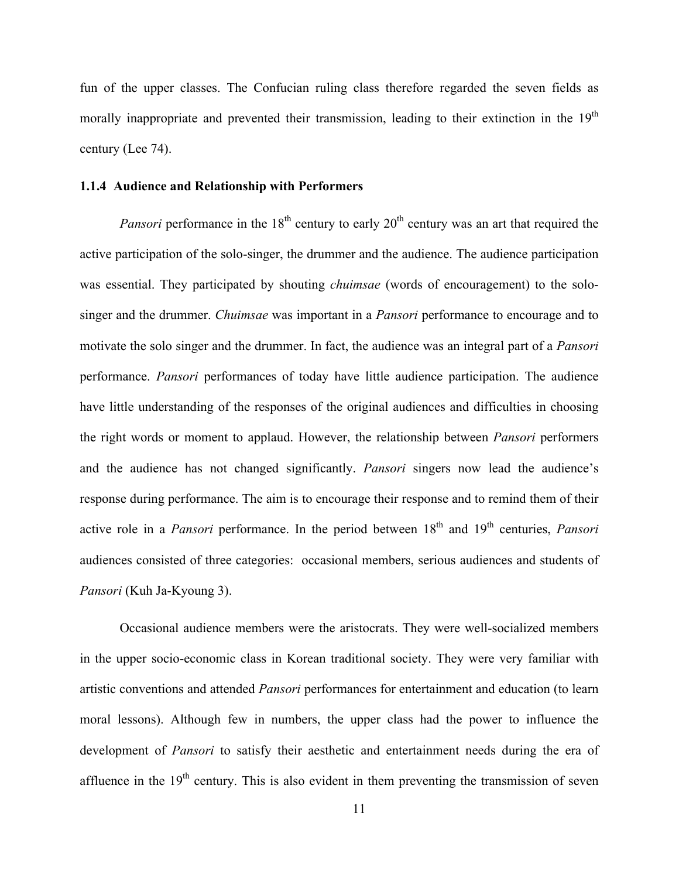fun of the upper classes. The Confucian ruling class therefore regarded the seven fields as morally inappropriate and prevented their transmission, leading to their extinction in the 19th century (Lee 74).

### 1.1.4 Audience and Relationship with Performers

*Pansori* performance in the 18th century to early 20th century was an art that required the active participation of the solo-singer, the drummer and the audience. The audience participation was essential. They participated by shouting *chuimsae* (words of encouragement) to the solo-singer and the drummer. *Chuimsae* was important in a *Pansori* performance to encourage and to motivate the solo singer and the drummer. In fact, the audience was an integral part of a *Pansori* performance. *Pansori* performances of today have little audience participation. The audience have little understanding of the responses of the original audiences and difficulties in choosing the right words or moment to applaud. However, the relationship between *Pansori* performers and the audience has not changed significantly. *Pansori* singers now lead the audience's response during performance. The aim is to encourage their response and to remind them of their active role in a *Pansori* performance. In the period between 18th and 19th centuries, *Pansori* audiences consisted of three categories: occasional members, serious audiences and students of *Pansori* (Kuh Ja-Kyoung 3).

Occasional audience members were the aristocrats. They were well-socialized members in the upper socio-economic class in Korean traditional society. They were very familiar with artistic conventions and attended *Pansori* performances for entertainment and education (to learn moral lessons). Although few in numbers, the upper class had the power to influence the development of *Pansori* to satisfy their aesthetic and entertainment needs during the era of affluence in the 19th century. This is also evident in them preventing the transmission of seven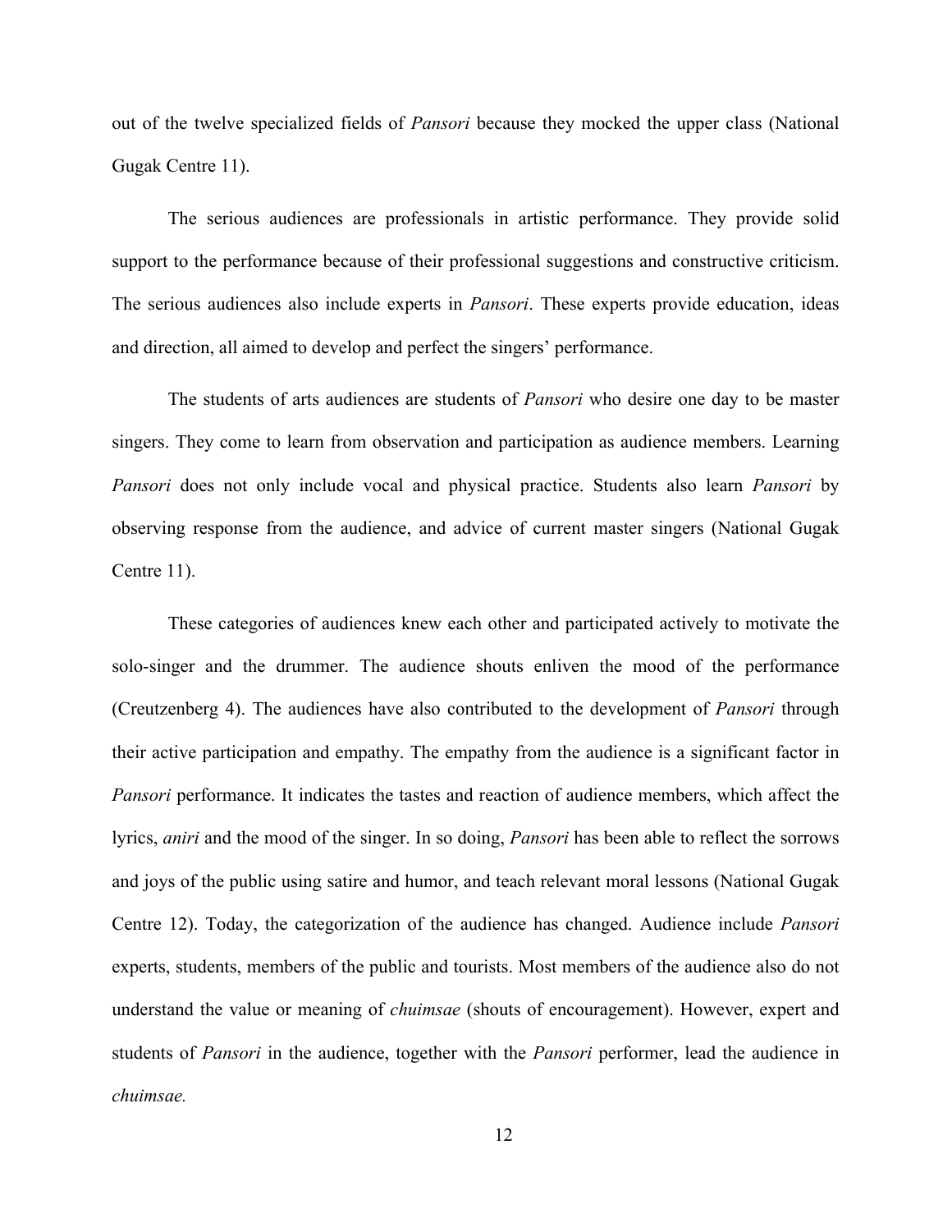out of the twelve specialized fields of *Pansori* because they mocked the upper class (National Gugak Centre 11).

The serious audiences are professionals in artistic performance. They provide solid support to the performance because of their professional suggestions and constructive criticism. The serious audiences also include experts in *Pansori*. These experts provide education, ideas and direction, all aimed to develop and perfect the singers' performance.

The students of arts audiences are students of *Pansori* who desire one day to be master singers. They come to learn from observation and participation as audience members. Learning *Pansori* does not only include vocal and physical practice. Students also learn *Pansori* by observing response from the audience, and advice of current master singers (National Gugak Centre 11).

These categories of audiences knew each other and participated actively to motivate the solo-singer and the drummer. The audience shouts enliven the mood of the performance (Creutzenberg 4). The audiences have also contributed to the development of *Pansori* through their active participation and empathy. The empathy from the audience is a significant factor in *Pansori* performance. It indicates the tastes and reaction of audience members, which affect the lyrics, *aniri* and the mood of the singer. In so doing, *Pansori* has been able to reflect the sorrows and joys of the public using satire and humor, and teach relevant moral lessons (National Gugak Centre 12). Today, the categorization of the audience has changed. Audience include *Pansori* experts, students, members of the public and tourists. Most members of the audience also do not understand the value or meaning of *chuimsae* (shouts of encouragement). However, expert and students of *Pansori* in the audience, together with the *Pansori* performer, lead the audience in *chuimsae.*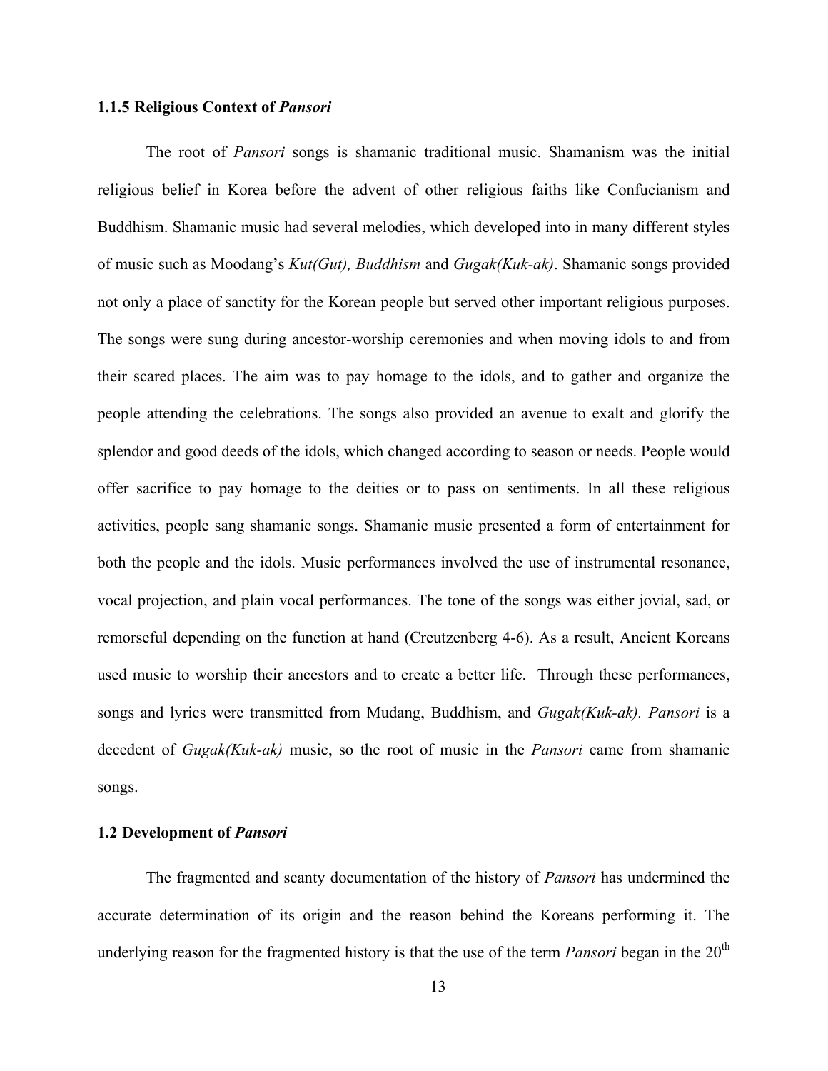### 1.1.5 Religious Context of *Pansori*

The root of *Pansori* songs is shamanic traditional music. Shamanism was the initial religious belief in Korea before the advent of other religious faiths like Confucianism and Buddhism. Shamanic music had several melodies, which developed into in many different styles of music such as Moodang's *Kut(Gut), Buddhism* and *Gugak(Kuk-ak)*. Shamanic songs provided not only a place of sanctity for the Korean people but served other important religious purposes. The songs were sung during ancestor-worship ceremonies and when moving idols to and from their scared places. The aim was to pay homage to the idols, and to gather and organize the people attending the celebrations. The songs also provided an avenue to exalt and glorify the splendor and good deeds of the idols, which changed according to season or needs. People would offer sacrifice to pay homage to the deities or to pass on sentiments. In all these religious activities, people sang shamanic songs. Shamanic music presented a form of entertainment for both the people and the idols. Music performances involved the use of instrumental resonance, vocal projection, and plain vocal performances. The tone of the songs was either jovial, sad, or remorseful depending on the function at hand (Creutzenberg 4-6). As a result, Ancient Koreans used music to worship their ancestors and to create a better life. Through these performances, songs and lyrics were transmitted from Mudang, Buddhism, and *Gugak(Kuk-ak). Pansori* is a decedent of *Gugak(Kuk-ak)* music, so the root of music in the *Pansori* came from shamanic songs.

## 1.2 Development of *Pansori*

The fragmented and scanty documentation of the history of *Pansori* has undermined the accurate determination of its origin and the reason behind the Koreans performing it. The underlying reason for the fragmented history is that the use of the term *Pansori* began in the 20th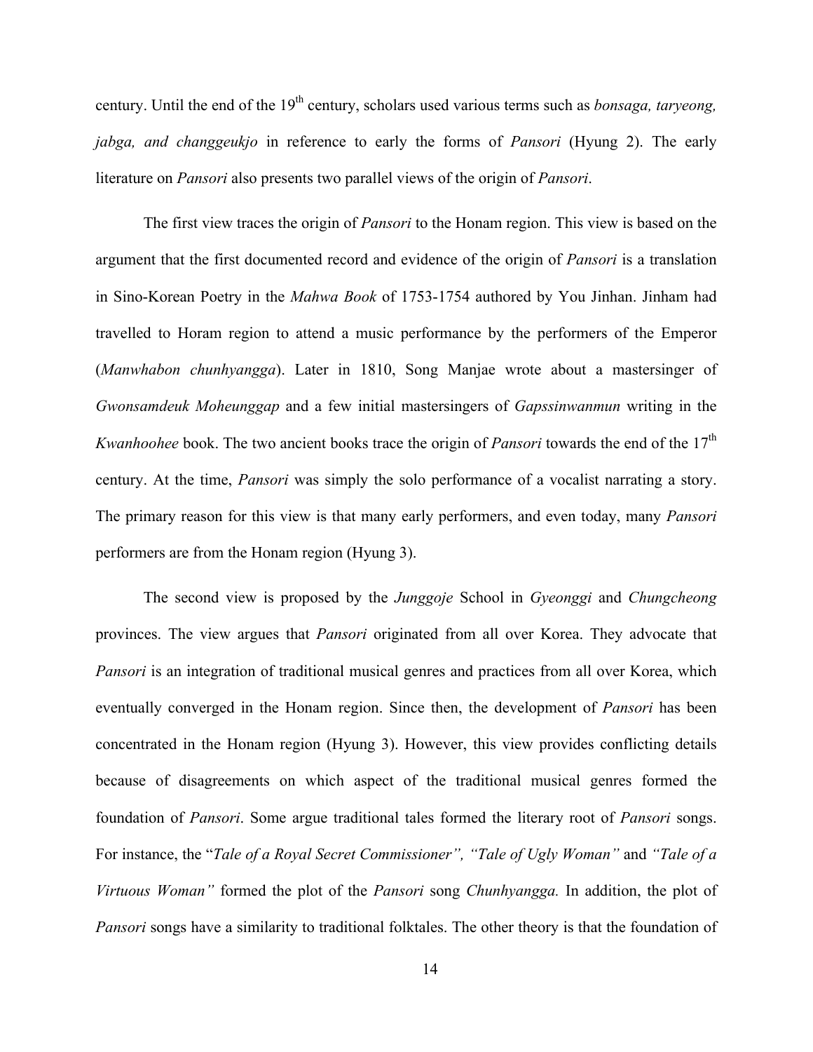century. Until the end of the 19th century, scholars used various terms such as *bonsaga, taryeong, jabga, and changgeukjo* in reference to early the forms of *Pansori* (Hyung 2). The early literature on *Pansori* also presents two parallel views of the origin of *Pansori*.

The first view traces the origin of *Pansori* to the Honam region. This view is based on the argument that the first documented record and evidence of the origin of *Pansori* is a translation in Sino-Korean Poetry in the *Mahwa Book* of 1753-1754 authored by You Jinhan. Jinham had travelled to Horam region to attend a music performance by the performers of the Emperor (*Manwhabon chunhyangga*). Later in 1810, Song Manjae wrote about a mastersinger of *Gwonsamdeuk Moheunggap* and a few initial mastersingers of *Gapssinwanmun* writing in the *Kwanhoohee* book. The two ancient books trace the origin of *Pansori* towards the end of the 17th century. At the time, *Pansori* was simply the solo performance of a vocalist narrating a story. The primary reason for this view is that many early performers, and even today, many *Pansori* performers are from the Honam region (Hyung 3).

The second view is proposed by the *Junggoje* School in *Gyeonggi* and *Chungcheong* provinces. The view argues that *Pansori* originated from all over Korea. They advocate that *Pansori* is an integration of traditional musical genres and practices from all over Korea, which eventually converged in the Honam region. Since then, the development of *Pansori* has been concentrated in the Honam region (Hyung 3). However, this view provides conflicting details because of disagreements on which aspect of the traditional musical genres formed the foundation of *Pansori*. Some argue traditional tales formed the literary root of *Pansori* songs. For instance, the "*Tale of a Royal Secret Commissioner", "Tale of Ugly Woman"* and *"Tale of a Virtuous Woman"* formed the plot of the *Pansori* song *Chunhyangga.* In addition, the plot of *Pansori* songs have a similarity to traditional folktales. The other theory is that the foundation of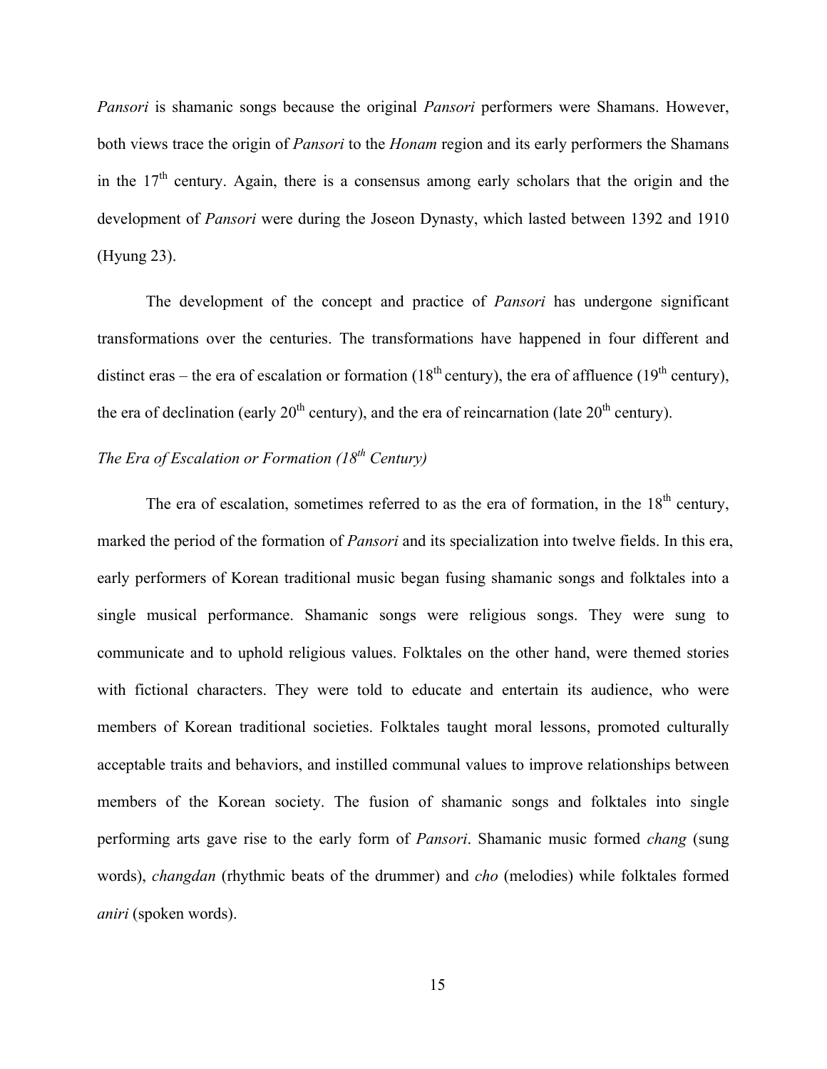*Pansori* is shamanic songs because the original *Pansori* performers were Shamans. However, both views trace the origin of *Pansori* to the *Honam* region and its early performers the Shamans in the 17th century. Again, there is a consensus among early scholars that the origin and the development of *Pansori* were during the Joseon Dynasty, which lasted between 1392 and 1910 (Hyung 23).

The development of the concept and practice of *Pansori* has undergone significant transformations over the centuries. The transformations have happened in four different and distinct eras – the era of escalation or formation (18th century), the era of affluence (19th century), the era of declination (early 20th century), and the era of reincarnation (late 20th century).

*The Era of Escalation or Formation (18th Century)*

The era of escalation, sometimes referred to as the era of formation, in the 18th century, marked the period of the formation of *Pansori* and its specialization into twelve fields. In this era, early performers of Korean traditional music began fusing shamanic songs and folktales into a single musical performance. Shamanic songs were religious songs. They were sung to communicate and to uphold religious values. Folktales on the other hand, were themed stories with fictional characters. They were told to educate and entertain its audience, who were members of Korean traditional societies. Folktales taught moral lessons, promoted culturally acceptable traits and behaviors, and instilled communal values to improve relationships between members of the Korean society. The fusion of shamanic songs and folktales into single performing arts gave rise to the early form of *Pansori*. Shamanic music formed *chang* (sung words), *changdan* (rhythmic beats of the drummer) and *cho* (melodies) while folktales formed *aniri* (spoken words).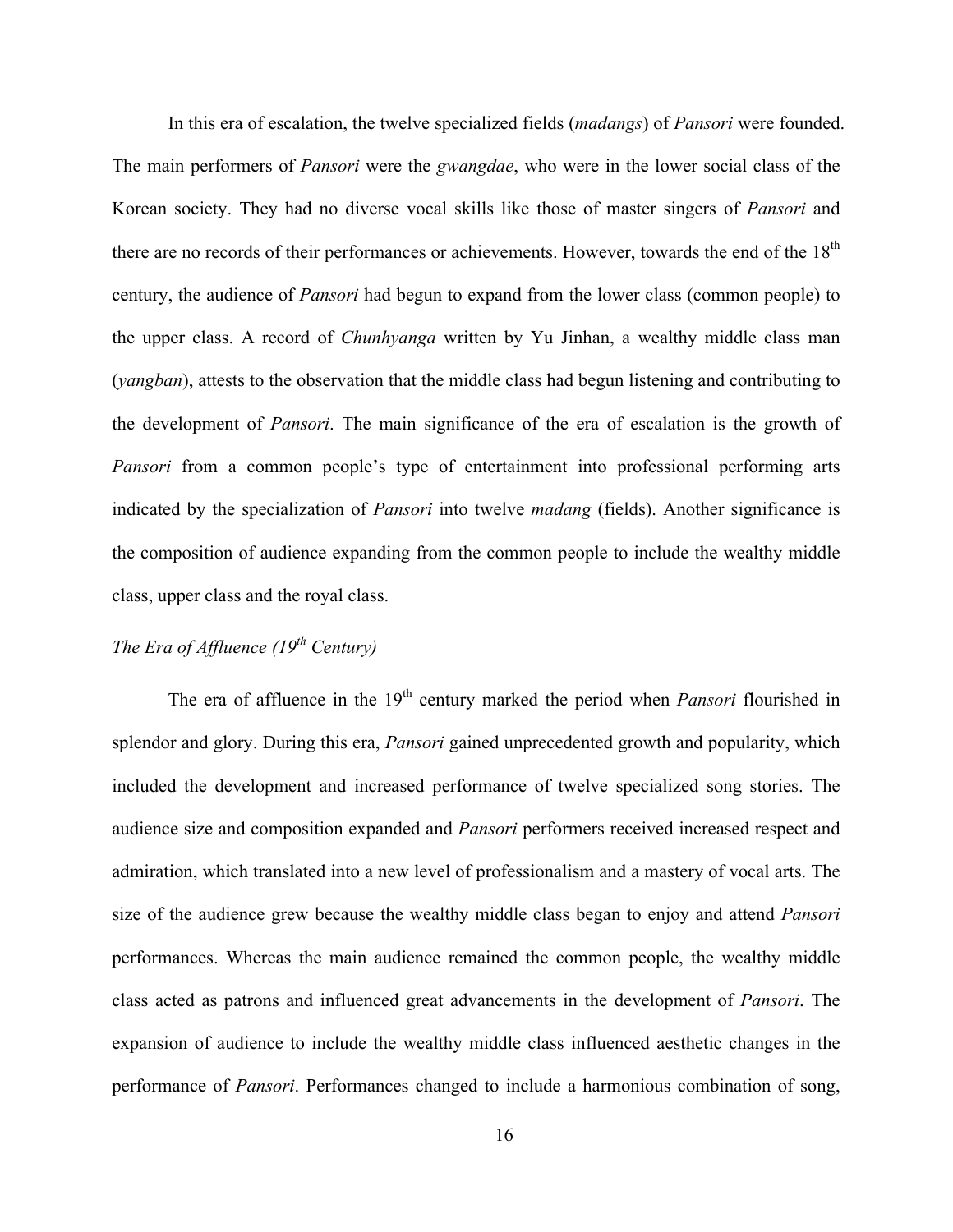In this era of escalation, the twelve specialized fields (*madangs*) of *Pansori* were founded. The main performers of *Pansori* were the *gwangdae*, who were in the lower social class of the Korean society. They had no diverse vocal skills like those of master singers of *Pansori* and there are no records of their performances or achievements. However, towards the end of the $18^{th}$ century, the audience of *Pansori* had begun to expand from the lower class (common people) to the upper class. A record of *Chunhyanga* written by Yu Jinhan, a wealthy middle class man (*yangban*), attests to the observation that the middle class had begun listening and contributing to the development of *Pansori*. The main significance of the era of escalation is the growth of *Pansori* from a common people's type of entertainment into professional performing arts indicated by the specialization of *Pansori* into twelve *madang* (fields). Another significance is the composition of audience expanding from the common people to include the wealthy middle class, upper class and the royal class.

*The Era of Affluence ($19^{th}$ Century)*

The era of affluence in the $19^{th}$ century marked the period when *Pansori* flourished in splendor and glory. During this era, *Pansori* gained unprecedented growth and popularity, which included the development and increased performance of twelve specialized song stories. The audience size and composition expanded and *Pansori* performers received increased respect and admiration, which translated into a new level of professionalism and a mastery of vocal arts. The size of the audience grew because the wealthy middle class began to enjoy and attend *Pansori* performances. Whereas the main audience remained the common people, the wealthy middle class acted as patrons and influenced great advancements in the development of *Pansori*. The expansion of audience to include the wealthy middle class influenced aesthetic changes in the performance of *Pansori*. Performances changed to include a harmonious combination of song,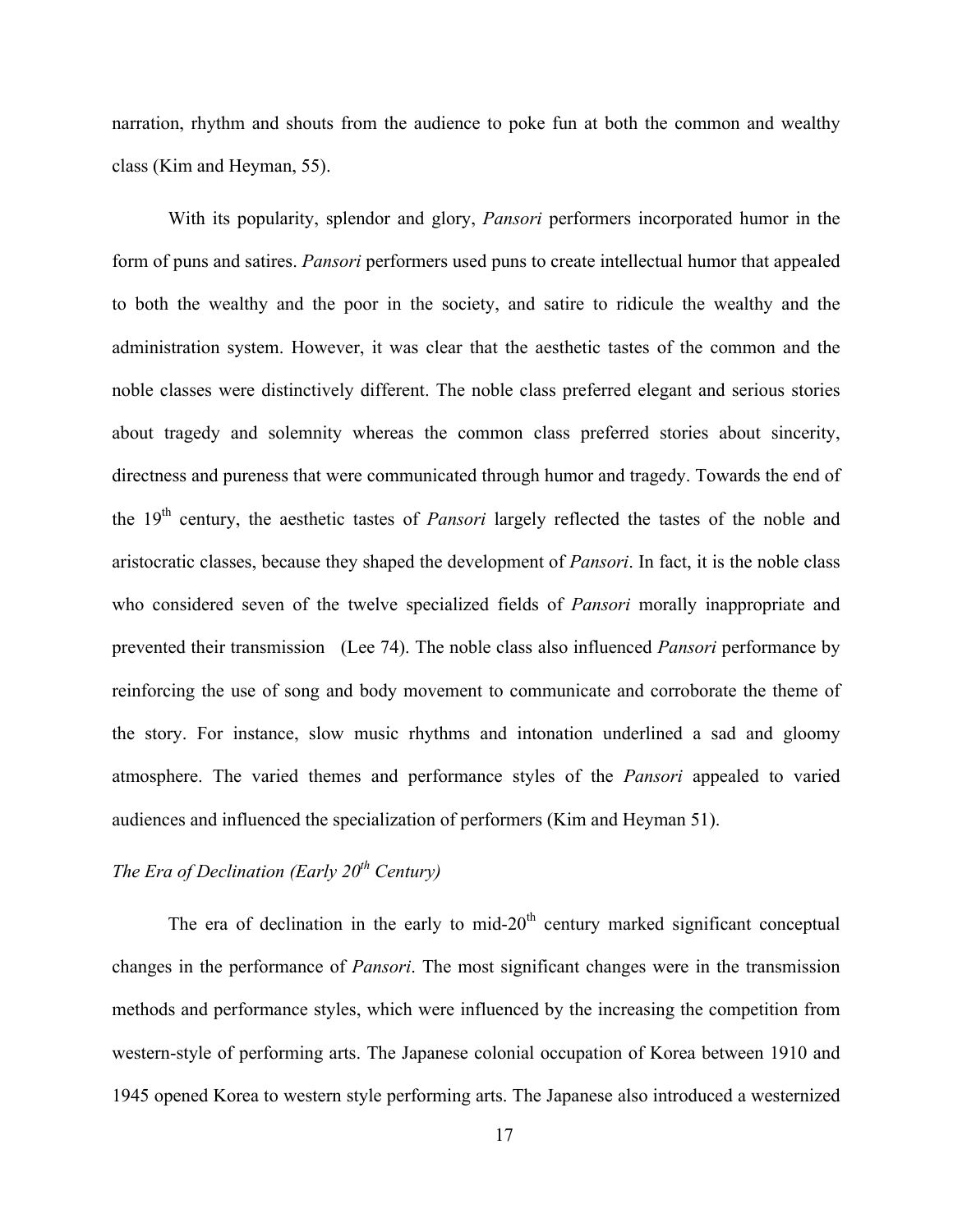narration, rhythm and shouts from the audience to poke fun at both the common and wealthy class (Kim and Heyman, 55).

With its popularity, splendor and glory, *Pansori* performers incorporated humor in the form of puns and satires. *Pansori* performers used puns to create intellectual humor that appealed to both the wealthy and the poor in the society, and satire to ridicule the wealthy and the administration system. However, it was clear that the aesthetic tastes of the common and the noble classes were distinctively different. The noble class preferred elegant and serious stories about tragedy and solemnity whereas the common class preferred stories about sincerity, directness and pureness that were communicated through humor and tragedy. Towards the end of the 19th century, the aesthetic tastes of *Pansori* largely reflected the tastes of the noble and aristocratic classes, because they shaped the development of *Pansori*. In fact, it is the noble class who considered seven of the twelve specialized fields of *Pansori* morally inappropriate and prevented their transmission (Lee 74). The noble class also influenced *Pansori* performance by reinforcing the use of song and body movement to communicate and corroborate the theme of the story. For instance, slow music rhythms and intonation underlined a sad and gloomy atmosphere. The varied themes and performance styles of the *Pansori* appealed to varied audiences and influenced the specialization of performers (Kim and Heyman 51).

*The Era of Declination (Early 20th Century)*

The era of declination in the early to mid-20th century marked significant conceptual changes in the performance of *Pansori*. The most significant changes were in the transmission methods and performance styles, which were influenced by the increasing the competition from western-style of performing arts. The Japanese colonial occupation of Korea between 1910 and 1945 opened Korea to western style performing arts. The Japanese also introduced a westernized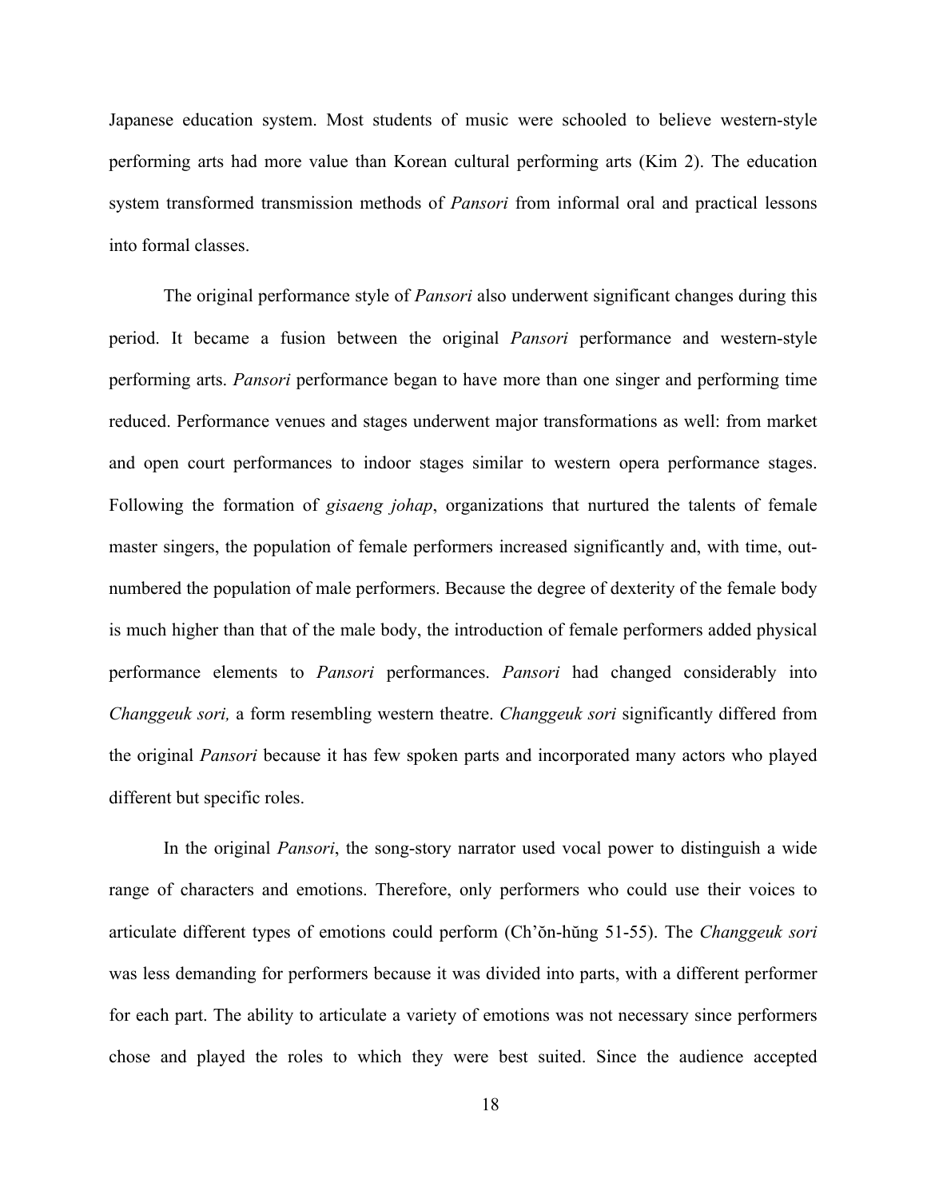Japanese education system. Most students of music were schooled to believe western-style performing arts had more value than Korean cultural performing arts (Kim 2). The education system transformed transmission methods of *Pansori* from informal oral and practical lessons into formal classes.

The original performance style of *Pansori* also underwent significant changes during this period. It became a fusion between the original *Pansori* performance and western-style performing arts. *Pansori* performance began to have more than one singer and performing time reduced. Performance venues and stages underwent major transformations as well: from market and open court performances to indoor stages similar to western opera performance stages. Following the formation of *gisaeng johap*, organizations that nurtured the talents of female master singers, the population of female performers increased significantly and, with time, out-numbered the population of male performers. Because the degree of dexterity of the female body is much higher than that of the male body, the introduction of female performers added physical performance elements to *Pansori* performances. *Pansori* had changed considerably into *Changgeuk sori,* a form resembling western theatre. *Changgeuk sori* significantly differed from the original *Pansori* because it has few spoken parts and incorporated many actors who played different but specific roles.

In the original *Pansori*, the song-story narrator used vocal power to distinguish a wide range of characters and emotions. Therefore, only performers who could use their voices to articulate different types of emotions could perform (Ch'ŏn-hŭng 51-55). The *Changgeuk sori* was less demanding for performers because it was divided into parts, with a different performer for each part. The ability to articulate a variety of emotions was not necessary since performers chose and played the roles to which they were best suited. Since the audience accepted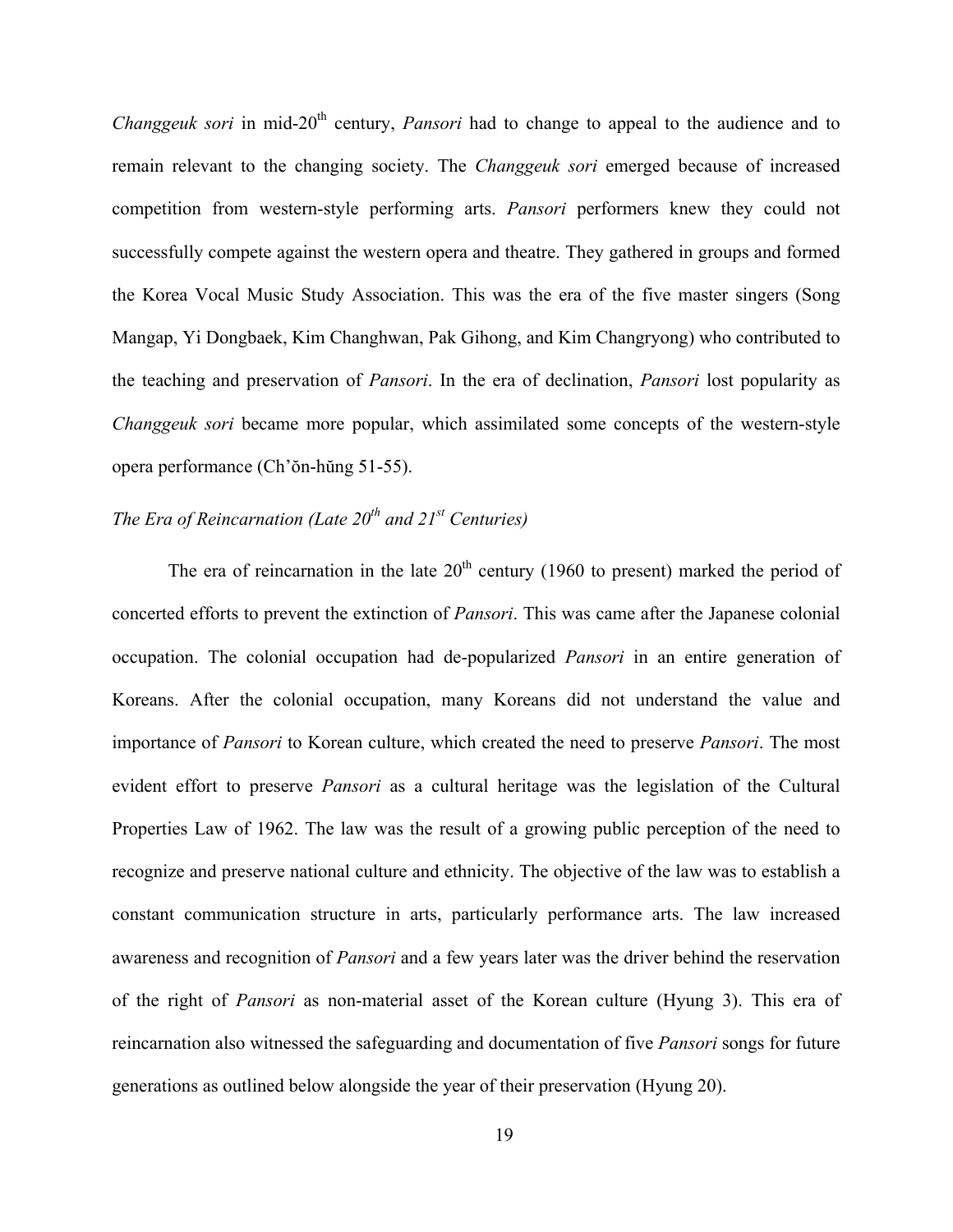*Changgeuk sori* in mid-20th century, *Pansori* had to change to appeal to the audience and to remain relevant to the changing society. The *Changgeuk sori* emerged because of increased competition from western-style performing arts. *Pansori* performers knew they could not successfully compete against the western opera and theatre. They gathered in groups and formed the Korea Vocal Music Study Association. This was the era of the five master singers (Song Mangap, Yi Dongbaek, Kim Changhwan, Pak Gihong, and Kim Changryong) who contributed to the teaching and preservation of *Pansori*. In the era of declination, *Pansori* lost popularity as *Changgeuk sori* became more popular, which assimilated some concepts of the western-style opera performance (Ch'ŏn-hŭng 51-55).

### *The Era of Reincarnation (Late 20th and 21st Centuries)*

The era of reincarnation in the late 20th century (1960 to present) marked the period of concerted efforts to prevent the extinction of *Pansori*. This was came after the Japanese colonial occupation. The colonial occupation had de-popularized *Pansori* in an entire generation of Koreans. After the colonial occupation, many Koreans did not understand the value and importance of *Pansori* to Korean culture, which created the need to preserve *Pansori*. The most evident effort to preserve *Pansori* as a cultural heritage was the legislation of the Cultural Properties Law of 1962. The law was the result of a growing public perception of the need to recognize and preserve national culture and ethnicity. The objective of the law was to establish a constant communication structure in arts, particularly performance arts. The law increased awareness and recognition of *Pansori* and a few years later was the driver behind the reservation of the right of *Pansori* as non-material asset of the Korean culture (Hyung 3). This era of reincarnation also witnessed the safeguarding and documentation of five *Pansori* songs for future generations as outlined below alongside the year of their preservation (Hyung 20).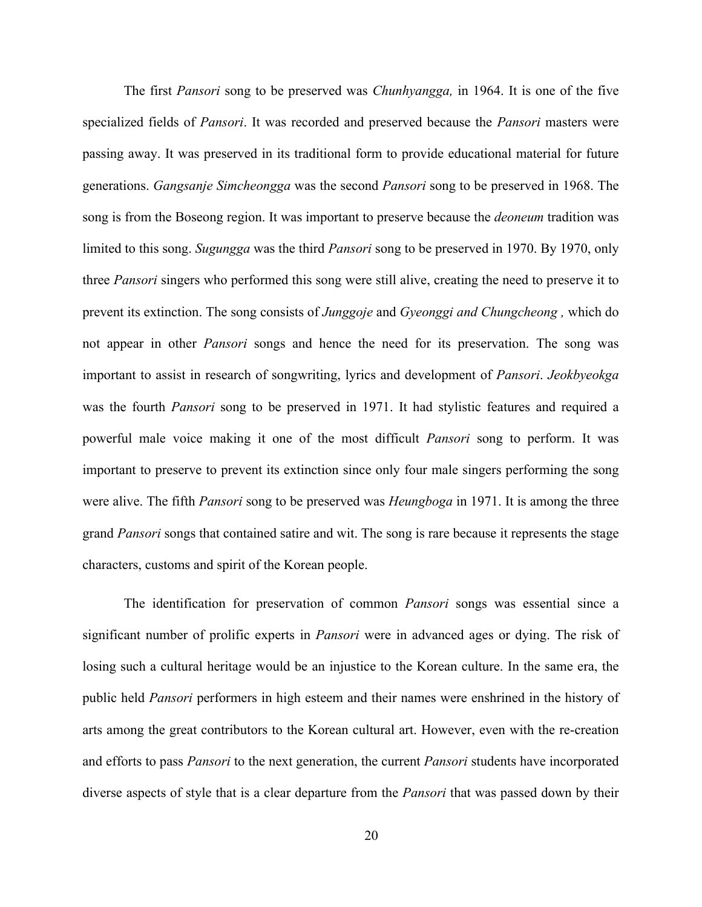The first *Pansori* song to be preserved was *Chunhyangga,* in 1964. It is one of the five specialized fields of *Pansori*. It was recorded and preserved because the *Pansori* masters were passing away. It was preserved in its traditional form to provide educational material for future generations. *Gangsanje Simcheongga* was the second *Pansori* song to be preserved in 1968. The song is from the Boseong region. It was important to preserve because the *deoneum* tradition was limited to this song. *Sugungga* was the third *Pansori* song to be preserved in 1970. By 1970, only three *Pansori* singers who performed this song were still alive, creating the need to preserve it to prevent its extinction. The song consists of *Junggoje* and *Gyeonggi and Chungcheong ,* which do not appear in other *Pansori* songs and hence the need for its preservation. The song was important to assist in research of songwriting, lyrics and development of *Pansori*. *Jeokbyeokga* was the fourth *Pansori* song to be preserved in 1971. It had stylistic features and required a powerful male voice making it one of the most difficult *Pansori* song to perform. It was important to preserve to prevent its extinction since only four male singers performing the song were alive. The fifth *Pansori* song to be preserved was *Heungboga* in 1971. It is among the three grand *Pansori* songs that contained satire and wit. The song is rare because it represents the stage characters, customs and spirit of the Korean people.

The identification for preservation of common *Pansori* songs was essential since a significant number of prolific experts in *Pansori* were in advanced ages or dying. The risk of losing such a cultural heritage would be an injustice to the Korean culture. In the same era, the public held *Pansori* performers in high esteem and their names were enshrined in the history of arts among the great contributors to the Korean cultural art. However, even with the re-creation and efforts to pass *Pansori* to the next generation, the current *Pansori* students have incorporated diverse aspects of style that is a clear departure from the *Pansori* that was passed down by their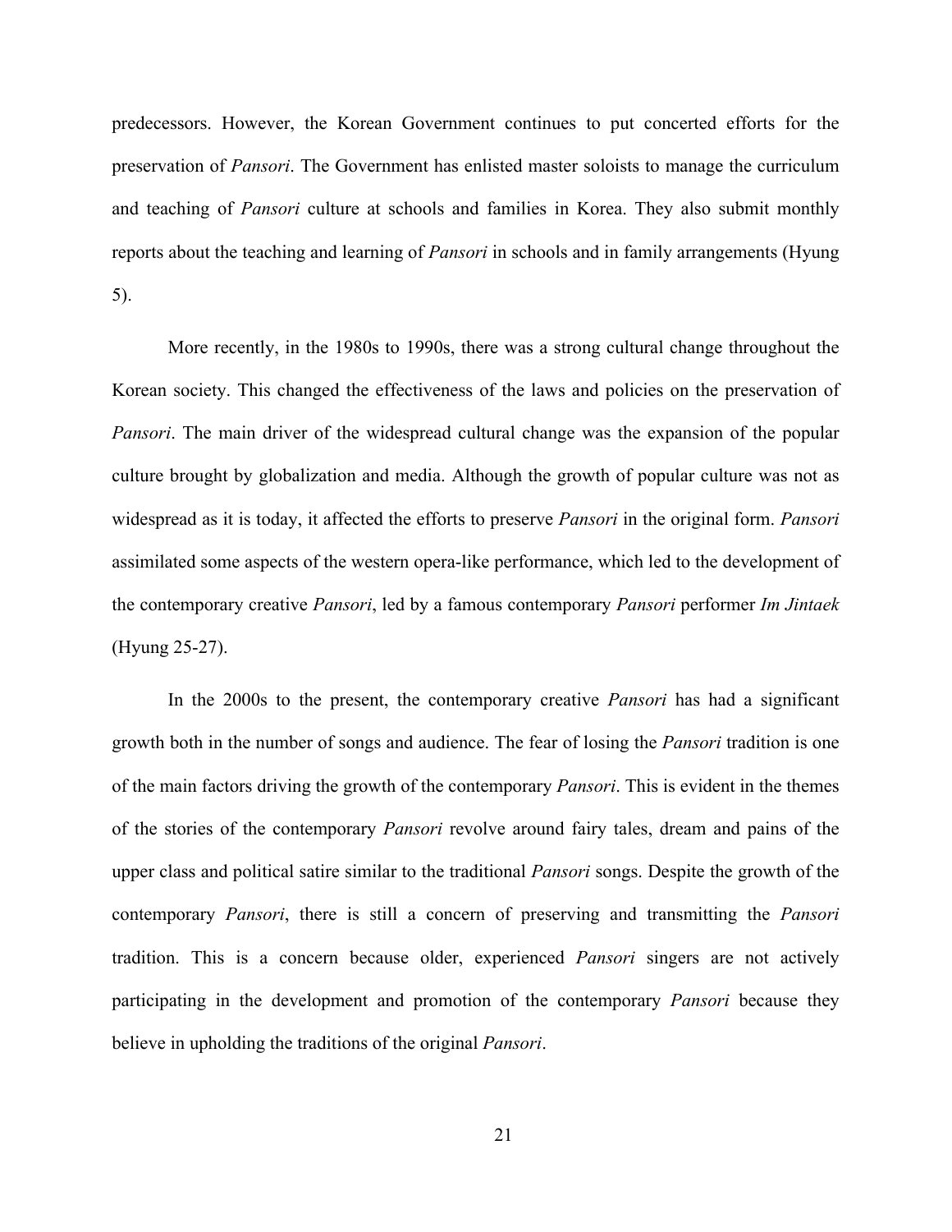predecessors. However, the Korean Government continues to put concerted efforts for the preservation of *Pansori*. The Government has enlisted master soloists to manage the curriculum and teaching of *Pansori* culture at schools and families in Korea. They also submit monthly reports about the teaching and learning of *Pansori* in schools and in family arrangements (Hyung 5).

More recently, in the 1980s to 1990s, there was a strong cultural change throughout the Korean society. This changed the effectiveness of the laws and policies on the preservation of *Pansori*. The main driver of the widespread cultural change was the expansion of the popular culture brought by globalization and media. Although the growth of popular culture was not as widespread as it is today, it affected the efforts to preserve *Pansori* in the original form. *Pansori* assimilated some aspects of the western opera-like performance, which led to the development of the contemporary creative *Pansori*, led by a famous contemporary *Pansori* performer *Im Jintaek* (Hyung 25-27).

In the 2000s to the present, the contemporary creative *Pansori* has had a significant growth both in the number of songs and audience. The fear of losing the *Pansori* tradition is one of the main factors driving the growth of the contemporary *Pansori*. This is evident in the themes of the stories of the contemporary *Pansori* revolve around fairy tales, dream and pains of the upper class and political satire similar to the traditional *Pansori* songs. Despite the growth of the contemporary *Pansori*, there is still a concern of preserving and transmitting the *Pansori* tradition. This is a concern because older, experienced *Pansori* singers are not actively participating in the development and promotion of the contemporary *Pansori* because they believe in upholding the traditions of the original *Pansori*.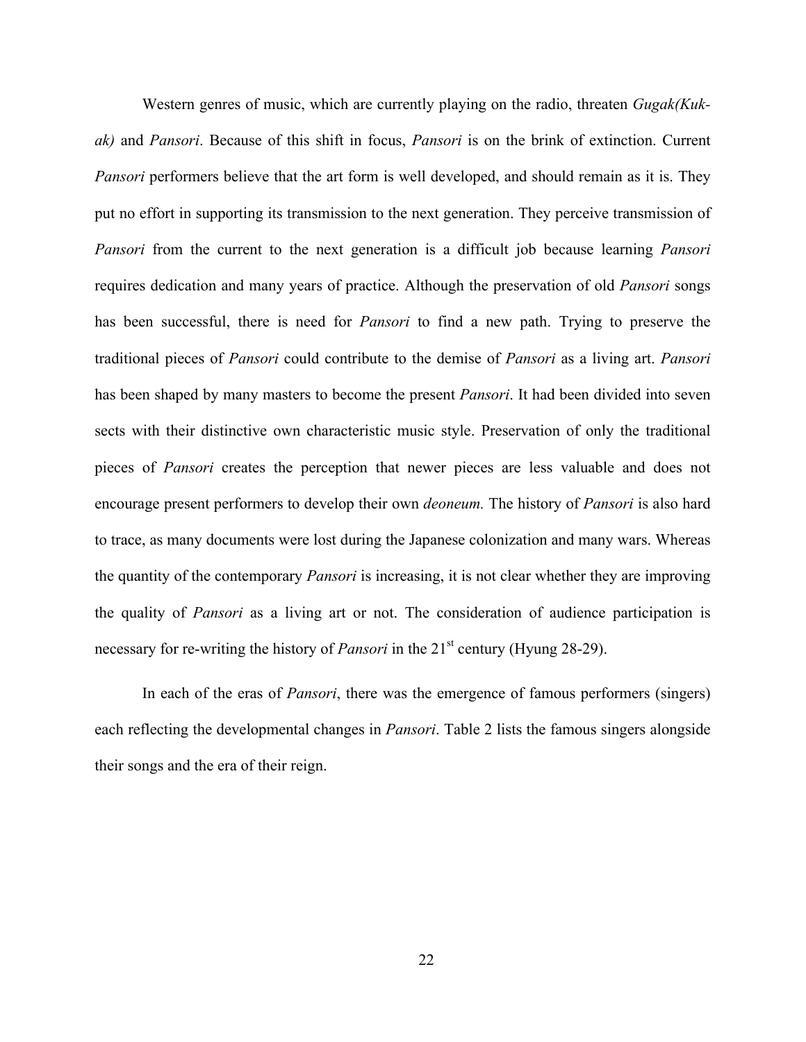Western genres of music, which are currently playing on the radio, threaten *Gugak(Kuk-ak)* and *Pansori*. Because of this shift in focus, *Pansori* is on the brink of extinction. Current *Pansori* performers believe that the art form is well developed, and should remain as it is. They put no effort in supporting its transmission to the next generation. They perceive transmission of *Pansori* from the current to the next generation is a difficult job because learning *Pansori* requires dedication and many years of practice. Although the preservation of old *Pansori* songs has been successful, there is need for *Pansori* to find a new path. Trying to preserve the traditional pieces of *Pansori* could contribute to the demise of *Pansori* as a living art. *Pansori* has been shaped by many masters to become the present *Pansori*. It had been divided into seven sects with their distinctive own characteristic music style. Preservation of only the traditional pieces of *Pansori* creates the perception that newer pieces are less valuable and does not encourage present performers to develop their own *deoneum.* The history of *Pansori* is also hard to trace, as many documents were lost during the Japanese colonization and many wars. Whereas the quantity of the contemporary *Pansori* is increasing, it is not clear whether they are improving the quality of *Pansori* as a living art or not. The consideration of audience participation is necessary for re-writing the history of *Pansori* in the 21st century (Hyung 28-29).

In each of the eras of *Pansori*, there was the emergence of famous performers (singers) each reflecting the developmental changes in *Pansori*. Table 2 lists the famous singers alongside their songs and the era of their reign.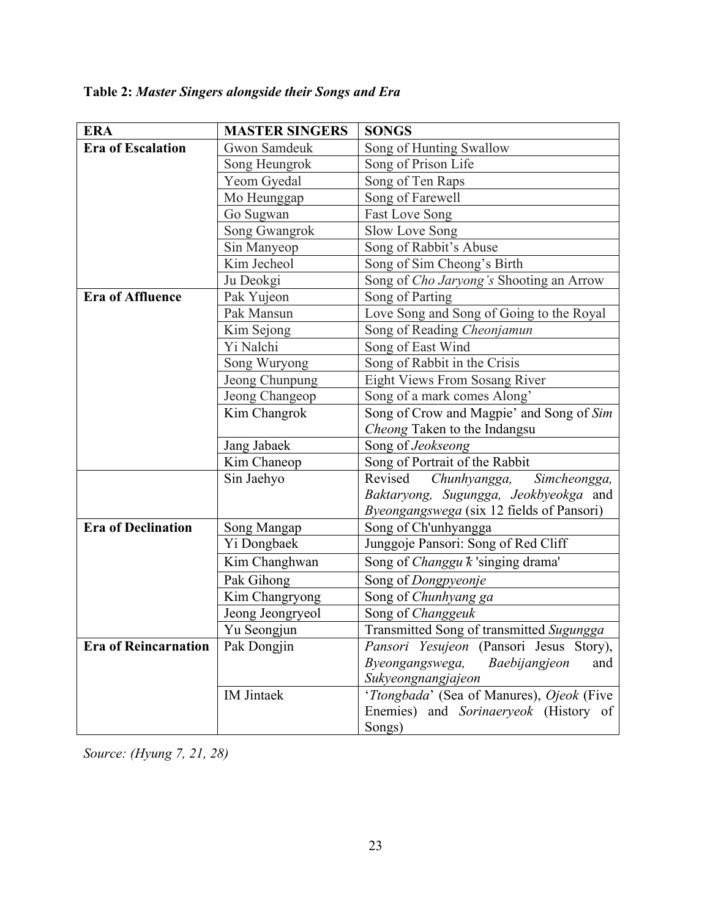**Table 2:** ***Master Singers alongside their Songs and Era***

| ERA | MASTER SINGERS | SONGS |
|---|---|---|
| **Era of Escalation** | Gwon Samdeuk | Song of Hunting Swallow |
| | Song Heungrok | Song of Prison Life |
| | Yeom Gyedal | Song of Ten Raps |
| | Mo Heunggap | Song of Farewell |
| | Go Sugwan | Fast Love Song |
| | Song Gwangrok | Slow Love Song |
| | Sin Manyeop | Song of Rabbit's Abuse |
| | Kim Jecheol | Song of Sim Cheong's Birth |
| | Ju Deokgi | Song of *Cho Jaryong's* Shooting an Arrow |
| **Era of Affluence** | Pak Yujeon | Song of Parting |
| | Pak Mansun | Love Song and Song of Going to the Royal |
| | Kim Sejong | Song of Reading *Cheonjamun* |
| | Yi Nalchi | Song of East Wind |
| | Song Wuryong | Song of Rabbit in the Crisis |
| | Jeong Chunpung | Eight Views From Sosang River |
| | Jeong Changeop | Song of a mark comes Along' |
| | Kim Changrok | Song of Crow and Magpie' and Song of *Sim Cheong* Taken to the Indangsu |
| | Jang Jabaek | Song of *Jeokseong* |
| | Kim Chaneop | Song of Portrait of the Rabbit |
| | Sin Jaehyo | Revised *Chunhyangga, Simcheongga, Baktaryong, Sugungga, Jeokbyeokga* and *Byeongangswega* (six 12 fields of Pansori) |
| **Era of Declination** | Song Mangap | Song of Ch'unhyangga |
| | Yi Dongbaek | Junggoje Pansori: Song of Red Cliff |
| | Kim Changhwan | Song of *Changgu k* 'singing drama' |
| | Pak Gihong | Song of *Dongpyeonje* |
| | Kim Changryong | Song of *Chunhyang ga* |
| | Jeong Jeongryeol | Song of *Changgeuk* |
| | Yu Seongjun | Transmitted Song of transmitted *Sugungga* |
| **Era of Reincarnation** | Pak Dongjin | *Pansori Yesujeon* (Pansori Jesus Story), *Byeongangswega, Baebijangjeon* and *Sukyeongnangjajeon* |
| | IM Jintaek | '*Ttongbada*' (Sea of Manures), *Ojeok* (Five Enemies) and *Sorinaeryeok* (History of Songs) |

*Source: (Hyung 7, 21, 28)*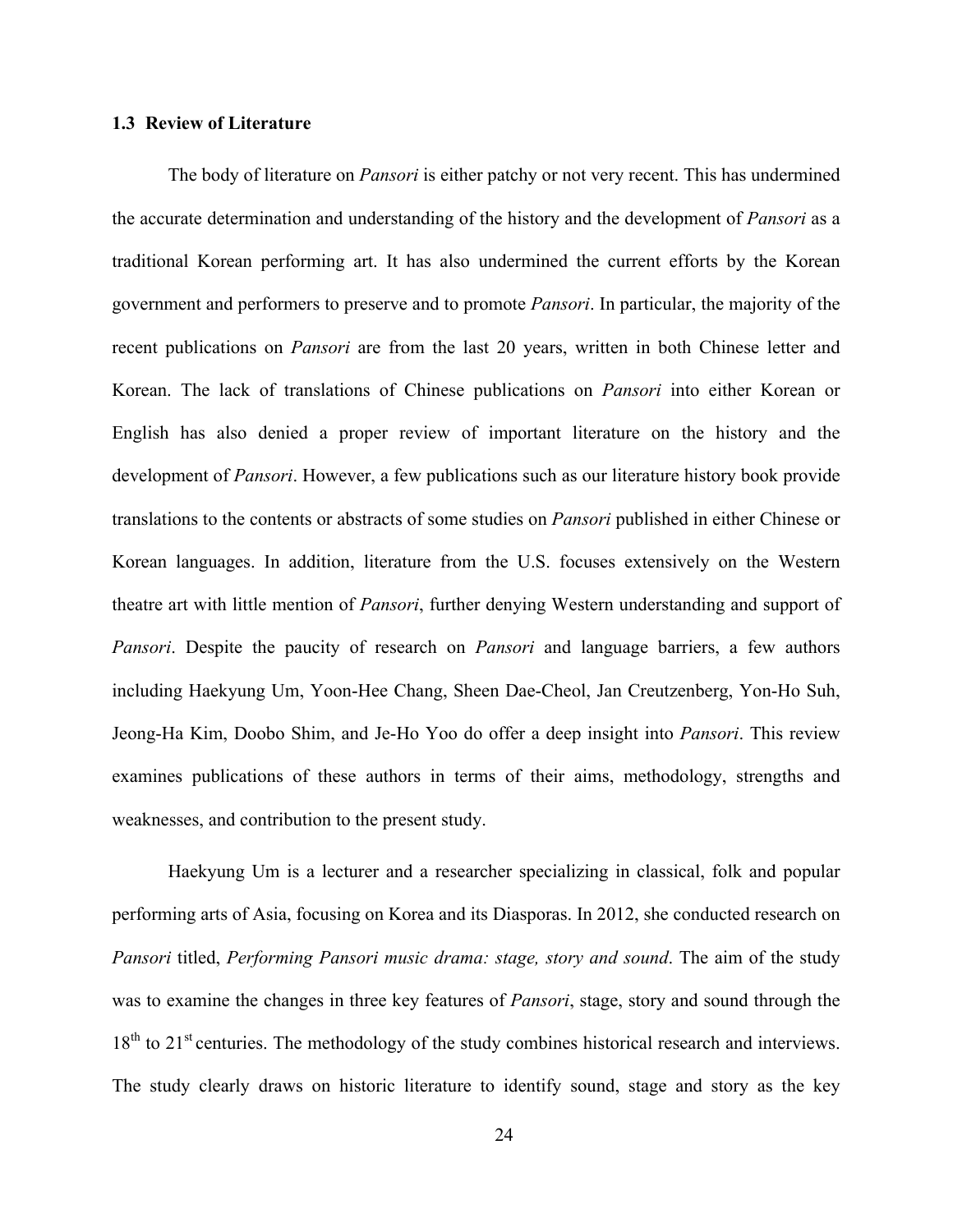### 1.3 Review of Literature

The body of literature on *Pansori* is either patchy or not very recent. This has undermined the accurate determination and understanding of the history and the development of *Pansori* as a traditional Korean performing art. It has also undermined the current efforts by the Korean government and performers to preserve and to promote *Pansori*. In particular, the majority of the recent publications on *Pansori* are from the last 20 years, written in both Chinese letter and Korean. The lack of translations of Chinese publications on *Pansori* into either Korean or English has also denied a proper review of important literature on the history and the development of *Pansori*. However, a few publications such as our literature history book provide translations to the contents or abstracts of some studies on *Pansori* published in either Chinese or Korean languages. In addition, literature from the U.S. focuses extensively on the Western theatre art with little mention of *Pansori*, further denying Western understanding and support of *Pansori*. Despite the paucity of research on *Pansori* and language barriers, a few authors including Haekyung Um, Yoon-Hee Chang, Sheen Dae-Cheol, Jan Creutzenberg, Yon-Ho Suh, Jeong-Ha Kim, Doobo Shim, and Je-Ho Yoo do offer a deep insight into *Pansori*. This review examines publications of these authors in terms of their aims, methodology, strengths and weaknesses, and contribution to the present study.

Haekyung Um is a lecturer and a researcher specializing in classical, folk and popular performing arts of Asia, focusing on Korea and its Diasporas. In 2012, she conducted research on *Pansori* titled, *Performing Pansori music drama: stage, story and sound*. The aim of the study was to examine the changes in three key features of *Pansori*, stage, story and sound through the 18th to 21st centuries. The methodology of the study combines historical research and interviews. The study clearly draws on historic literature to identify sound, stage and story as the key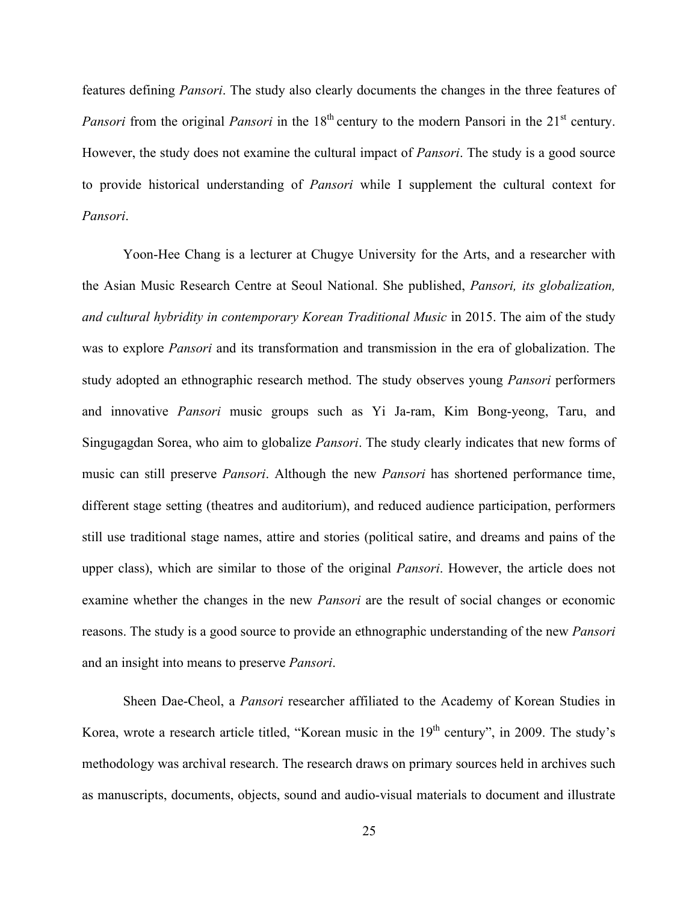features defining *Pansori*. The study also clearly documents the changes in the three features of *Pansori* from the original *Pansori* in the 18th century to the modern Pansori in the 21st century. However, the study does not examine the cultural impact of *Pansori*. The study is a good source to provide historical understanding of *Pansori* while I supplement the cultural context for *Pansori*.

Yoon-Hee Chang is a lecturer at Chugye University for the Arts, and a researcher with the Asian Music Research Centre at Seoul National. She published, *Pansori, its globalization, and cultural hybridity in contemporary Korean Traditional Music* in 2015. The aim of the study was to explore *Pansori* and its transformation and transmission in the era of globalization. The study adopted an ethnographic research method. The study observes young *Pansori* performers and innovative *Pansori* music groups such as Yi Ja-ram, Kim Bong-yeong, Taru, and Singugagdan Sorea, who aim to globalize *Pansori*. The study clearly indicates that new forms of music can still preserve *Pansori*. Although the new *Pansori* has shortened performance time, different stage setting (theatres and auditorium), and reduced audience participation, performers still use traditional stage names, attire and stories (political satire, and dreams and pains of the upper class), which are similar to those of the original *Pansori*. However, the article does not examine whether the changes in the new *Pansori* are the result of social changes or economic reasons. The study is a good source to provide an ethnographic understanding of the new *Pansori* and an insight into means to preserve *Pansori*.

Sheen Dae-Cheol, a *Pansori* researcher affiliated to the Academy of Korean Studies in Korea, wrote a research article titled, "Korean music in the 19th century", in 2009. The study's methodology was archival research. The research draws on primary sources held in archives such as manuscripts, documents, objects, sound and audio-visual materials to document and illustrate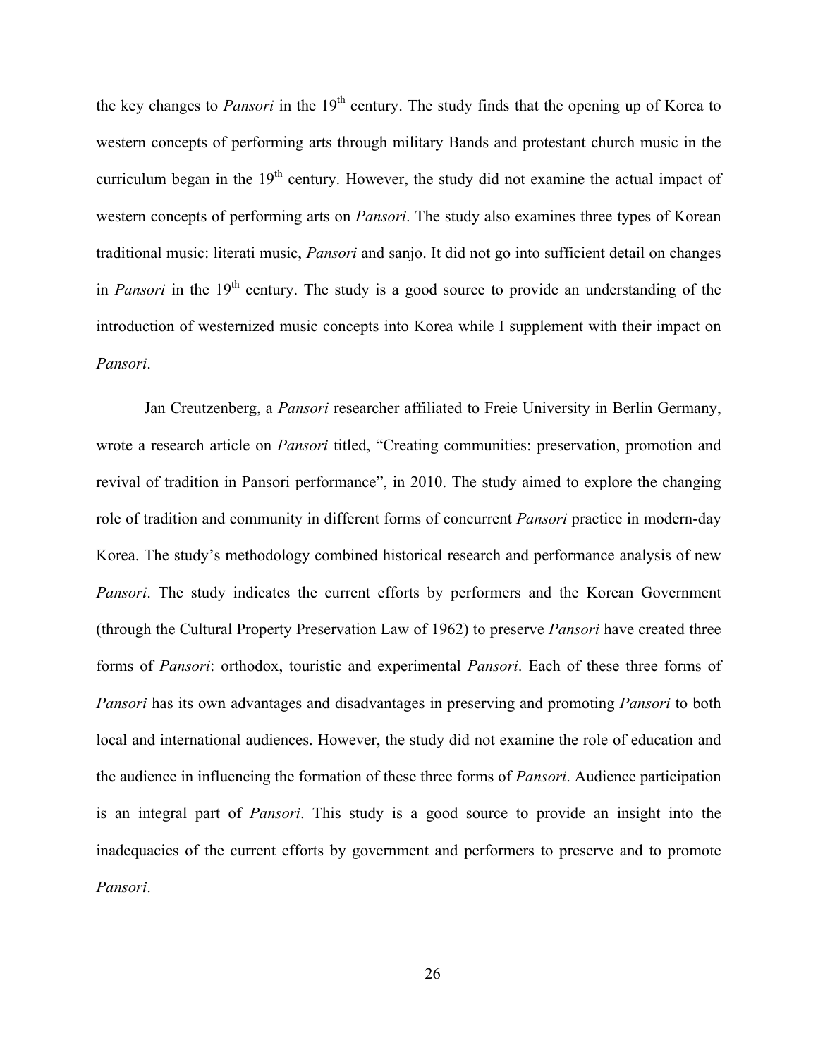the key changes to *Pansori* in the 19th century. The study finds that the opening up of Korea to western concepts of performing arts through military Bands and protestant church music in the curriculum began in the 19th century. However, the study did not examine the actual impact of western concepts of performing arts on *Pansori*. The study also examines three types of Korean traditional music: literati music, *Pansori* and sanjo. It did not go into sufficient detail on changes in *Pansori* in the 19th century. The study is a good source to provide an understanding of the introduction of westernized music concepts into Korea while I supplement with their impact on *Pansori*.

Jan Creutzenberg, a *Pansori* researcher affiliated to Freie University in Berlin Germany, wrote a research article on *Pansori* titled, "Creating communities: preservation, promotion and revival of tradition in Pansori performance", in 2010. The study aimed to explore the changing role of tradition and community in different forms of concurrent *Pansori* practice in modern-day Korea. The study's methodology combined historical research and performance analysis of new *Pansori*. The study indicates the current efforts by performers and the Korean Government (through the Cultural Property Preservation Law of 1962) to preserve *Pansori* have created three forms of *Pansori*: orthodox, touristic and experimental *Pansori*. Each of these three forms of *Pansori* has its own advantages and disadvantages in preserving and promoting *Pansori* to both local and international audiences. However, the study did not examine the role of education and the audience in influencing the formation of these three forms of *Pansori*. Audience participation is an integral part of *Pansori*. This study is a good source to provide an insight into the inadequacies of the current efforts by government and performers to preserve and to promote *Pansori*.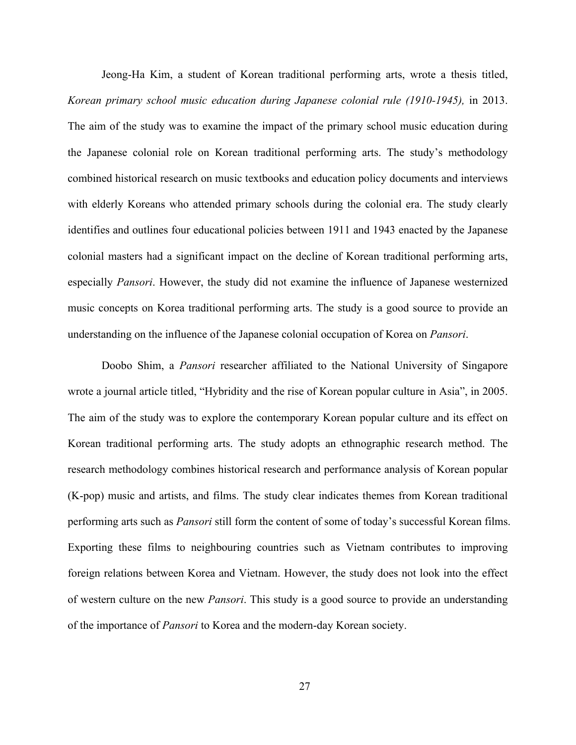Jeong-Ha Kim, a student of Korean traditional performing arts, wrote a thesis titled, *Korean primary school music education during Japanese colonial rule (1910-1945),* in 2013. The aim of the study was to examine the impact of the primary school music education during the Japanese colonial role on Korean traditional performing arts. The study's methodology combined historical research on music textbooks and education policy documents and interviews with elderly Koreans who attended primary schools during the colonial era. The study clearly identifies and outlines four educational policies between 1911 and 1943 enacted by the Japanese colonial masters had a significant impact on the decline of Korean traditional performing arts, especially *Pansori*. However, the study did not examine the influence of Japanese westernized music concepts on Korea traditional performing arts. The study is a good source to provide an understanding on the influence of the Japanese colonial occupation of Korea on *Pansori*.

Doobo Shim, a *Pansori* researcher affiliated to the National University of Singapore wrote a journal article titled, "Hybridity and the rise of Korean popular culture in Asia", in 2005. The aim of the study was to explore the contemporary Korean popular culture and its effect on Korean traditional performing arts. The study adopts an ethnographic research method. The research methodology combines historical research and performance analysis of Korean popular (K-pop) music and artists, and films. The study clear indicates themes from Korean traditional performing arts such as *Pansori* still form the content of some of today's successful Korean films. Exporting these films to neighbouring countries such as Vietnam contributes to improving foreign relations between Korea and Vietnam. However, the study does not look into the effect of western culture on the new *Pansori*. This study is a good source to provide an understanding of the importance of *Pansori* to Korea and the modern-day Korean society.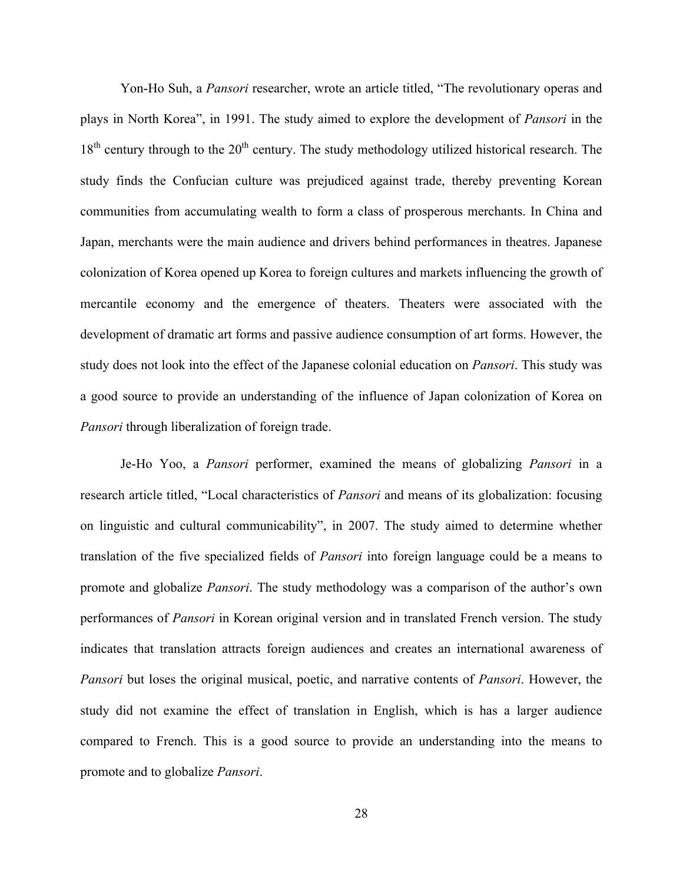Yon-Ho Suh, a *Pansori* researcher, wrote an article titled, "The revolutionary operas and plays in North Korea", in 1991. The study aimed to explore the development of *Pansori* in the 18th century through to the 20th century. The study methodology utilized historical research. The study finds the Confucian culture was prejudiced against trade, thereby preventing Korean communities from accumulating wealth to form a class of prosperous merchants. In China and Japan, merchants were the main audience and drivers behind performances in theatres. Japanese colonization of Korea opened up Korea to foreign cultures and markets influencing the growth of mercantile economy and the emergence of theaters. Theaters were associated with the development of dramatic art forms and passive audience consumption of art forms. However, the study does not look into the effect of the Japanese colonial education on *Pansori*. This study was a good source to provide an understanding of the influence of Japan colonization of Korea on *Pansori* through liberalization of foreign trade.

Je-Ho Yoo, a *Pansori* performer, examined the means of globalizing *Pansori* in a research article titled, "Local characteristics of *Pansori* and means of its globalization: focusing on linguistic and cultural communicability", in 2007. The study aimed to determine whether translation of the five specialized fields of *Pansori* into foreign language could be a means to promote and globalize *Pansori*. The study methodology was a comparison of the author's own performances of *Pansori* in Korean original version and in translated French version. The study indicates that translation attracts foreign audiences and creates an international awareness of *Pansori* but loses the original musical, poetic, and narrative contents of *Pansori*. However, the study did not examine the effect of translation in English, which is has a larger audience compared to French. This is a good source to provide an understanding into the means to promote and to globalize *Pansori*.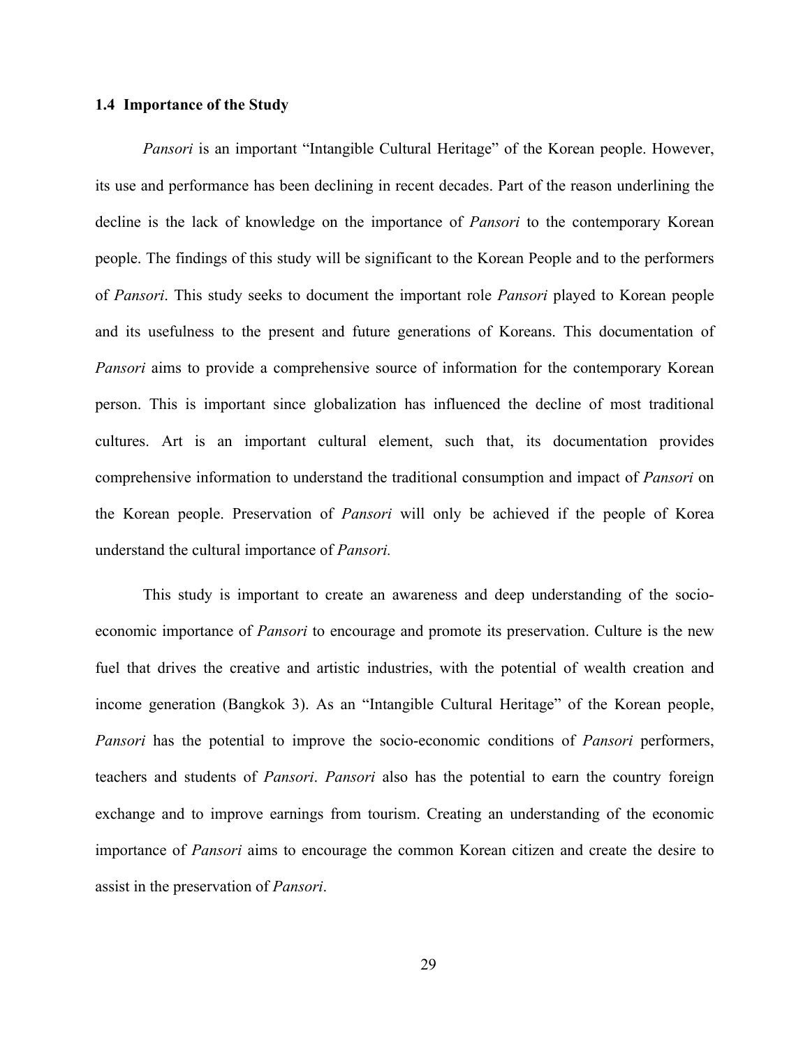### 1.4 Importance of the Study

*Pansori* is an important "Intangible Cultural Heritage" of the Korean people. However, its use and performance has been declining in recent decades. Part of the reason underlining the decline is the lack of knowledge on the importance of *Pansori* to the contemporary Korean people. The findings of this study will be significant to the Korean People and to the performers of *Pansori*. This study seeks to document the important role *Pansori* played to Korean people and its usefulness to the present and future generations of Koreans. This documentation of *Pansori* aims to provide a comprehensive source of information for the contemporary Korean person. This is important since globalization has influenced the decline of most traditional cultures. Art is an important cultural element, such that, its documentation provides comprehensive information to understand the traditional consumption and impact of *Pansori* on the Korean people. Preservation of *Pansori* will only be achieved if the people of Korea understand the cultural importance of *Pansori.*

This study is important to create an awareness and deep understanding of the socio-economic importance of *Pansori* to encourage and promote its preservation. Culture is the new fuel that drives the creative and artistic industries, with the potential of wealth creation and income generation (Bangkok 3). As an "Intangible Cultural Heritage" of the Korean people, *Pansori* has the potential to improve the socio-economic conditions of *Pansori* performers, teachers and students of *Pansori*. *Pansori* also has the potential to earn the country foreign exchange and to improve earnings from tourism. Creating an understanding of the economic importance of *Pansori* aims to encourage the common Korean citizen and create the desire to assist in the preservation of *Pansori*.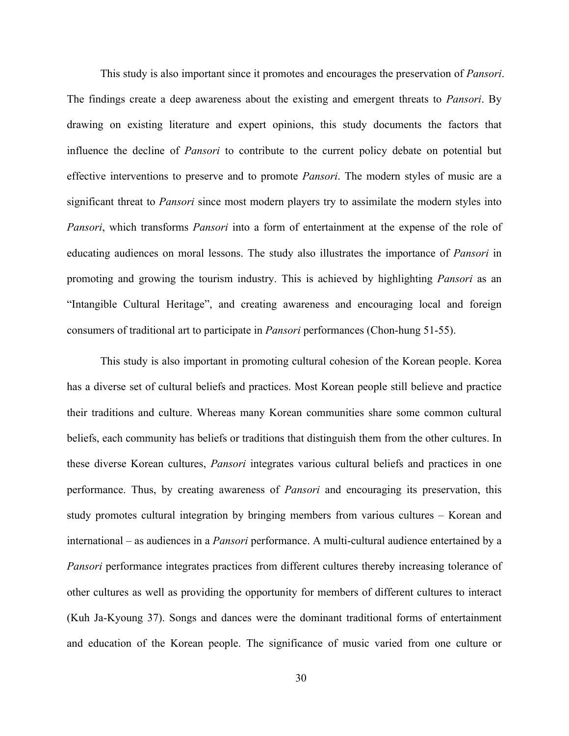This study is also important since it promotes and encourages the preservation of *Pansori*. The findings create a deep awareness about the existing and emergent threats to *Pansori*. By drawing on existing literature and expert opinions, this study documents the factors that influence the decline of *Pansori* to contribute to the current policy debate on potential but effective interventions to preserve and to promote *Pansori*. The modern styles of music are a significant threat to *Pansori* since most modern players try to assimilate the modern styles into *Pansori*, which transforms *Pansori* into a form of entertainment at the expense of the role of educating audiences on moral lessons. The study also illustrates the importance of *Pansori* in promoting and growing the tourism industry. This is achieved by highlighting *Pansori* as an "Intangible Cultural Heritage", and creating awareness and encouraging local and foreign consumers of traditional art to participate in *Pansori* performances (Chon-hung 51-55).

This study is also important in promoting cultural cohesion of the Korean people. Korea has a diverse set of cultural beliefs and practices. Most Korean people still believe and practice their traditions and culture. Whereas many Korean communities share some common cultural beliefs, each community has beliefs or traditions that distinguish them from the other cultures. In these diverse Korean cultures, *Pansori* integrates various cultural beliefs and practices in one performance. Thus, by creating awareness of *Pansori* and encouraging its preservation, this study promotes cultural integration by bringing members from various cultures – Korean and international – as audiences in a *Pansori* performance. A multi-cultural audience entertained by a *Pansori* performance integrates practices from different cultures thereby increasing tolerance of other cultures as well as providing the opportunity for members of different cultures to interact (Kuh Ja-Kyoung 37). Songs and dances were the dominant traditional forms of entertainment and education of the Korean people. The significance of music varied from one culture or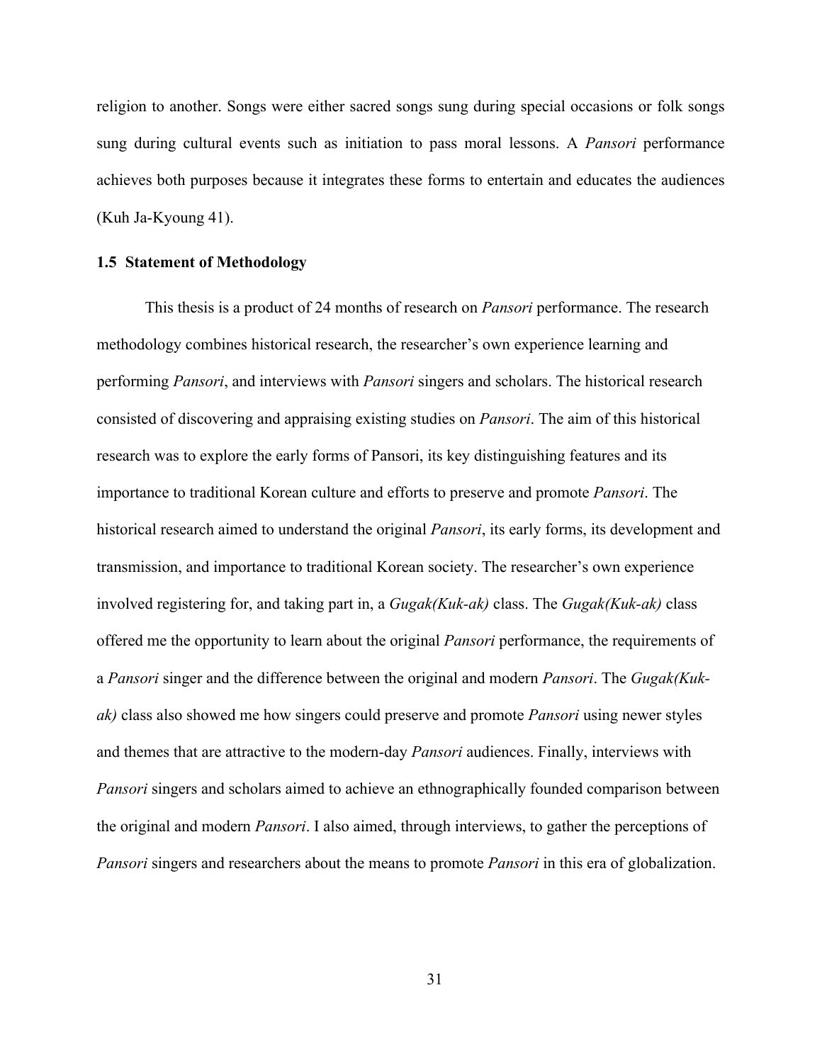religion to another. Songs were either sacred songs sung during special occasions or folk songs sung during cultural events such as initiation to pass moral lessons. A *Pansori* performance achieves both purposes because it integrates these forms to entertain and educates the audiences (Kuh Ja-Kyoung 41).

### 1.5 Statement of Methodology

This thesis is a product of 24 months of research on *Pansori* performance. The research methodology combines historical research, the researcher's own experience learning and performing *Pansori*, and interviews with *Pansori* singers and scholars. The historical research consisted of discovering and appraising existing studies on *Pansori*. The aim of this historical research was to explore the early forms of Pansori, its key distinguishing features and its importance to traditional Korean culture and efforts to preserve and promote *Pansori*. The historical research aimed to understand the original *Pansori*, its early forms, its development and transmission, and importance to traditional Korean society. The researcher's own experience involved registering for, and taking part in, a *Gugak(Kuk-ak)* class. The *Gugak(Kuk-ak)* class offered me the opportunity to learn about the original *Pansori* performance, the requirements of a *Pansori* singer and the difference between the original and modern *Pansori*. The *Gugak(Kuk-ak)* class also showed me how singers could preserve and promote *Pansori* using newer styles and themes that are attractive to the modern-day *Pansori* audiences. Finally, interviews with *Pansori* singers and scholars aimed to achieve an ethnographically founded comparison between the original and modern *Pansori*. I also aimed, through interviews, to gather the perceptions of *Pansori* singers and researchers about the means to promote *Pansori* in this era of globalization.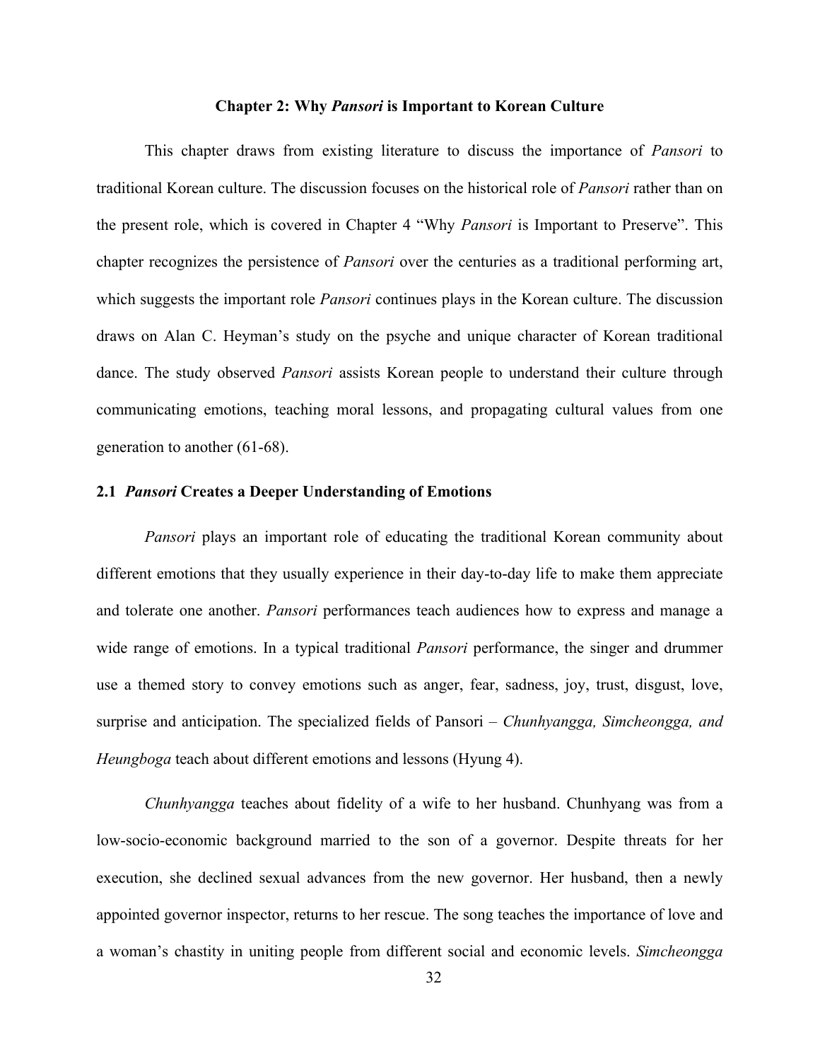## Chapter 2: Why *Pansori* is Important to Korean Culture

This chapter draws from existing literature to discuss the importance of *Pansori* to traditional Korean culture. The discussion focuses on the historical role of *Pansori* rather than on the present role, which is covered in Chapter 4 "Why *Pansori* is Important to Preserve". This chapter recognizes the persistence of *Pansori* over the centuries as a traditional performing art, which suggests the important role *Pansori* continues plays in the Korean culture. The discussion draws on Alan C. Heyman's study on the psyche and unique character of Korean traditional dance. The study observed *Pansori* assists Korean people to understand their culture through communicating emotions, teaching moral lessons, and propagating cultural values from one generation to another (61-68).

### 2.1 *Pansori* Creates a Deeper Understanding of Emotions

*Pansori* plays an important role of educating the traditional Korean community about different emotions that they usually experience in their day-to-day life to make them appreciate and tolerate one another. *Pansori* performances teach audiences how to express and manage a wide range of emotions. In a typical traditional *Pansori* performance, the singer and drummer use a themed story to convey emotions such as anger, fear, sadness, joy, trust, disgust, love, surprise and anticipation. The specialized fields of Pansori – *Chunhyangga, Simcheongga, and Heungboga* teach about different emotions and lessons (Hyung 4).

*Chunhyangga* teaches about fidelity of a wife to her husband. Chunhyang was from a low-socio-economic background married to the son of a governor. Despite threats for her execution, she declined sexual advances from the new governor. Her husband, then a newly appointed governor inspector, returns to her rescue. The song teaches the importance of love and a woman's chastity in uniting people from different social and economic levels. *Simcheongga*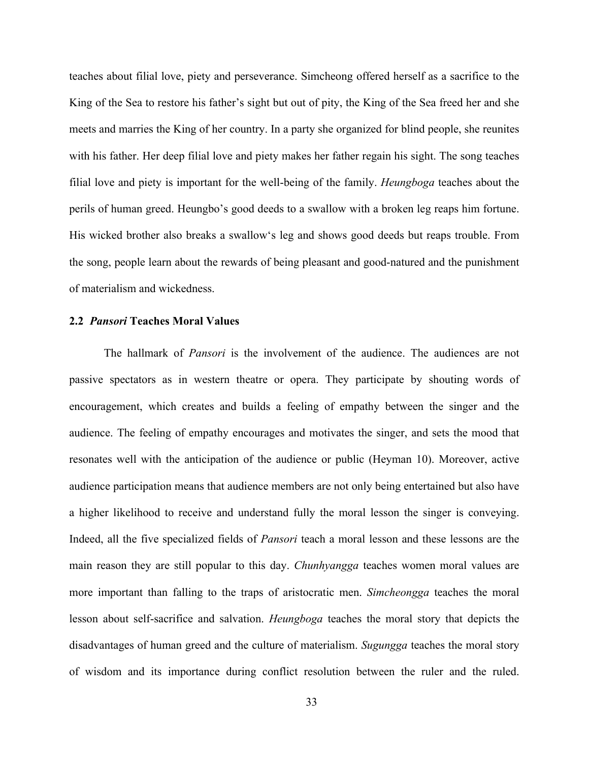teaches about filial love, piety and perseverance. Simcheong offered herself as a sacrifice to the King of the Sea to restore his father's sight but out of pity, the King of the Sea freed her and she meets and marries the King of her country. In a party she organized for blind people, she reunites with his father. Her deep filial love and piety makes her father regain his sight. The song teaches filial love and piety is important for the well-being of the family. *Heungboga* teaches about the perils of human greed. Heungbo's good deeds to a swallow with a broken leg reaps him fortune. His wicked brother also breaks a swallow's leg and shows good deeds but reaps trouble. From the song, people learn about the rewards of being pleasant and good-natured and the punishment of materialism and wickedness.

### 2.2 *Pansori* Teaches Moral Values

The hallmark of *Pansori* is the involvement of the audience. The audiences are not passive spectators as in western theatre or opera. They participate by shouting words of encouragement, which creates and builds a feeling of empathy between the singer and the audience. The feeling of empathy encourages and motivates the singer, and sets the mood that resonates well with the anticipation of the audience or public (Heyman 10). Moreover, active audience participation means that audience members are not only being entertained but also have a higher likelihood to receive and understand fully the moral lesson the singer is conveying. Indeed, all the five specialized fields of *Pansori* teach a moral lesson and these lessons are the main reason they are still popular to this day. *Chunhyangga* teaches women moral values are more important than falling to the traps of aristocratic men. *Simcheongga* teaches the moral lesson about self-sacrifice and salvation. *Heungboga* teaches the moral story that depicts the disadvantages of human greed and the culture of materialism. *Sugungga* teaches the moral story of wisdom and its importance during conflict resolution between the ruler and the ruled.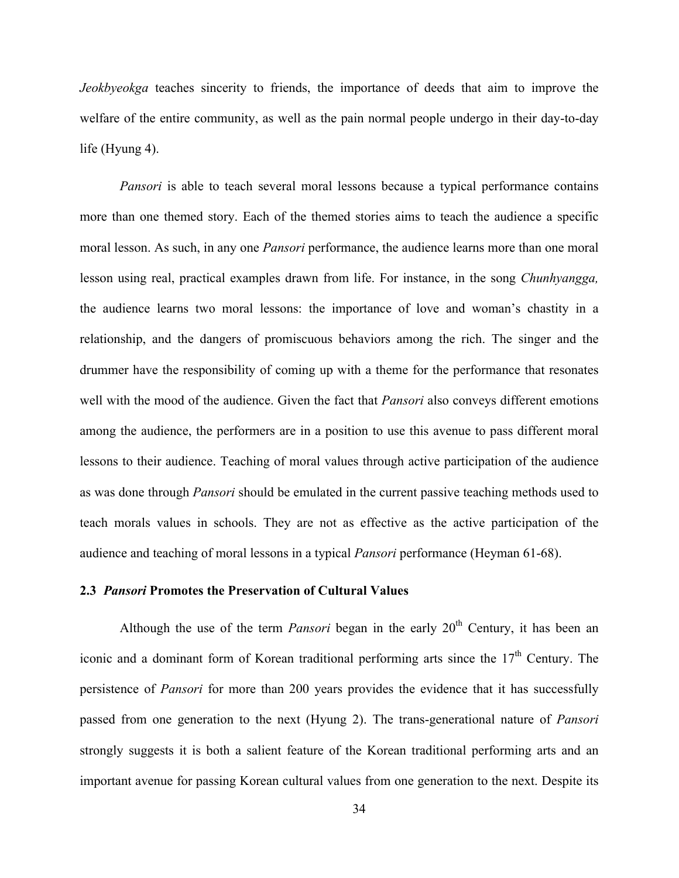*Jeokbyeokga* teaches sincerity to friends, the importance of deeds that aim to improve the welfare of the entire community, as well as the pain normal people undergo in their day-to-day life (Hyung 4).

*Pansori* is able to teach several moral lessons because a typical performance contains more than one themed story. Each of the themed stories aims to teach the audience a specific moral lesson. As such, in any one *Pansori* performance, the audience learns more than one moral lesson using real, practical examples drawn from life. For instance, in the song *Chunhyangga,* the audience learns two moral lessons: the importance of love and woman's chastity in a relationship, and the dangers of promiscuous behaviors among the rich. The singer and the drummer have the responsibility of coming up with a theme for the performance that resonates well with the mood of the audience. Given the fact that *Pansori* also conveys different emotions among the audience, the performers are in a position to use this avenue to pass different moral lessons to their audience. Teaching of moral values through active participation of the audience as was done through *Pansori* should be emulated in the current passive teaching methods used to teach morals values in schools. They are not as effective as the active participation of the audience and teaching of moral lessons in a typical *Pansori* performance (Heyman 61-68).

### 2.3 *Pansori* Promotes the Preservation of Cultural Values

Although the use of the term *Pansori* began in the early 20th Century, it has been an iconic and a dominant form of Korean traditional performing arts since the 17th Century. The persistence of *Pansori* for more than 200 years provides the evidence that it has successfully passed from one generation to the next (Hyung 2). The trans-generational nature of *Pansori* strongly suggests it is both a salient feature of the Korean traditional performing arts and an important avenue for passing Korean cultural values from one generation to the next. Despite its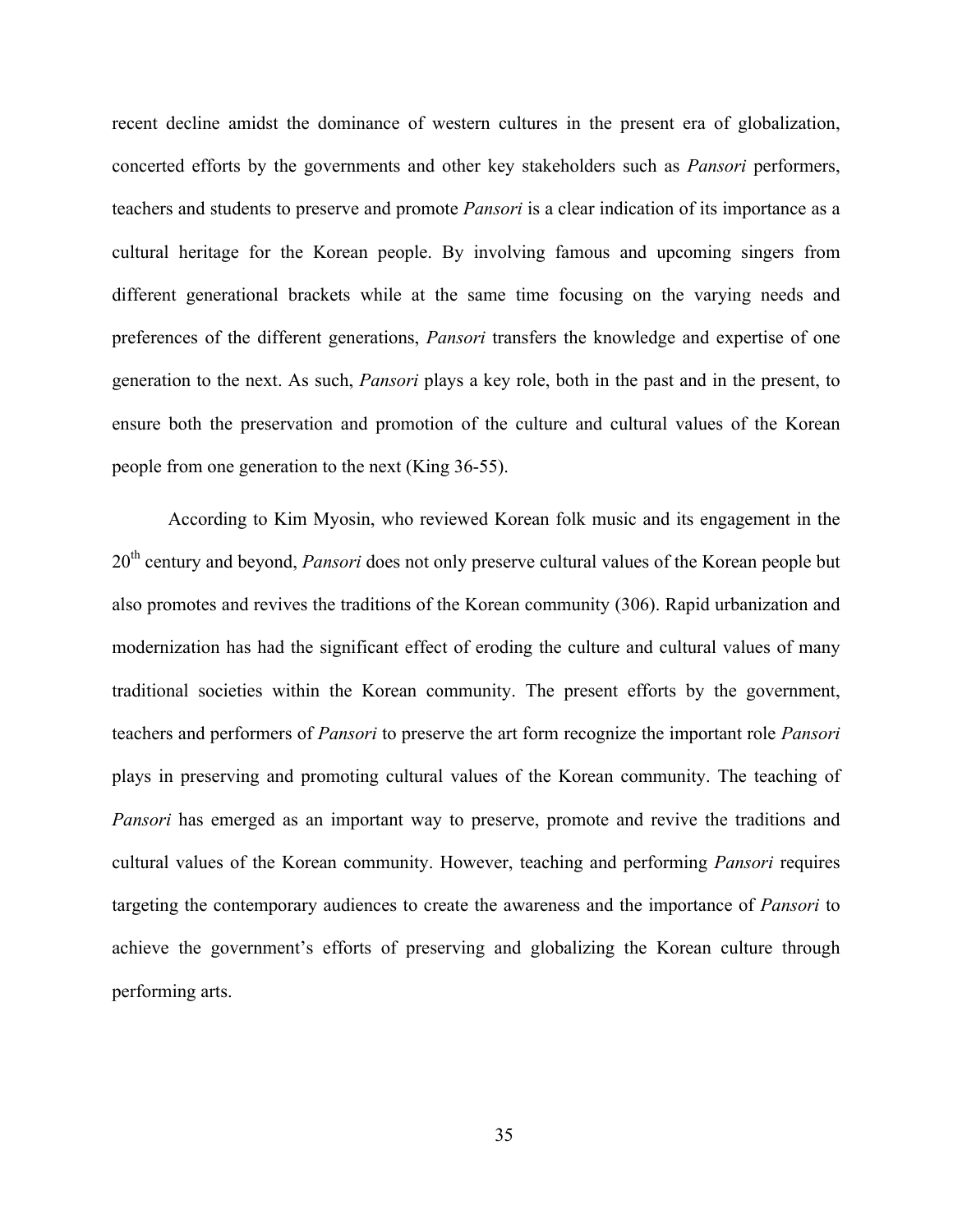recent decline amidst the dominance of western cultures in the present era of globalization, concerted efforts by the governments and other key stakeholders such as *Pansori* performers, teachers and students to preserve and promote *Pansori* is a clear indication of its importance as a cultural heritage for the Korean people. By involving famous and upcoming singers from different generational brackets while at the same time focusing on the varying needs and preferences of the different generations, *Pansori* transfers the knowledge and expertise of one generation to the next. As such, *Pansori* plays a key role, both in the past and in the present, to ensure both the preservation and promotion of the culture and cultural values of the Korean people from one generation to the next (King 36-55).

According to Kim Myosin, who reviewed Korean folk music and its engagement in the 20th century and beyond, *Pansori* does not only preserve cultural values of the Korean people but also promotes and revives the traditions of the Korean community (306). Rapid urbanization and modernization has had the significant effect of eroding the culture and cultural values of many traditional societies within the Korean community. The present efforts by the government, teachers and performers of *Pansori* to preserve the art form recognize the important role *Pansori* plays in preserving and promoting cultural values of the Korean community. The teaching of *Pansori* has emerged as an important way to preserve, promote and revive the traditions and cultural values of the Korean community. However, teaching and performing *Pansori* requires targeting the contemporary audiences to create the awareness and the importance of *Pansori* to achieve the government's efforts of preserving and globalizing the Korean culture through performing arts.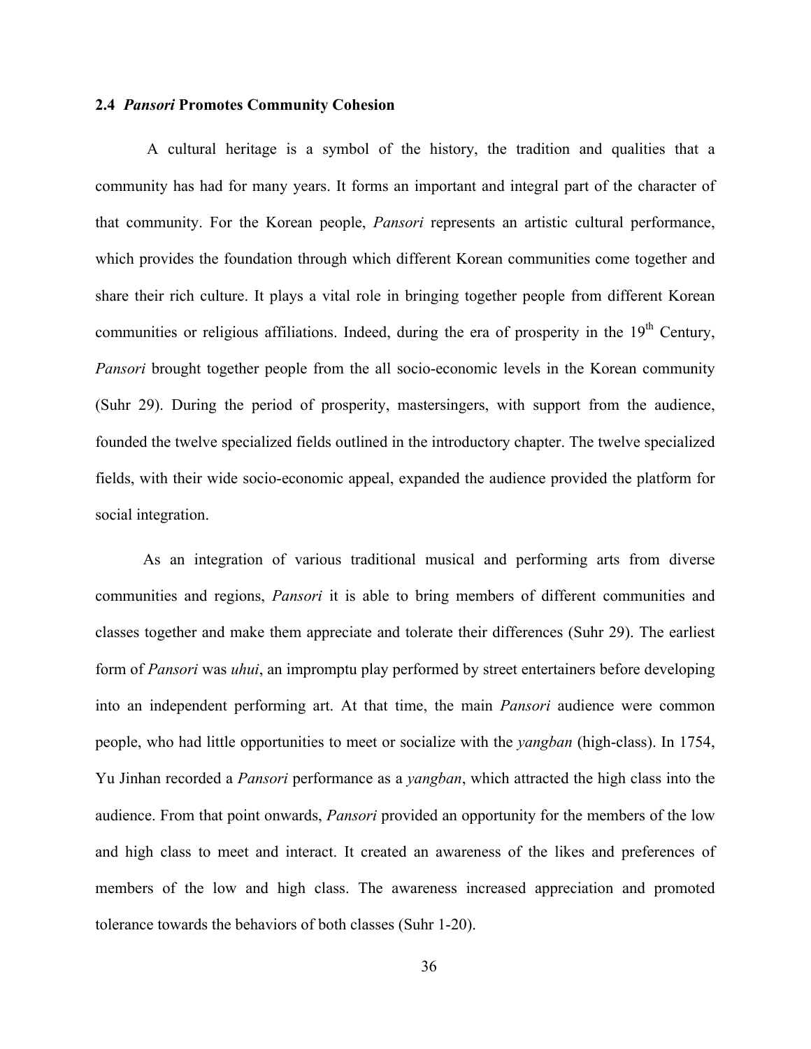## 2.4 *Pansori* Promotes Community Cohesion

A cultural heritage is a symbol of the history, the tradition and qualities that a community has had for many years. It forms an important and integral part of the character of that community. For the Korean people, *Pansori* represents an artistic cultural performance, which provides the foundation through which different Korean communities come together and share their rich culture. It plays a vital role in bringing together people from different Korean communities or religious affiliations. Indeed, during the era of prosperity in the 19th Century, *Pansori* brought together people from the all socio-economic levels in the Korean community (Suhr 29). During the period of prosperity, mastersingers, with support from the audience, founded the twelve specialized fields outlined in the introductory chapter. The twelve specialized fields, with their wide socio-economic appeal, expanded the audience provided the platform for social integration.

As an integration of various traditional musical and performing arts from diverse communities and regions, *Pansori* it is able to bring members of different communities and classes together and make them appreciate and tolerate their differences (Suhr 29). The earliest form of *Pansori* was *uhui*, an impromptu play performed by street entertainers before developing into an independent performing art. At that time, the main *Pansori* audience were common people, who had little opportunities to meet or socialize with the *yangban* (high-class). In 1754, Yu Jinhan recorded a *Pansori* performance as a *yangban*, which attracted the high class into the audience. From that point onwards, *Pansori* provided an opportunity for the members of the low and high class to meet and interact. It created an awareness of the likes and preferences of members of the low and high class. The awareness increased appreciation and promoted tolerance towards the behaviors of both classes (Suhr 1-20).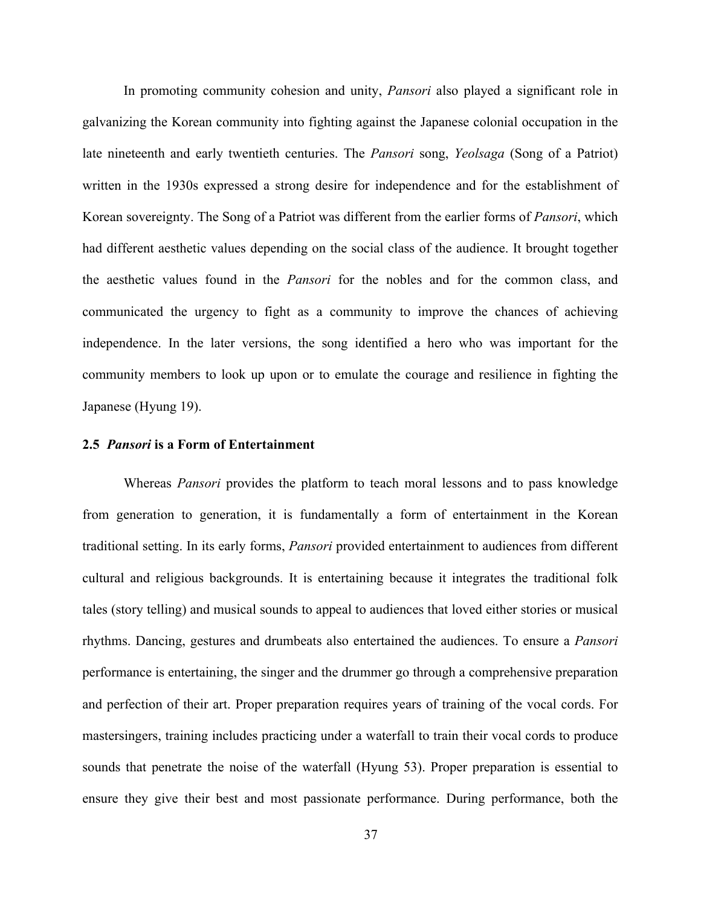In promoting community cohesion and unity, *Pansori* also played a significant role in galvanizing the Korean community into fighting against the Japanese colonial occupation in the late nineteenth and early twentieth centuries. The *Pansori* song, *Yeolsaga* (Song of a Patriot) written in the 1930s expressed a strong desire for independence and for the establishment of Korean sovereignty. The Song of a Patriot was different from the earlier forms of *Pansori*, which had different aesthetic values depending on the social class of the audience. It brought together the aesthetic values found in the *Pansori* for the nobles and for the common class, and communicated the urgency to fight as a community to improve the chances of achieving independence. In the later versions, the song identified a hero who was important for the community members to look up upon or to emulate the courage and resilience in fighting the Japanese (Hyung 19).

### 2.5 *Pansori* is a Form of Entertainment

Whereas *Pansori* provides the platform to teach moral lessons and to pass knowledge from generation to generation, it is fundamentally a form of entertainment in the Korean traditional setting. In its early forms, *Pansori* provided entertainment to audiences from different cultural and religious backgrounds. It is entertaining because it integrates the traditional folk tales (story telling) and musical sounds to appeal to audiences that loved either stories or musical rhythms. Dancing, gestures and drumbeats also entertained the audiences. To ensure a *Pansori* performance is entertaining, the singer and the drummer go through a comprehensive preparation and perfection of their art. Proper preparation requires years of training of the vocal cords. For mastersingers, training includes practicing under a waterfall to train their vocal cords to produce sounds that penetrate the noise of the waterfall (Hyung 53). Proper preparation is essential to ensure they give their best and most passionate performance. During performance, both the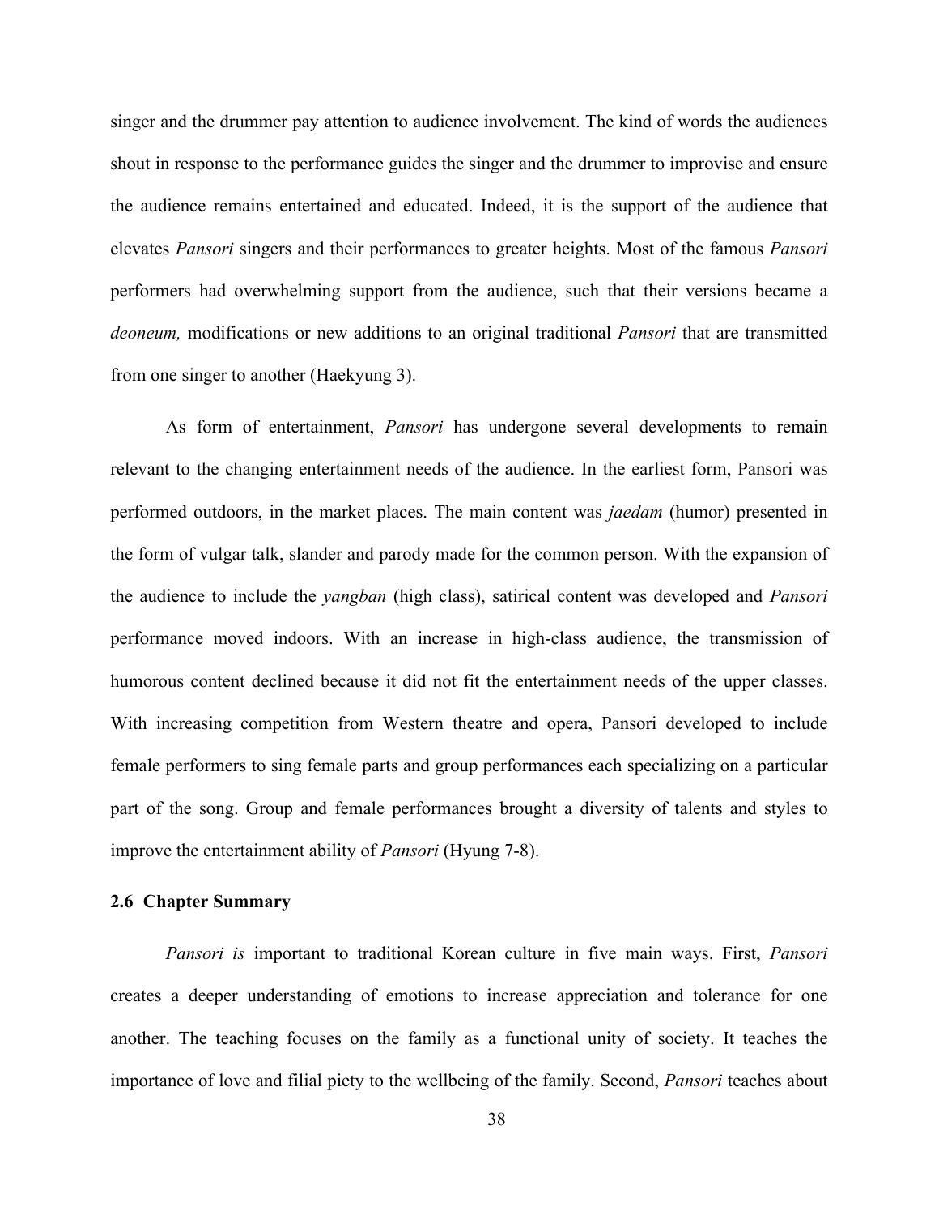singer and the drummer pay attention to audience involvement. The kind of words the audiences shout in response to the performance guides the singer and the drummer to improvise and ensure the audience remains entertained and educated. Indeed, it is the support of the audience that elevates *Pansori* singers and their performances to greater heights. Most of the famous *Pansori* performers had overwhelming support from the audience, such that their versions became a *deoneum,* modifications or new additions to an original traditional *Pansori* that are transmitted from one singer to another (Haekyung 3).

As form of entertainment, *Pansori* has undergone several developments to remain relevant to the changing entertainment needs of the audience. In the earliest form, Pansori was performed outdoors, in the market places. The main content was *jaedam* (humor) presented in the form of vulgar talk, slander and parody made for the common person. With the expansion of the audience to include the *yangban* (high class), satirical content was developed and *Pansori* performance moved indoors. With an increase in high-class audience, the transmission of humorous content declined because it did not fit the entertainment needs of the upper classes. With increasing competition from Western theatre and opera, Pansori developed to include female performers to sing female parts and group performances each specializing on a particular part of the song. Group and female performances brought a diversity of talents and styles to improve the entertainment ability of *Pansori* (Hyung 7-8).

### 2.6 Chapter Summary

*Pansori is* important to traditional Korean culture in five main ways. First, *Pansori* creates a deeper understanding of emotions to increase appreciation and tolerance for one another. The teaching focuses on the family as a functional unity of society. It teaches the importance of love and filial piety to the wellbeing of the family. Second, *Pansori* teaches about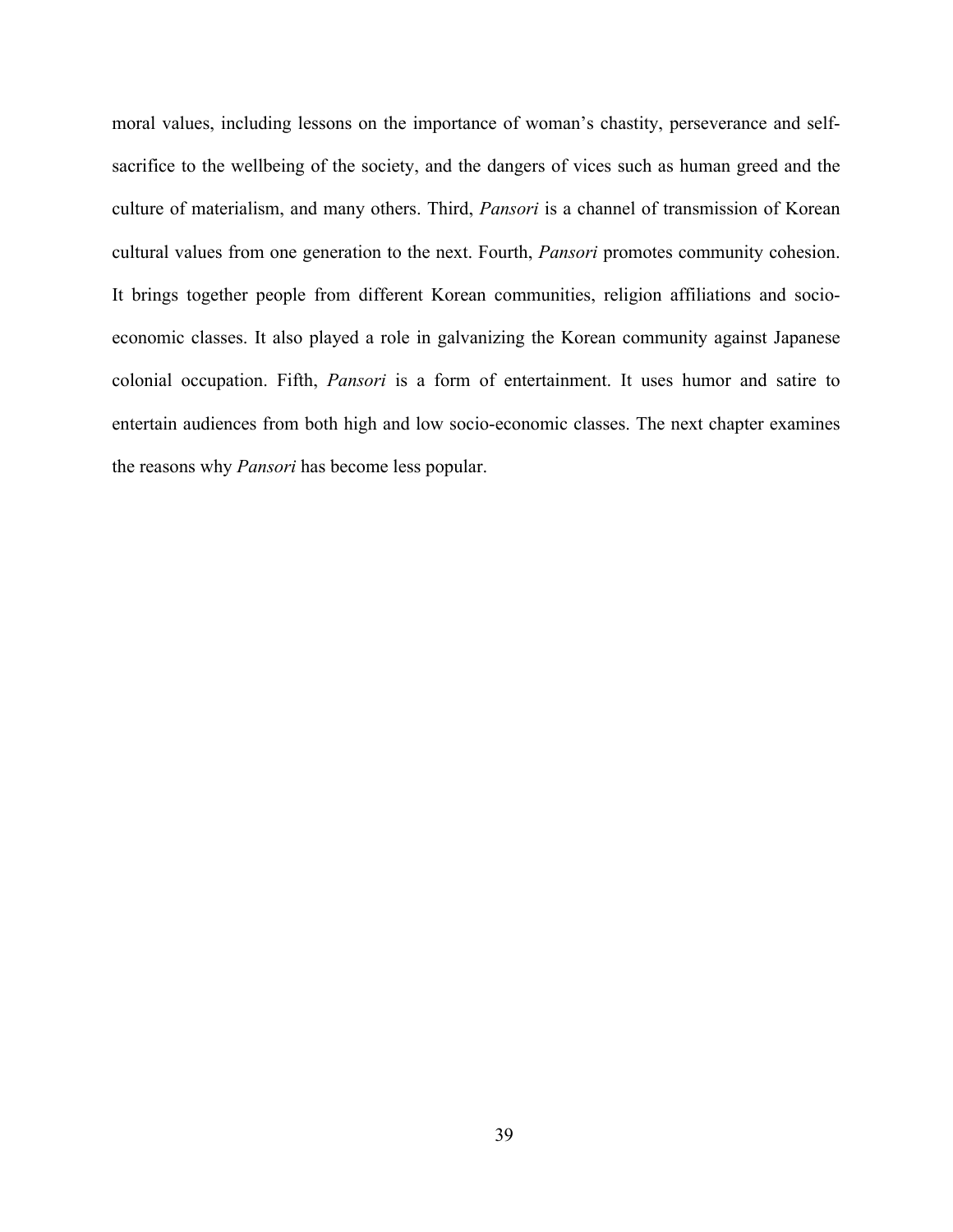moral values, including lessons on the importance of woman's chastity, perseverance and self-sacrifice to the wellbeing of the society, and the dangers of vices such as human greed and the culture of materialism, and many others. Third, *Pansori* is a channel of transmission of Korean cultural values from one generation to the next. Fourth, *Pansori* promotes community cohesion. It brings together people from different Korean communities, religion affiliations and socio-economic classes. It also played a role in galvanizing the Korean community against Japanese colonial occupation. Fifth, *Pansori* is a form of entertainment. It uses humor and satire to entertain audiences from both high and low socio-economic classes. The next chapter examines the reasons why *Pansori* has become less popular.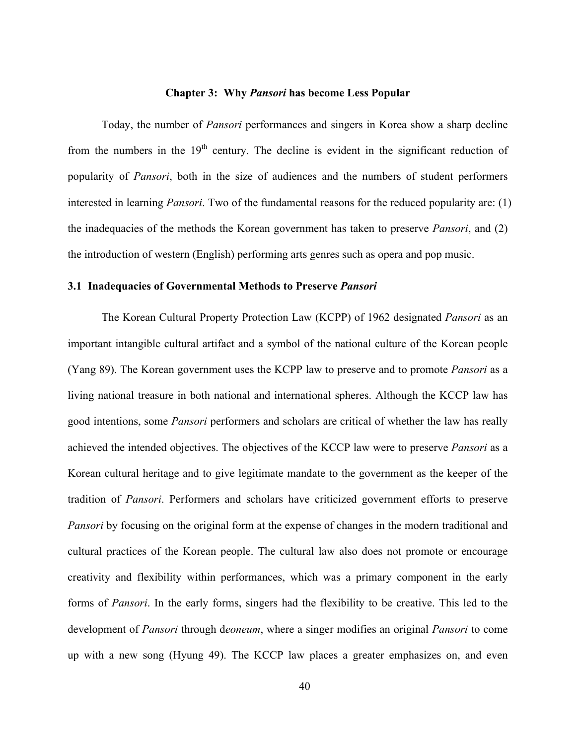## Chapter 3: Why *Pansori* has become Less Popular

Today, the number of *Pansori* performances and singers in Korea show a sharp decline from the numbers in the 19th century. The decline is evident in the significant reduction of popularity of *Pansori*, both in the size of audiences and the numbers of student performers interested in learning *Pansori*. Two of the fundamental reasons for the reduced popularity are: (1) the inadequacies of the methods the Korean government has taken to preserve *Pansori*, and (2) the introduction of western (English) performing arts genres such as opera and pop music.

### 3.1 Inadequacies of Governmental Methods to Preserve *Pansori*

The Korean Cultural Property Protection Law (KCPP) of 1962 designated *Pansori* as an important intangible cultural artifact and a symbol of the national culture of the Korean people (Yang 89). The Korean government uses the KCPP law to preserve and to promote *Pansori* as a living national treasure in both national and international spheres. Although the KCCP law has good intentions, some *Pansori* performers and scholars are critical of whether the law has really achieved the intended objectives. The objectives of the KCCP law were to preserve *Pansori* as a Korean cultural heritage and to give legitimate mandate to the government as the keeper of the tradition of *Pansori*. Performers and scholars have criticized government efforts to preserve *Pansori* by focusing on the original form at the expense of changes in the modern traditional and cultural practices of the Korean people. The cultural law also does not promote or encourage creativity and flexibility within performances, which was a primary component in the early forms of *Pansori*. In the early forms, singers had the flexibility to be creative. This led to the development of *Pansori* through d*eoneum*, where a singer modifies an original *Pansori* to come up with a new song (Hyung 49). The KCCP law places a greater emphasizes on, and even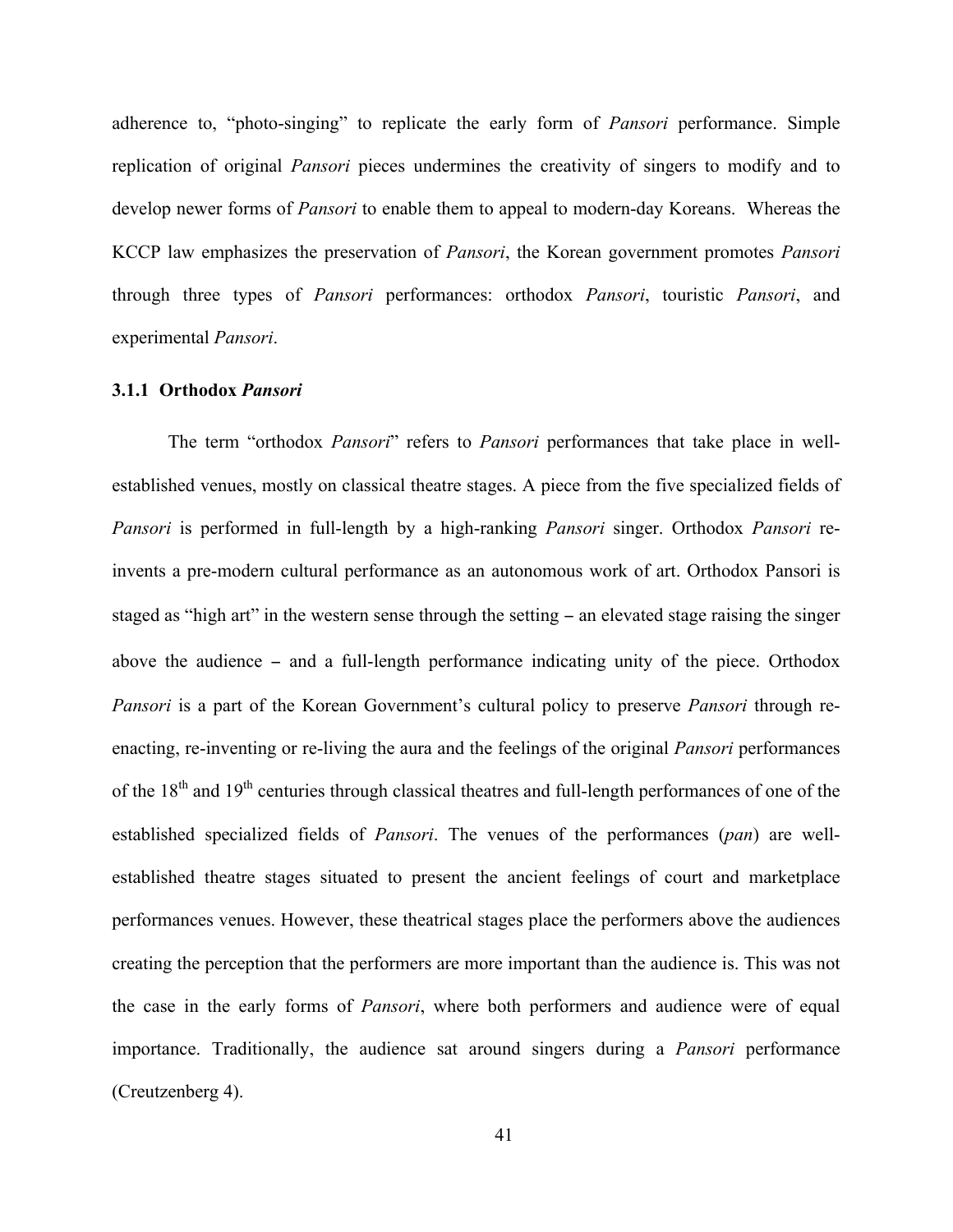adherence to, "photo-singing" to replicate the early form of *Pansori* performance. Simple replication of original *Pansori* pieces undermines the creativity of singers to modify and to develop newer forms of *Pansori* to enable them to appeal to modern-day Koreans. Whereas the KCCP law emphasizes the preservation of *Pansori*, the Korean government promotes *Pansori* through three types of *Pansori* performances: orthodox *Pansori*, touristic *Pansori*, and experimental *Pansori*.

### 3.1.1 Orthodox *Pansori*

The term "orthodox *Pansori*" refers to *Pansori* performances that take place in well-established venues, mostly on classical theatre stages. A piece from the five specialized fields of *Pansori* is performed in full-length by a high-ranking *Pansori* singer. Orthodox *Pansori* re-invents a pre-modern cultural performance as an autonomous work of art. Orthodox Pansori is staged as "high art" in the western sense through the setting – an elevated stage raising the singer above the audience – and a full-length performance indicating unity of the piece. Orthodox *Pansori* is a part of the Korean Government's cultural policy to preserve *Pansori* through re-enacting, re-inventing or re-living the aura and the feelings of the original *Pansori* performances of the 18th and 19th centuries through classical theatres and full-length performances of one of the established specialized fields of *Pansori*. The venues of the performances (*pan*) are well-established theatre stages situated to present the ancient feelings of court and marketplace performances venues. However, these theatrical stages place the performers above the audiences creating the perception that the performers are more important than the audience is. This was not the case in the early forms of *Pansori*, where both performers and audience were of equal importance. Traditionally, the audience sat around singers during a *Pansori* performance (Creutzenberg 4).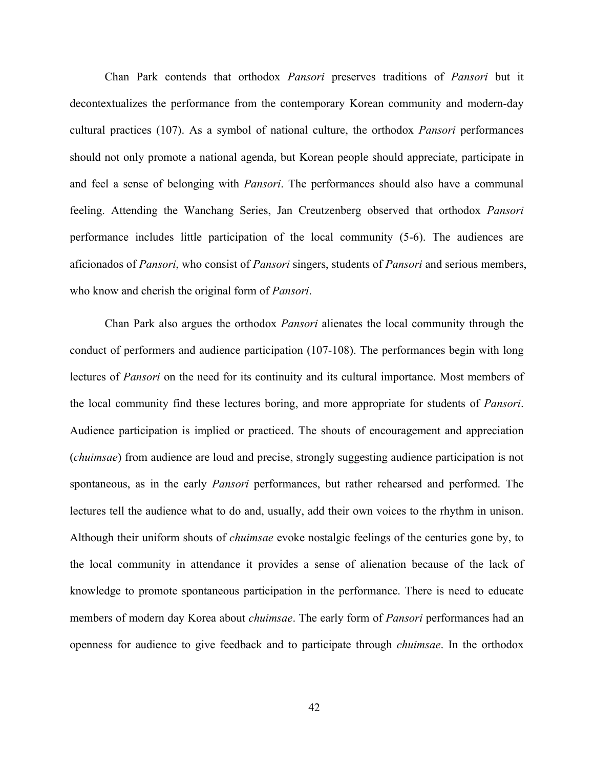Chan Park contends that orthodox *Pansori* preserves traditions of *Pansori* but it decontextualizes the performance from the contemporary Korean community and modern-day cultural practices (107). As a symbol of national culture, the orthodox *Pansori* performances should not only promote a national agenda, but Korean people should appreciate, participate in and feel a sense of belonging with *Pansori*. The performances should also have a communal feeling. Attending the Wanchang Series, Jan Creutzenberg observed that orthodox *Pansori* performance includes little participation of the local community (5-6). The audiences are aficionados of *Pansori*, who consist of *Pansori* singers, students of *Pansori* and serious members, who know and cherish the original form of *Pansori*.

Chan Park also argues the orthodox *Pansori* alienates the local community through the conduct of performers and audience participation (107-108). The performances begin with long lectures of *Pansori* on the need for its continuity and its cultural importance. Most members of the local community find these lectures boring, and more appropriate for students of *Pansori*. Audience participation is implied or practiced. The shouts of encouragement and appreciation (*chuimsae*) from audience are loud and precise, strongly suggesting audience participation is not spontaneous, as in the early *Pansori* performances, but rather rehearsed and performed. The lectures tell the audience what to do and, usually, add their own voices to the rhythm in unison. Although their uniform shouts of *chuimsae* evoke nostalgic feelings of the centuries gone by, to the local community in attendance it provides a sense of alienation because of the lack of knowledge to promote spontaneous participation in the performance. There is need to educate members of modern day Korea about *chuimsae*. The early form of *Pansori* performances had an openness for audience to give feedback and to participate through *chuimsae*. In the orthodox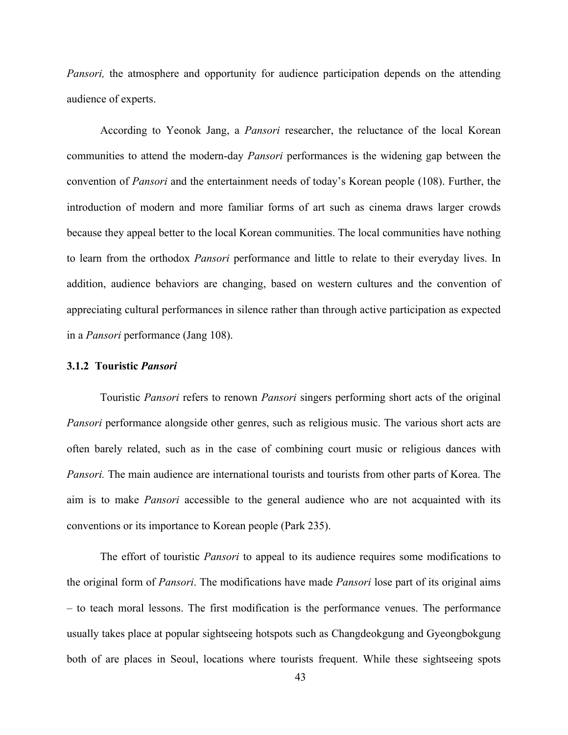*Pansori,* the atmosphere and opportunity for audience participation depends on the attending audience of experts.

According to Yeonok Jang, a *Pansori* researcher, the reluctance of the local Korean communities to attend the modern-day *Pansori* performances is the widening gap between the convention of *Pansori* and the entertainment needs of today's Korean people (108). Further, the introduction of modern and more familiar forms of art such as cinema draws larger crowds because they appeal better to the local Korean communities. The local communities have nothing to learn from the orthodox *Pansori* performance and little to relate to their everyday lives. In addition, audience behaviors are changing, based on western cultures and the convention of appreciating cultural performances in silence rather than through active participation as expected in a *Pansori* performance (Jang 108).

### 3.1.2 Touristic *Pansori*

Touristic *Pansori* refers to renown *Pansori* singers performing short acts of the original *Pansori* performance alongside other genres, such as religious music. The various short acts are often barely related, such as in the case of combining court music or religious dances with *Pansori.* The main audience are international tourists and tourists from other parts of Korea. The aim is to make *Pansori* accessible to the general audience who are not acquainted with its conventions or its importance to Korean people (Park 235).

The effort of touristic *Pansori* to appeal to its audience requires some modifications to the original form of *Pansori*. The modifications have made *Pansori* lose part of its original aims – to teach moral lessons. The first modification is the performance venues. The performance usually takes place at popular sightseeing hotspots such as Changdeokgung and Gyeongbokgung both of are places in Seoul, locations where tourists frequent. While these sightseeing spots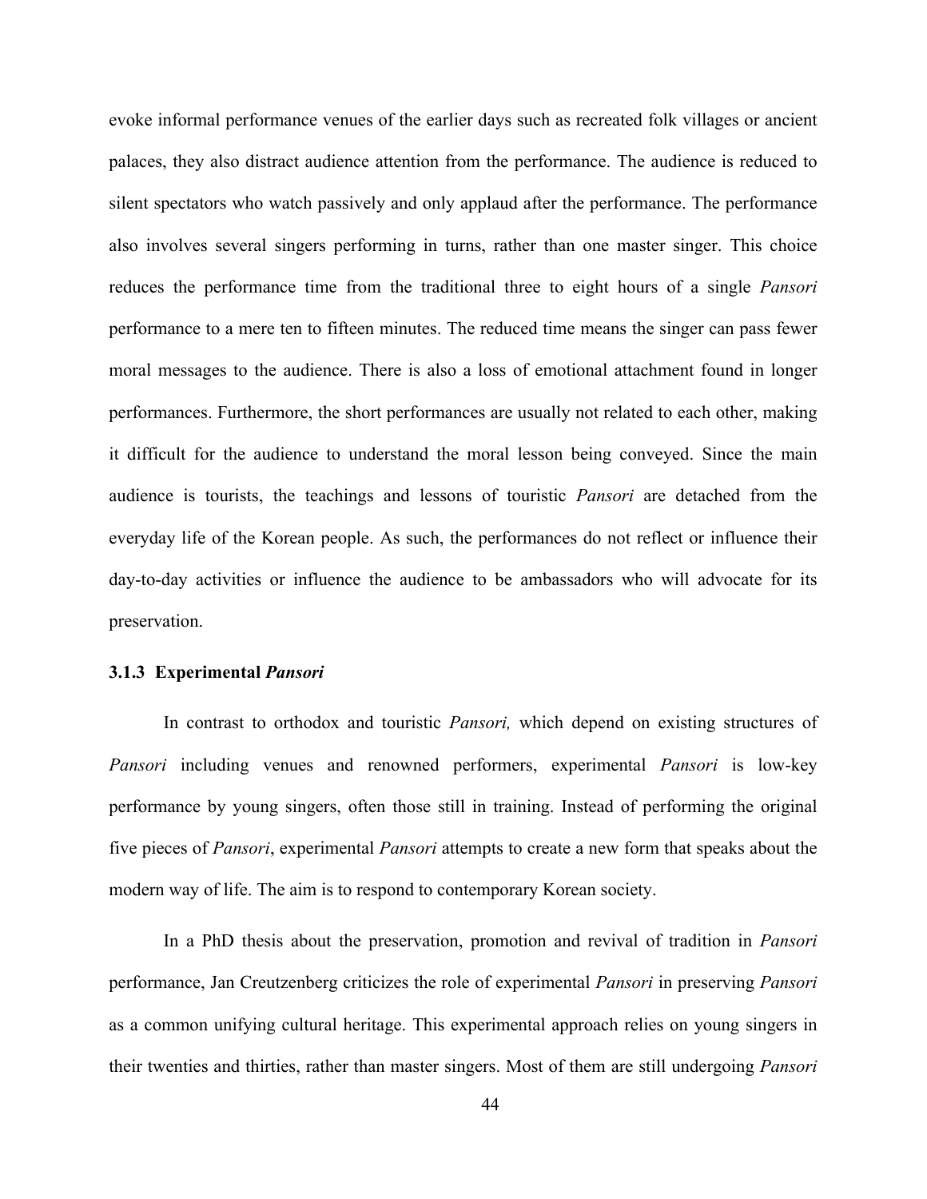evoke informal performance venues of the earlier days such as recreated folk villages or ancient palaces, they also distract audience attention from the performance. The audience is reduced to silent spectators who watch passively and only applaud after the performance. The performance also involves several singers performing in turns, rather than one master singer. This choice reduces the performance time from the traditional three to eight hours of a single *Pansori* performance to a mere ten to fifteen minutes. The reduced time means the singer can pass fewer moral messages to the audience. There is also a loss of emotional attachment found in longer performances. Furthermore, the short performances are usually not related to each other, making it difficult for the audience to understand the moral lesson being conveyed. Since the main audience is tourists, the teachings and lessons of touristic *Pansori* are detached from the everyday life of the Korean people. As such, the performances do not reflect or influence their day-to-day activities or influence the audience to be ambassadors who will advocate for its preservation.

### 3.1.3 Experimental *Pansori*

In contrast to orthodox and touristic *Pansori,* which depend on existing structures of *Pansori* including venues and renowned performers, experimental *Pansori* is low-key performance by young singers, often those still in training. Instead of performing the original five pieces of *Pansori*, experimental *Pansori* attempts to create a new form that speaks about the modern way of life. The aim is to respond to contemporary Korean society.

In a PhD thesis about the preservation, promotion and revival of tradition in *Pansori* performance, Jan Creutzenberg criticizes the role of experimental *Pansori* in preserving *Pansori* as a common unifying cultural heritage. This experimental approach relies on young singers in their twenties and thirties, rather than master singers. Most of them are still undergoing *Pansori*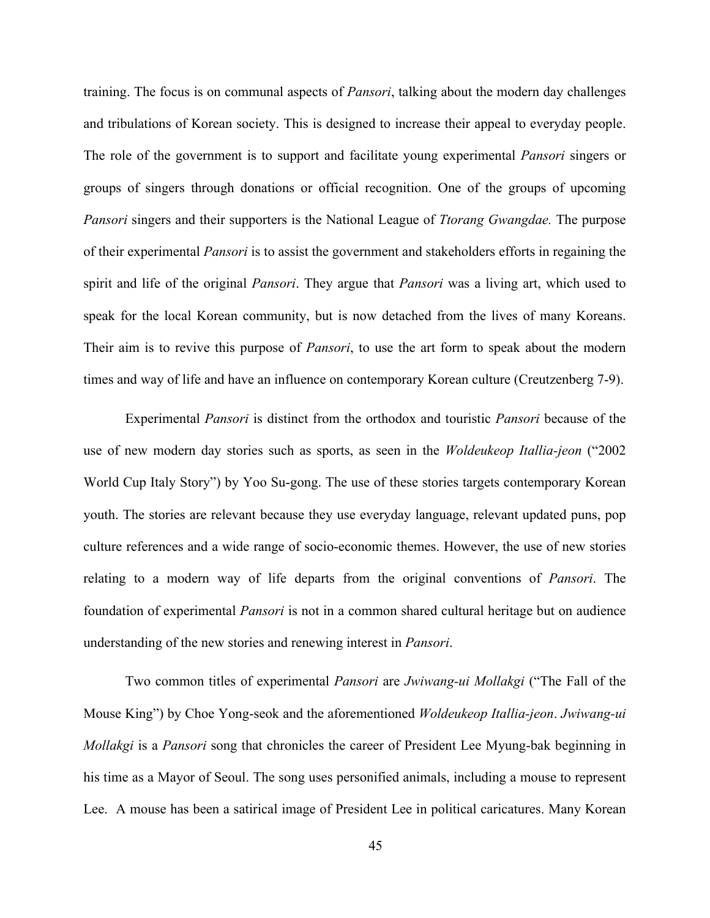training. The focus is on communal aspects of *Pansori*, talking about the modern day challenges and tribulations of Korean society. This is designed to increase their appeal to everyday people. The role of the government is to support and facilitate young experimental *Pansori* singers or groups of singers through donations or official recognition. One of the groups of upcoming *Pansori* singers and their supporters is the National League of *Ttorang Gwangdae.* The purpose of their experimental *Pansori* is to assist the government and stakeholders efforts in regaining the spirit and life of the original *Pansori*. They argue that *Pansori* was a living art, which used to speak for the local Korean community, but is now detached from the lives of many Koreans. Their aim is to revive this purpose of *Pansori*, to use the art form to speak about the modern times and way of life and have an influence on contemporary Korean culture (Creutzenberg 7-9).

Experimental *Pansori* is distinct from the orthodox and touristic *Pansori* because of the use of new modern day stories such as sports, as seen in the *Woldeukeop Itallia-jeon* ("2002 World Cup Italy Story") by Yoo Su-gong. The use of these stories targets contemporary Korean youth. The stories are relevant because they use everyday language, relevant updated puns, pop culture references and a wide range of socio-economic themes. However, the use of new stories relating to a modern way of life departs from the original conventions of *Pansori*. The foundation of experimental *Pansori* is not in a common shared cultural heritage but on audience understanding of the new stories and renewing interest in *Pansori*.

Two common titles of experimental *Pansori* are *Jwiwang-ui Mollakgi* ("The Fall of the Mouse King") by Choe Yong-seok and the aforementioned *Woldeukeop Itallia-jeon*. *Jwiwang-ui Mollakgi* is a *Pansori* song that chronicles the career of President Lee Myung-bak beginning in his time as a Mayor of Seoul. The song uses personified animals, including a mouse to represent Lee. A mouse has been a satirical image of President Lee in political caricatures. Many Korean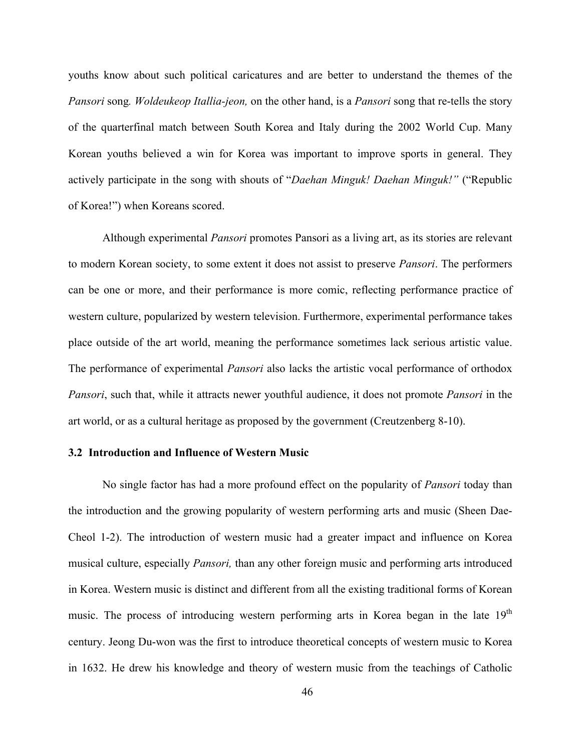youths know about such political caricatures and are better to understand the themes of the *Pansori* song*. Woldeukeop Itallia-jeon,* on the other hand, is a *Pansori* song that re-tells the story of the quarterfinal match between South Korea and Italy during the 2002 World Cup. Many Korean youths believed a win for Korea was important to improve sports in general. They actively participate in the song with shouts of "*Daehan Minguk! Daehan Minguk!"* ("Republic of Korea!") when Koreans scored.

Although experimental *Pansori* promotes Pansori as a living art, as its stories are relevant to modern Korean society, to some extent it does not assist to preserve *Pansori*. The performers can be one or more, and their performance is more comic, reflecting performance practice of western culture, popularized by western television. Furthermore, experimental performance takes place outside of the art world, meaning the performance sometimes lack serious artistic value. The performance of experimental *Pansori* also lacks the artistic vocal performance of orthodox *Pansori*, such that, while it attracts newer youthful audience, it does not promote *Pansori* in the art world, or as a cultural heritage as proposed by the government (Creutzenberg 8-10).

### 3.2 Introduction and Influence of Western Music

No single factor has had a more profound effect on the popularity of *Pansori* today than the introduction and the growing popularity of western performing arts and music (Sheen Dae-Cheol 1-2). The introduction of western music had a greater impact and influence on Korea musical culture, especially *Pansori,* than any other foreign music and performing arts introduced in Korea. Western music is distinct and different from all the existing traditional forms of Korean music. The process of introducing western performing arts in Korea began in the late 19th century. Jeong Du-won was the first to introduce theoretical concepts of western music to Korea in 1632. He drew his knowledge and theory of western music from the teachings of Catholic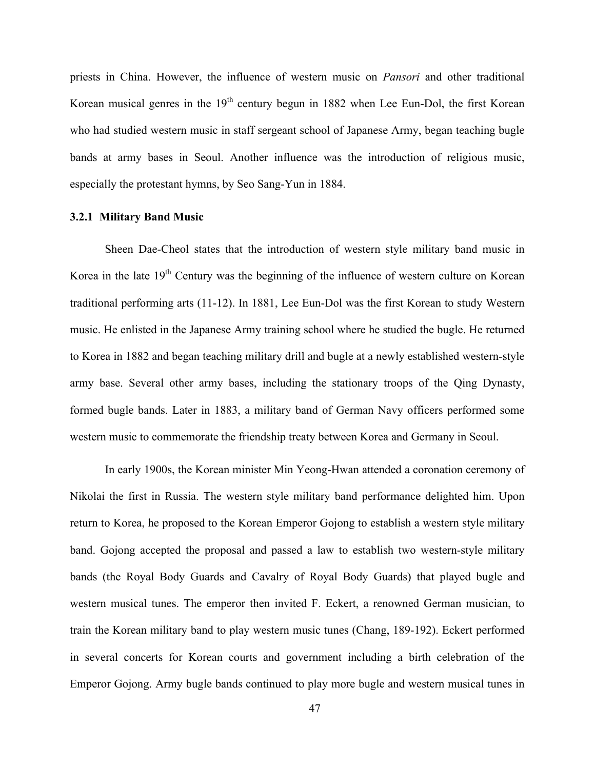priests in China. However, the influence of western music on *Pansori* and other traditional Korean musical genres in the 19th century begun in 1882 when Lee Eun-Dol, the first Korean who had studied western music in staff sergeant school of Japanese Army, began teaching bugle bands at army bases in Seoul. Another influence was the introduction of religious music, especially the protestant hymns, by Seo Sang-Yun in 1884.

### 3.2.1 Military Band Music

Sheen Dae-Cheol states that the introduction of western style military band music in Korea in the late 19th Century was the beginning of the influence of western culture on Korean traditional performing arts (11-12). In 1881, Lee Eun-Dol was the first Korean to study Western music. He enlisted in the Japanese Army training school where he studied the bugle. He returned to Korea in 1882 and began teaching military drill and bugle at a newly established western-style army base. Several other army bases, including the stationary troops of the Qing Dynasty, formed bugle bands. Later in 1883, a military band of German Navy officers performed some western music to commemorate the friendship treaty between Korea and Germany in Seoul.

In early 1900s, the Korean minister Min Yeong-Hwan attended a coronation ceremony of Nikolai the first in Russia. The western style military band performance delighted him. Upon return to Korea, he proposed to the Korean Emperor Gojong to establish a western style military band. Gojong accepted the proposal and passed a law to establish two western-style military bands (the Royal Body Guards and Cavalry of Royal Body Guards) that played bugle and western musical tunes. The emperor then invited F. Eckert, a renowned German musician, to train the Korean military band to play western music tunes (Chang, 189-192). Eckert performed in several concerts for Korean courts and government including a birth celebration of the Emperor Gojong. Army bugle bands continued to play more bugle and western musical tunes in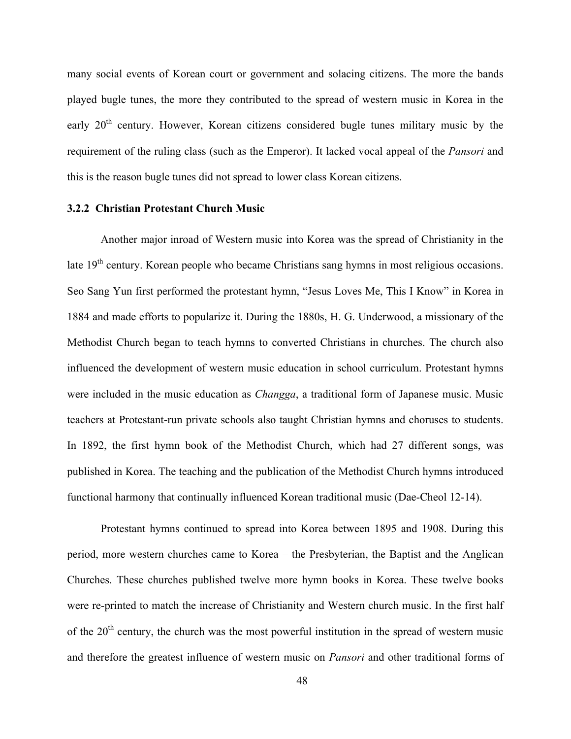many social events of Korean court or government and solacing citizens. The more the bands played bugle tunes, the more they contributed to the spread of western music in Korea in the early 20th century. However, Korean citizens considered bugle tunes military music by the requirement of the ruling class (such as the Emperor). It lacked vocal appeal of the *Pansori* and this is the reason bugle tunes did not spread to lower class Korean citizens.

### 3.2.2 Christian Protestant Church Music

Another major inroad of Western music into Korea was the spread of Christianity in the late 19th century. Korean people who became Christians sang hymns in most religious occasions. Seo Sang Yun first performed the protestant hymn, "Jesus Loves Me, This I Know" in Korea in 1884 and made efforts to popularize it. During the 1880s, H. G. Underwood, a missionary of the Methodist Church began to teach hymns to converted Christians in churches. The church also influenced the development of western music education in school curriculum. Protestant hymns were included in the music education as *Changga*, a traditional form of Japanese music. Music teachers at Protestant-run private schools also taught Christian hymns and choruses to students. In 1892, the first hymn book of the Methodist Church, which had 27 different songs, was published in Korea. The teaching and the publication of the Methodist Church hymns introduced functional harmony that continually influenced Korean traditional music (Dae-Cheol 12-14).

Protestant hymns continued to spread into Korea between 1895 and 1908. During this period, more western churches came to Korea – the Presbyterian, the Baptist and the Anglican Churches. These churches published twelve more hymn books in Korea. These twelve books were re-printed to match the increase of Christianity and Western church music. In the first half of the 20th century, the church was the most powerful institution in the spread of western music and therefore the greatest influence of western music on *Pansori* and other traditional forms of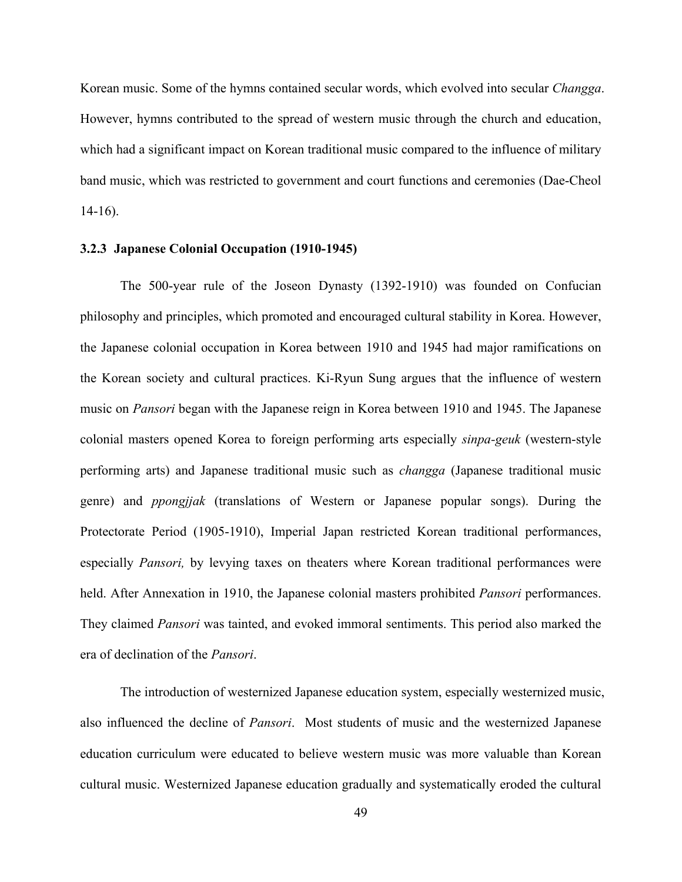Korean music. Some of the hymns contained secular words, which evolved into secular *Changga*. However, hymns contributed to the spread of western music through the church and education, which had a significant impact on Korean traditional music compared to the influence of military band music, which was restricted to government and court functions and ceremonies (Dae-Cheol 14-16).

### 3.2.3 Japanese Colonial Occupation (1910-1945)

The 500-year rule of the Joseon Dynasty (1392-1910) was founded on Confucian philosophy and principles, which promoted and encouraged cultural stability in Korea. However, the Japanese colonial occupation in Korea between 1910 and 1945 had major ramifications on the Korean society and cultural practices. Ki-Ryun Sung argues that the influence of western music on *Pansori* began with the Japanese reign in Korea between 1910 and 1945. The Japanese colonial masters opened Korea to foreign performing arts especially *sinpa-geuk* (western-style performing arts) and Japanese traditional music such as *changga* (Japanese traditional music genre) and *ppongjjak* (translations of Western or Japanese popular songs). During the Protectorate Period (1905-1910), Imperial Japan restricted Korean traditional performances, especially *Pansori,* by levying taxes on theaters where Korean traditional performances were held. After Annexation in 1910, the Japanese colonial masters prohibited *Pansori* performances. They claimed *Pansori* was tainted, and evoked immoral sentiments. This period also marked the era of declination of the *Pansori*.

The introduction of westernized Japanese education system, especially westernized music, also influenced the decline of *Pansori*. Most students of music and the westernized Japanese education curriculum were educated to believe western music was more valuable than Korean cultural music. Westernized Japanese education gradually and systematically eroded the cultural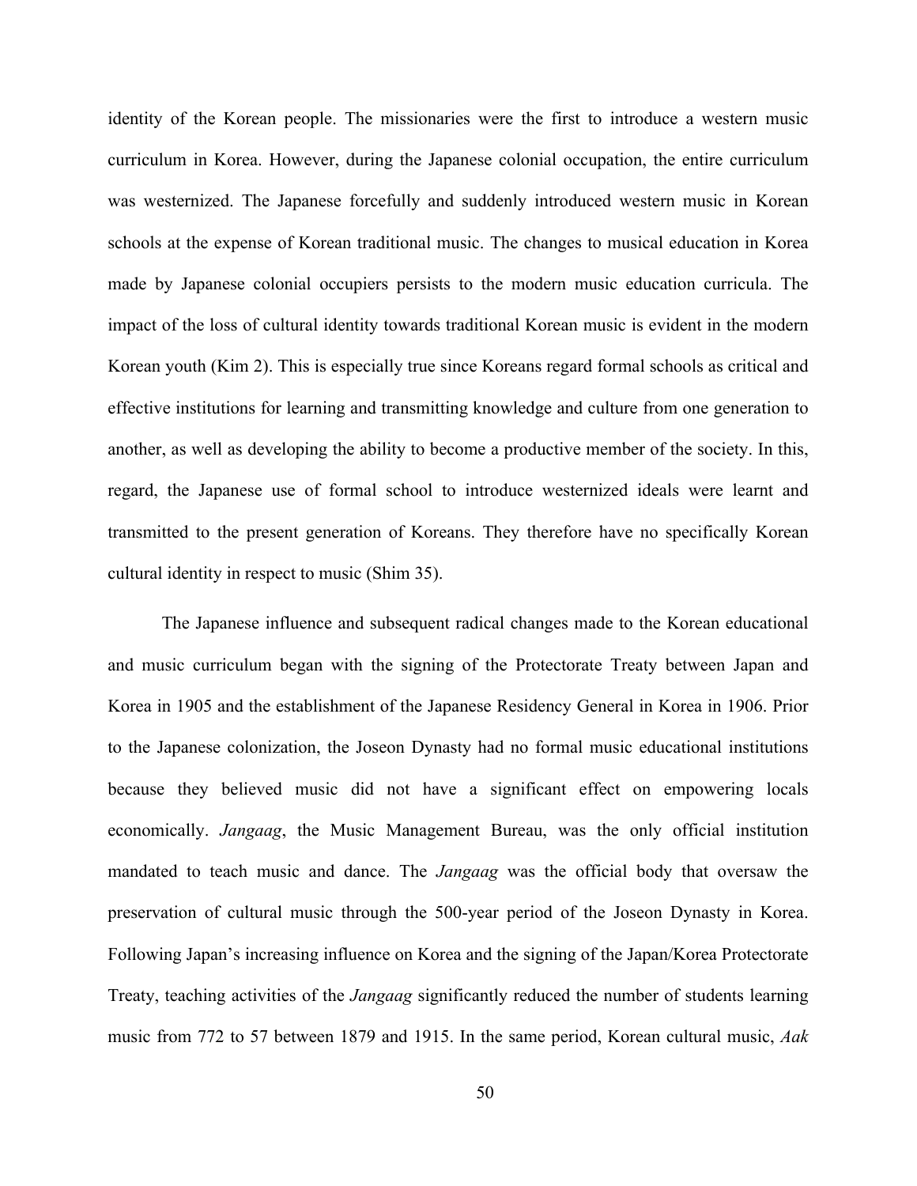identity of the Korean people. The missionaries were the first to introduce a western music curriculum in Korea. However, during the Japanese colonial occupation, the entire curriculum was westernized. The Japanese forcefully and suddenly introduced western music in Korean schools at the expense of Korean traditional music. The changes to musical education in Korea made by Japanese colonial occupiers persists to the modern music education curricula. The impact of the loss of cultural identity towards traditional Korean music is evident in the modern Korean youth (Kim 2). This is especially true since Koreans regard formal schools as critical and effective institutions for learning and transmitting knowledge and culture from one generation to another, as well as developing the ability to become a productive member of the society. In this, regard, the Japanese use of formal school to introduce westernized ideals were learnt and transmitted to the present generation of Koreans. They therefore have no specifically Korean cultural identity in respect to music (Shim 35).

The Japanese influence and subsequent radical changes made to the Korean educational and music curriculum began with the signing of the Protectorate Treaty between Japan and Korea in 1905 and the establishment of the Japanese Residency General in Korea in 1906. Prior to the Japanese colonization, the Joseon Dynasty had no formal music educational institutions because they believed music did not have a significant effect on empowering locals economically. *Jangaag*, the Music Management Bureau, was the only official institution mandated to teach music and dance. The *Jangaag* was the official body that oversaw the preservation of cultural music through the 500-year period of the Joseon Dynasty in Korea. Following Japan's increasing influence on Korea and the signing of the Japan/Korea Protectorate Treaty, teaching activities of the *Jangaag* significantly reduced the number of students learning music from 772 to 57 between 1879 and 1915. In the same period, Korean cultural music, *Aak*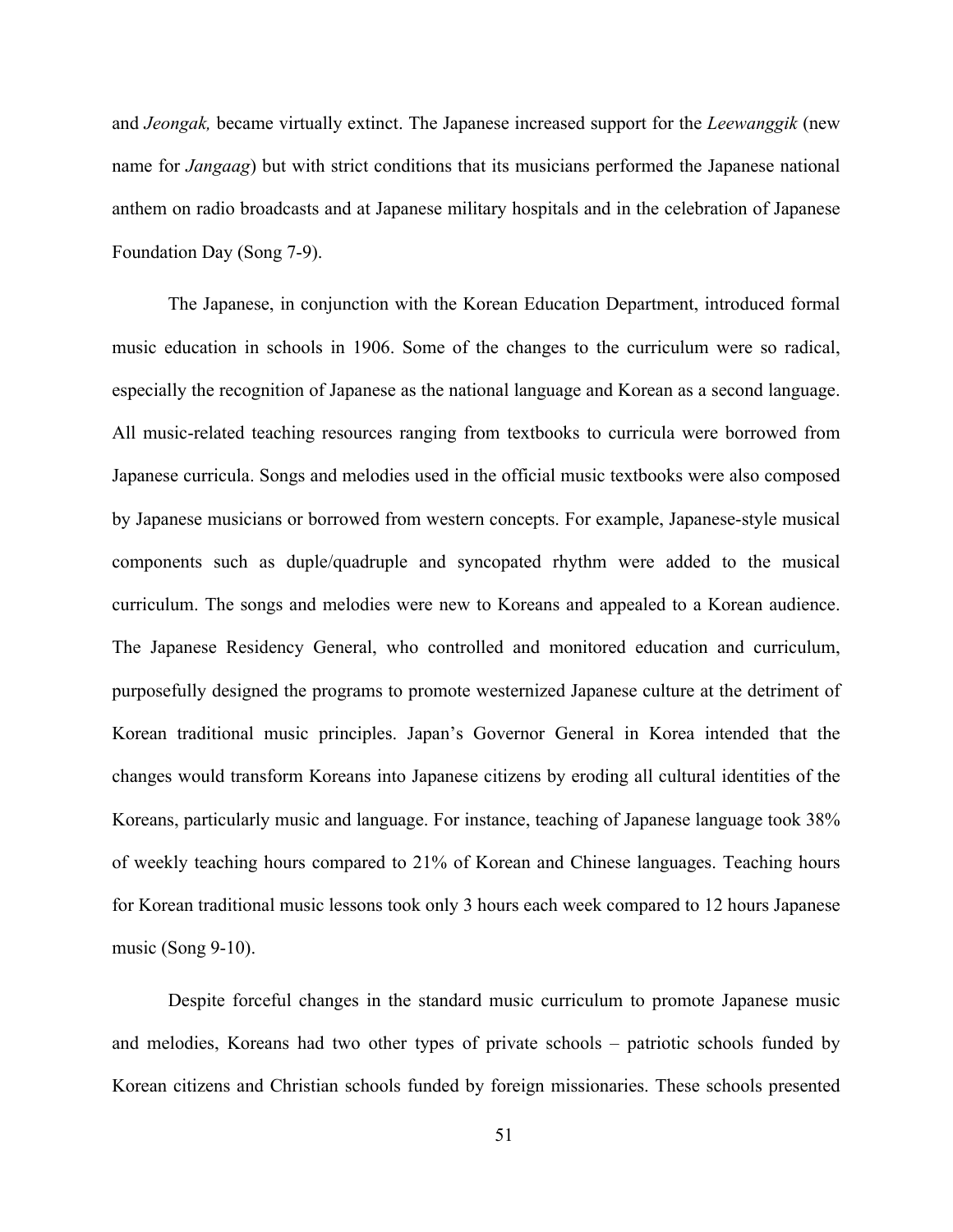and *Jeongak,* became virtually extinct. The Japanese increased support for the *Leewanggik* (new name for *Jangaag*) but with strict conditions that its musicians performed the Japanese national anthem on radio broadcasts and at Japanese military hospitals and in the celebration of Japanese Foundation Day (Song 7-9).

The Japanese, in conjunction with the Korean Education Department, introduced formal music education in schools in 1906. Some of the changes to the curriculum were so radical, especially the recognition of Japanese as the national language and Korean as a second language. All music-related teaching resources ranging from textbooks to curricula were borrowed from Japanese curricula. Songs and melodies used in the official music textbooks were also composed by Japanese musicians or borrowed from western concepts. For example, Japanese-style musical components such as duple/quadruple and syncopated rhythm were added to the musical curriculum. The songs and melodies were new to Koreans and appealed to a Korean audience. The Japanese Residency General, who controlled and monitored education and curriculum, purposefully designed the programs to promote westernized Japanese culture at the detriment of Korean traditional music principles. Japan's Governor General in Korea intended that the changes would transform Koreans into Japanese citizens by eroding all cultural identities of the Koreans, particularly music and language. For instance, teaching of Japanese language took 38% of weekly teaching hours compared to 21% of Korean and Chinese languages. Teaching hours for Korean traditional music lessons took only 3 hours each week compared to 12 hours Japanese music (Song 9-10).

Despite forceful changes in the standard music curriculum to promote Japanese music and melodies, Koreans had two other types of private schools – patriotic schools funded by Korean citizens and Christian schools funded by foreign missionaries. These schools presented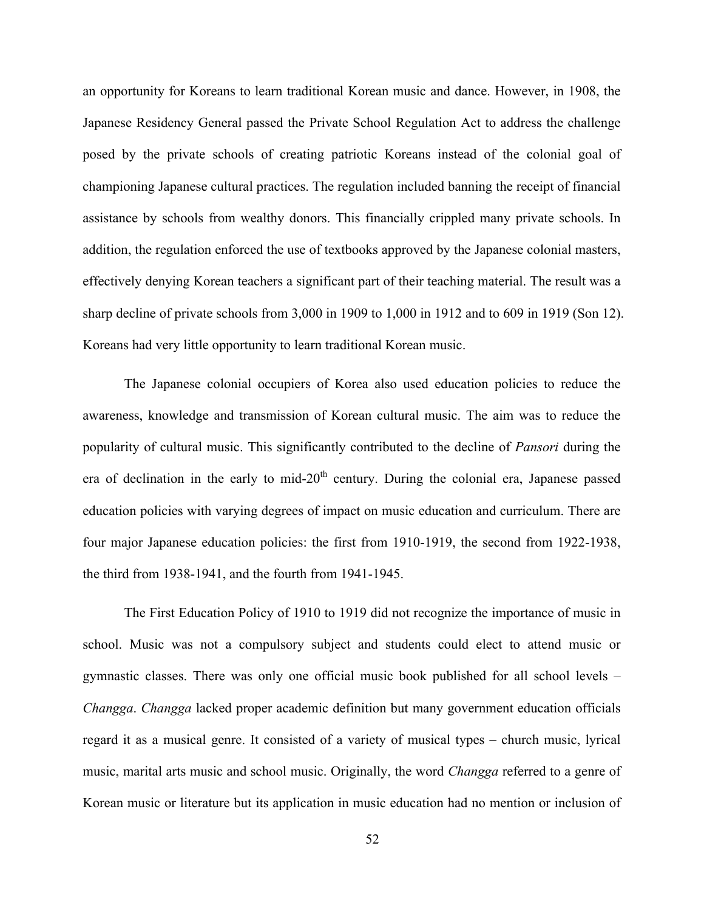an opportunity for Koreans to learn traditional Korean music and dance. However, in 1908, the Japanese Residency General passed the Private School Regulation Act to address the challenge posed by the private schools of creating patriotic Koreans instead of the colonial goal of championing Japanese cultural practices. The regulation included banning the receipt of financial assistance by schools from wealthy donors. This financially crippled many private schools. In addition, the regulation enforced the use of textbooks approved by the Japanese colonial masters, effectively denying Korean teachers a significant part of their teaching material. The result was a sharp decline of private schools from 3,000 in 1909 to 1,000 in 1912 and to 609 in 1919 (Son 12). Koreans had very little opportunity to learn traditional Korean music.

The Japanese colonial occupiers of Korea also used education policies to reduce the awareness, knowledge and transmission of Korean cultural music. The aim was to reduce the popularity of cultural music. This significantly contributed to the decline of *Pansori* during the era of declination in the early to mid-20th century. During the colonial era, Japanese passed education policies with varying degrees of impact on music education and curriculum. There are four major Japanese education policies: the first from 1910-1919, the second from 1922-1938, the third from 1938-1941, and the fourth from 1941-1945.

The First Education Policy of 1910 to 1919 did not recognize the importance of music in school. Music was not a compulsory subject and students could elect to attend music or gymnastic classes. There was only one official music book published for all school levels – *Changga*. *Changga* lacked proper academic definition but many government education officials regard it as a musical genre. It consisted of a variety of musical types – church music, lyrical music, marital arts music and school music. Originally, the word *Changga* referred to a genre of Korean music or literature but its application in music education had no mention or inclusion of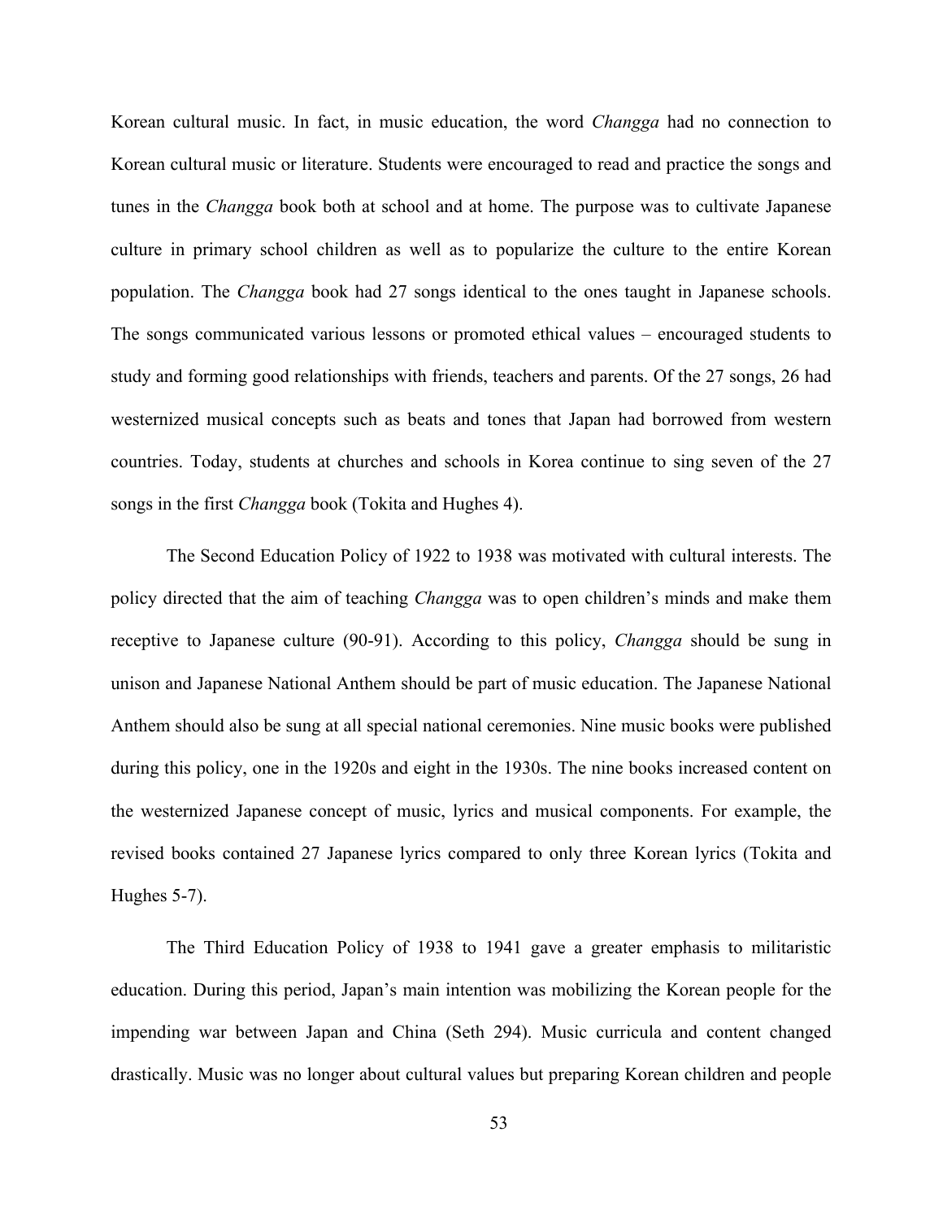Korean cultural music. In fact, in music education, the word *Changga* had no connection to Korean cultural music or literature. Students were encouraged to read and practice the songs and tunes in the *Changga* book both at school and at home. The purpose was to cultivate Japanese culture in primary school children as well as to popularize the culture to the entire Korean population. The *Changga* book had 27 songs identical to the ones taught in Japanese schools. The songs communicated various lessons or promoted ethical values – encouraged students to study and forming good relationships with friends, teachers and parents. Of the 27 songs, 26 had westernized musical concepts such as beats and tones that Japan had borrowed from western countries. Today, students at churches and schools in Korea continue to sing seven of the 27 songs in the first *Changga* book (Tokita and Hughes 4).

The Second Education Policy of 1922 to 1938 was motivated with cultural interests. The policy directed that the aim of teaching *Changga* was to open children's minds and make them receptive to Japanese culture (90-91). According to this policy, *Changga* should be sung in unison and Japanese National Anthem should be part of music education. The Japanese National Anthem should also be sung at all special national ceremonies. Nine music books were published during this policy, one in the 1920s and eight in the 1930s. The nine books increased content on the westernized Japanese concept of music, lyrics and musical components. For example, the revised books contained 27 Japanese lyrics compared to only three Korean lyrics (Tokita and Hughes 5-7).

The Third Education Policy of 1938 to 1941 gave a greater emphasis to militaristic education. During this period, Japan's main intention was mobilizing the Korean people for the impending war between Japan and China (Seth 294). Music curricula and content changed drastically. Music was no longer about cultural values but preparing Korean children and people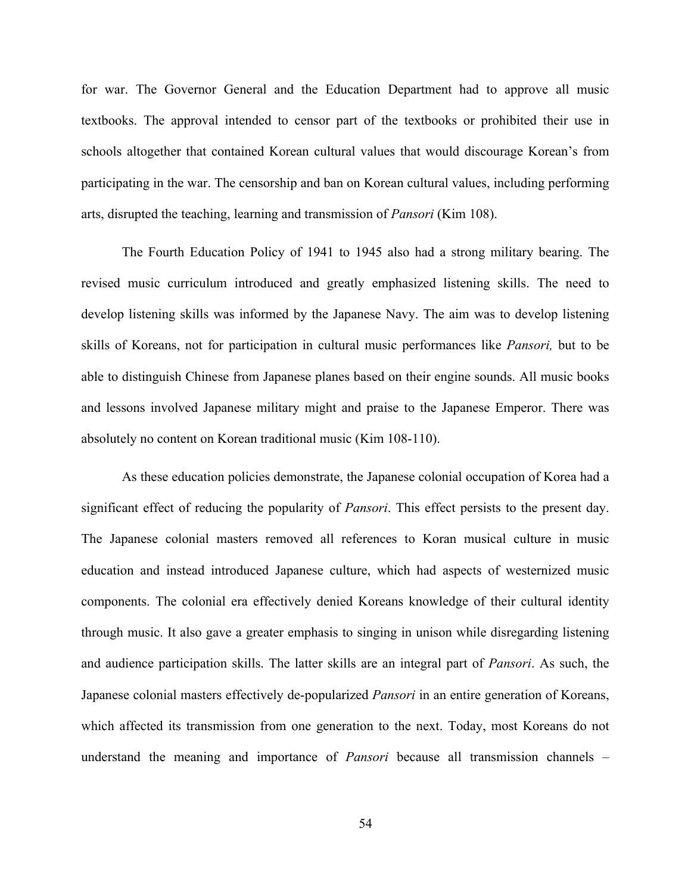for war. The Governor General and the Education Department had to approve all music textbooks. The approval intended to censor part of the textbooks or prohibited their use in schools altogether that contained Korean cultural values that would discourage Korean's from participating in the war. The censorship and ban on Korean cultural values, including performing arts, disrupted the teaching, learning and transmission of *Pansori* (Kim 108).

The Fourth Education Policy of 1941 to 1945 also had a strong military bearing. The revised music curriculum introduced and greatly emphasized listening skills. The need to develop listening skills was informed by the Japanese Navy. The aim was to develop listening skills of Koreans, not for participation in cultural music performances like *Pansori,* but to be able to distinguish Chinese from Japanese planes based on their engine sounds. All music books and lessons involved Japanese military might and praise to the Japanese Emperor. There was absolutely no content on Korean traditional music (Kim 108-110).

As these education policies demonstrate, the Japanese colonial occupation of Korea had a significant effect of reducing the popularity of *Pansori*. This effect persists to the present day. The Japanese colonial masters removed all references to Koran musical culture in music education and instead introduced Japanese culture, which had aspects of westernized music components. The colonial era effectively denied Koreans knowledge of their cultural identity through music. It also gave a greater emphasis to singing in unison while disregarding listening and audience participation skills. The latter skills are an integral part of *Pansori*. As such, the Japanese colonial masters effectively de-popularized *Pansori* in an entire generation of Koreans, which affected its transmission from one generation to the next. Today, most Koreans do not understand the meaning and importance of *Pansori* because all transmission channels –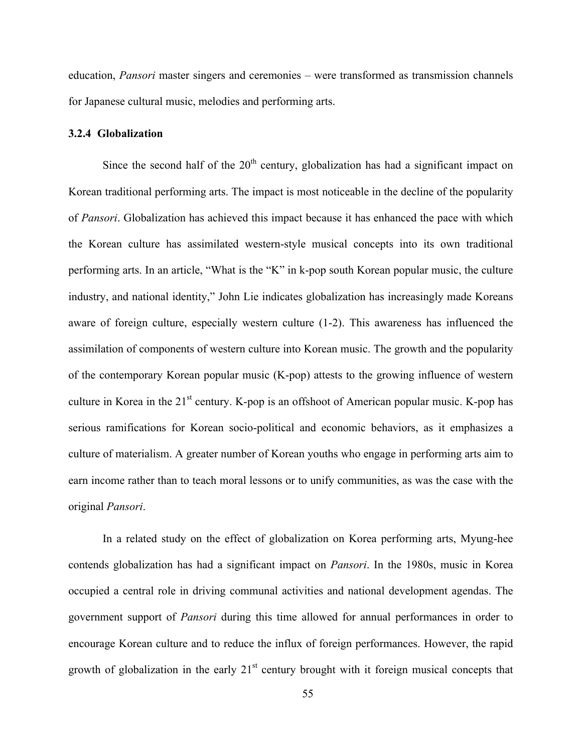education, *Pansori* master singers and ceremonies – were transformed as transmission channels for Japanese cultural music, melodies and performing arts.

### 3.2.4 Globalization

Since the second half of the $20^{th}$ century, globalization has had a significant impact on Korean traditional performing arts. The impact is most noticeable in the decline of the popularity of *Pansori*. Globalization has achieved this impact because it has enhanced the pace with which the Korean culture has assimilated western-style musical concepts into its own traditional performing arts. In an article, "What is the "K" in k-pop south Korean popular music, the culture industry, and national identity," John Lie indicates globalization has increasingly made Koreans aware of foreign culture, especially western culture (1-2). This awareness has influenced the assimilation of components of western culture into Korean music. The growth and the popularity of the contemporary Korean popular music (K-pop) attests to the growing influence of western culture in Korea in the $21^{st}$ century. K-pop is an offshoot of American popular music. K-pop has serious ramifications for Korean socio-political and economic behaviors, as it emphasizes a culture of materialism. A greater number of Korean youths who engage in performing arts aim to earn income rather than to teach moral lessons or to unify communities, as was the case with the original *Pansori*.

In a related study on the effect of globalization on Korea performing arts, Myung-hee contends globalization has had a significant impact on *Pansori*. In the 1980s, music in Korea occupied a central role in driving communal activities and national development agendas. The government support of *Pansori* during this time allowed for annual performances in order to encourage Korean culture and to reduce the influx of foreign performances. However, the rapid growth of globalization in the early $21^{st}$ century brought with it foreign musical concepts that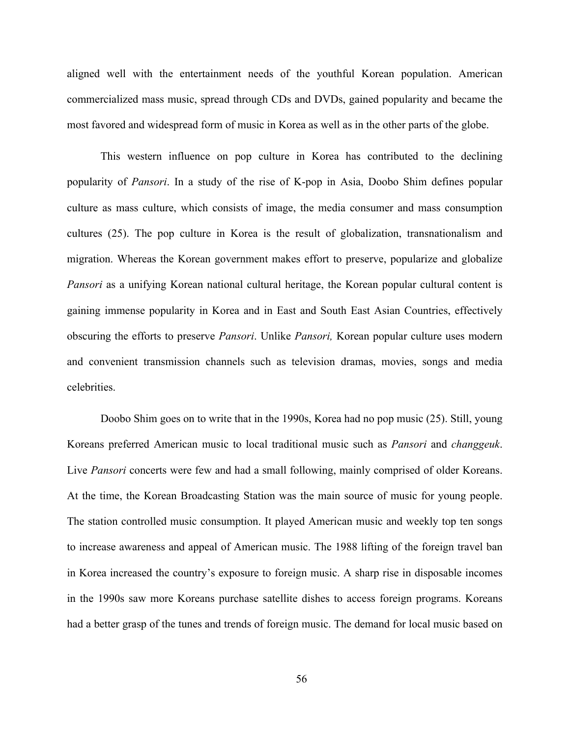aligned well with the entertainment needs of the youthful Korean population. American commercialized mass music, spread through CDs and DVDs, gained popularity and became the most favored and widespread form of music in Korea as well as in the other parts of the globe.

This western influence on pop culture in Korea has contributed to the declining popularity of *Pansori*. In a study of the rise of K-pop in Asia, Doobo Shim defines popular culture as mass culture, which consists of image, the media consumer and mass consumption cultures (25). The pop culture in Korea is the result of globalization, transnationalism and migration. Whereas the Korean government makes effort to preserve, popularize and globalize *Pansori* as a unifying Korean national cultural heritage, the Korean popular cultural content is gaining immense popularity in Korea and in East and South East Asian Countries, effectively obscuring the efforts to preserve *Pansori*. Unlike *Pansori,* Korean popular culture uses modern and convenient transmission channels such as television dramas, movies, songs and media celebrities.

Doobo Shim goes on to write that in the 1990s, Korea had no pop music (25). Still, young Koreans preferred American music to local traditional music such as *Pansori* and *changgeuk*. Live *Pansori* concerts were few and had a small following, mainly comprised of older Koreans. At the time, the Korean Broadcasting Station was the main source of music for young people. The station controlled music consumption. It played American music and weekly top ten songs to increase awareness and appeal of American music. The 1988 lifting of the foreign travel ban in Korea increased the country's exposure to foreign music. A sharp rise in disposable incomes in the 1990s saw more Koreans purchase satellite dishes to access foreign programs. Koreans had a better grasp of the tunes and trends of foreign music. The demand for local music based on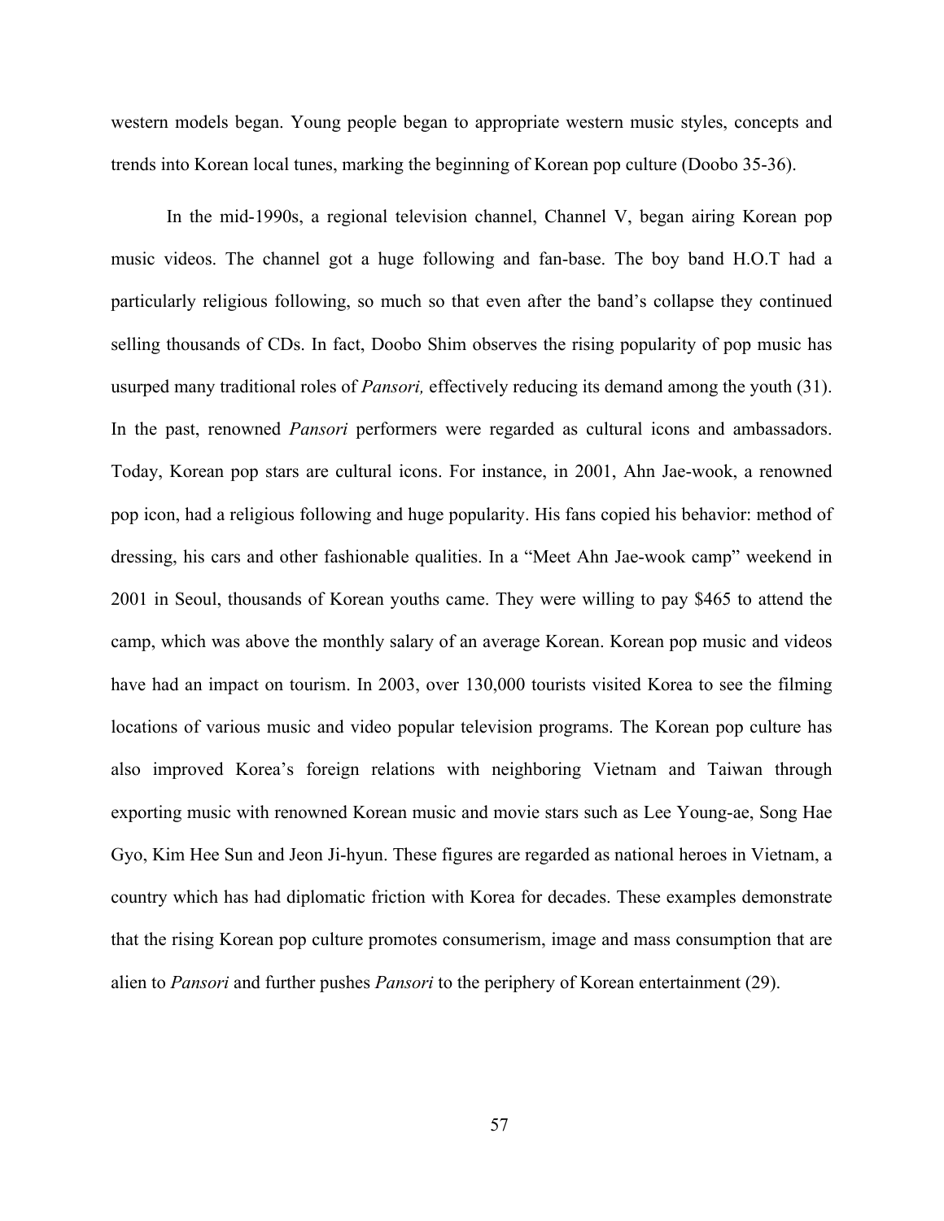western models began. Young people began to appropriate western music styles, concepts and trends into Korean local tunes, marking the beginning of Korean pop culture (Doobo 35-36).

In the mid-1990s, a regional television channel, Channel V, began airing Korean pop music videos. The channel got a huge following and fan-base. The boy band H.O.T had a particularly religious following, so much so that even after the band's collapse they continued selling thousands of CDs. In fact, Doobo Shim observes the rising popularity of pop music has usurped many traditional roles of *Pansori,* effectively reducing its demand among the youth (31). In the past, renowned *Pansori* performers were regarded as cultural icons and ambassadors. Today, Korean pop stars are cultural icons. For instance, in 2001, Ahn Jae-wook, a renowned pop icon, had a religious following and huge popularity. His fans copied his behavior: method of dressing, his cars and other fashionable qualities. In a "Meet Ahn Jae-wook camp" weekend in 2001 in Seoul, thousands of Korean youths came. They were willing to pay $465 to attend the camp, which was above the monthly salary of an average Korean. Korean pop music and videos have had an impact on tourism. In 2003, over 130,000 tourists visited Korea to see the filming locations of various music and video popular television programs. The Korean pop culture has also improved Korea's foreign relations with neighboring Vietnam and Taiwan through exporting music with renowned Korean music and movie stars such as Lee Young-ae, Song Hae Gyo, Kim Hee Sun and Jeon Ji-hyun. These figures are regarded as national heroes in Vietnam, a country which has had diplomatic friction with Korea for decades. These examples demonstrate that the rising Korean pop culture promotes consumerism, image and mass consumption that are alien to *Pansori* and further pushes *Pansori* to the periphery of Korean entertainment (29).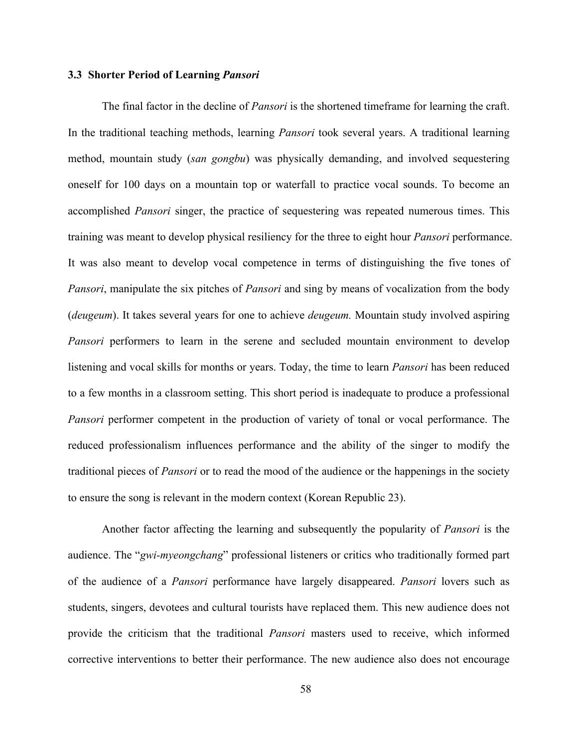### 3.3 Shorter Period of Learning *Pansori*

The final factor in the decline of *Pansori* is the shortened timeframe for learning the craft. In the traditional teaching methods, learning *Pansori* took several years. A traditional learning method, mountain study (*san gongbu*) was physically demanding, and involved sequestering oneself for 100 days on a mountain top or waterfall to practice vocal sounds. To become an accomplished *Pansori* singer, the practice of sequestering was repeated numerous times. This training was meant to develop physical resiliency for the three to eight hour *Pansori* performance. It was also meant to develop vocal competence in terms of distinguishing the five tones of *Pansori*, manipulate the six pitches of *Pansori* and sing by means of vocalization from the body (*deugeum*). It takes several years for one to achieve *deugeum.* Mountain study involved aspiring *Pansori* performers to learn in the serene and secluded mountain environment to develop listening and vocal skills for months or years. Today, the time to learn *Pansori* has been reduced to a few months in a classroom setting. This short period is inadequate to produce a professional *Pansori* performer competent in the production of variety of tonal or vocal performance. The reduced professionalism influences performance and the ability of the singer to modify the traditional pieces of *Pansori* or to read the mood of the audience or the happenings in the society to ensure the song is relevant in the modern context (Korean Republic 23).

Another factor affecting the learning and subsequently the popularity of *Pansori* is the audience. The "*gwi-myeongchang*" professional listeners or critics who traditionally formed part of the audience of a *Pansori* performance have largely disappeared. *Pansori* lovers such as students, singers, devotees and cultural tourists have replaced them. This new audience does not provide the criticism that the traditional *Pansori* masters used to receive, which informed corrective interventions to better their performance. The new audience also does not encourage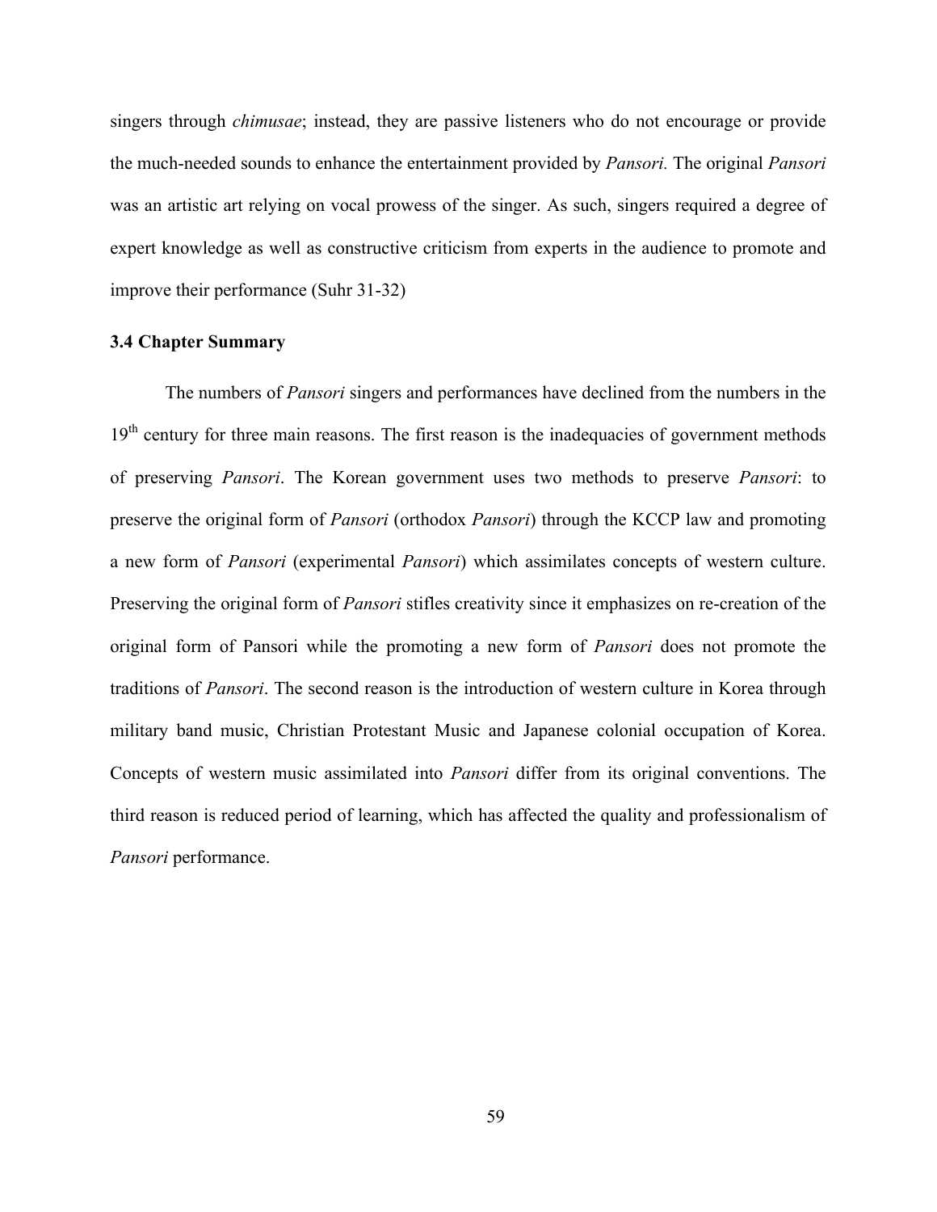singers through *chimusae*; instead, they are passive listeners who do not encourage or provide the much-needed sounds to enhance the entertainment provided by *Pansori.* The original *Pansori* was an artistic art relying on vocal prowess of the singer. As such, singers required a degree of expert knowledge as well as constructive criticism from experts in the audience to promote and improve their performance (Suhr 31-32)

### 3.4 Chapter Summary

The numbers of *Pansori* singers and performances have declined from the numbers in the 19th century for three main reasons. The first reason is the inadequacies of government methods of preserving *Pansori*. The Korean government uses two methods to preserve *Pansori*: to preserve the original form of *Pansori* (orthodox *Pansori*) through the KCCP law and promoting a new form of *Pansori* (experimental *Pansori*) which assimilates concepts of western culture. Preserving the original form of *Pansori* stifles creativity since it emphasizes on re-creation of the original form of Pansori while the promoting a new form of *Pansori* does not promote the traditions of *Pansori*. The second reason is the introduction of western culture in Korea through military band music, Christian Protestant Music and Japanese colonial occupation of Korea. Concepts of western music assimilated into *Pansori* differ from its original conventions. The third reason is reduced period of learning, which has affected the quality and professionalism of *Pansori* performance.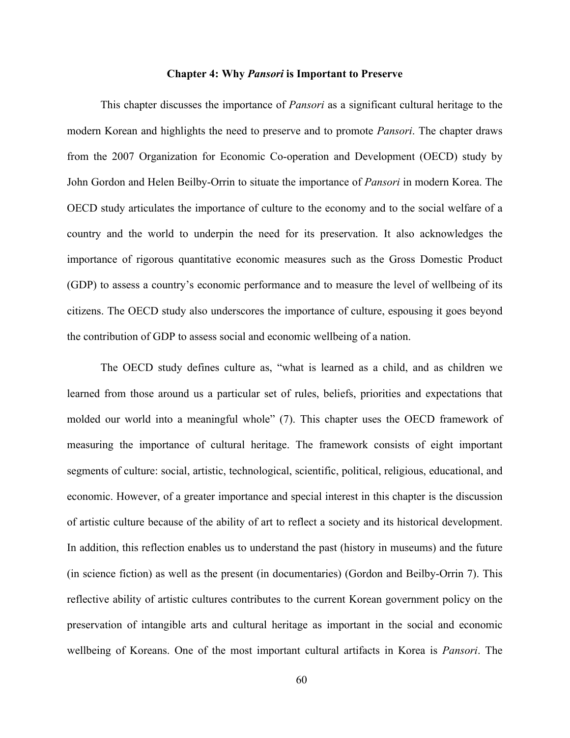# Chapter 4: Why *Pansori* is Important to Preserve

This chapter discusses the importance of *Pansori* as a significant cultural heritage to the modern Korean and highlights the need to preserve and to promote *Pansori*. The chapter draws from the 2007 Organization for Economic Co-operation and Development (OECD) study by John Gordon and Helen Beilby-Orrin to situate the importance of *Pansori* in modern Korea. The OECD study articulates the importance of culture to the economy and to the social welfare of a country and the world to underpin the need for its preservation. It also acknowledges the importance of rigorous quantitative economic measures such as the Gross Domestic Product (GDP) to assess a country's economic performance and to measure the level of wellbeing of its citizens. The OECD study also underscores the importance of culture, espousing it goes beyond the contribution of GDP to assess social and economic wellbeing of a nation.

The OECD study defines culture as, "what is learned as a child, and as children we learned from those around us a particular set of rules, beliefs, priorities and expectations that molded our world into a meaningful whole" (7). This chapter uses the OECD framework of measuring the importance of cultural heritage. The framework consists of eight important segments of culture: social, artistic, technological, scientific, political, religious, educational, and economic. However, of a greater importance and special interest in this chapter is the discussion of artistic culture because of the ability of art to reflect a society and its historical development. In addition, this reflection enables us to understand the past (history in museums) and the future (in science fiction) as well as the present (in documentaries) (Gordon and Beilby-Orrin 7). This reflective ability of artistic cultures contributes to the current Korean government policy on the preservation of intangible arts and cultural heritage as important in the social and economic wellbeing of Koreans. One of the most important cultural artifacts in Korea is *Pansori*. The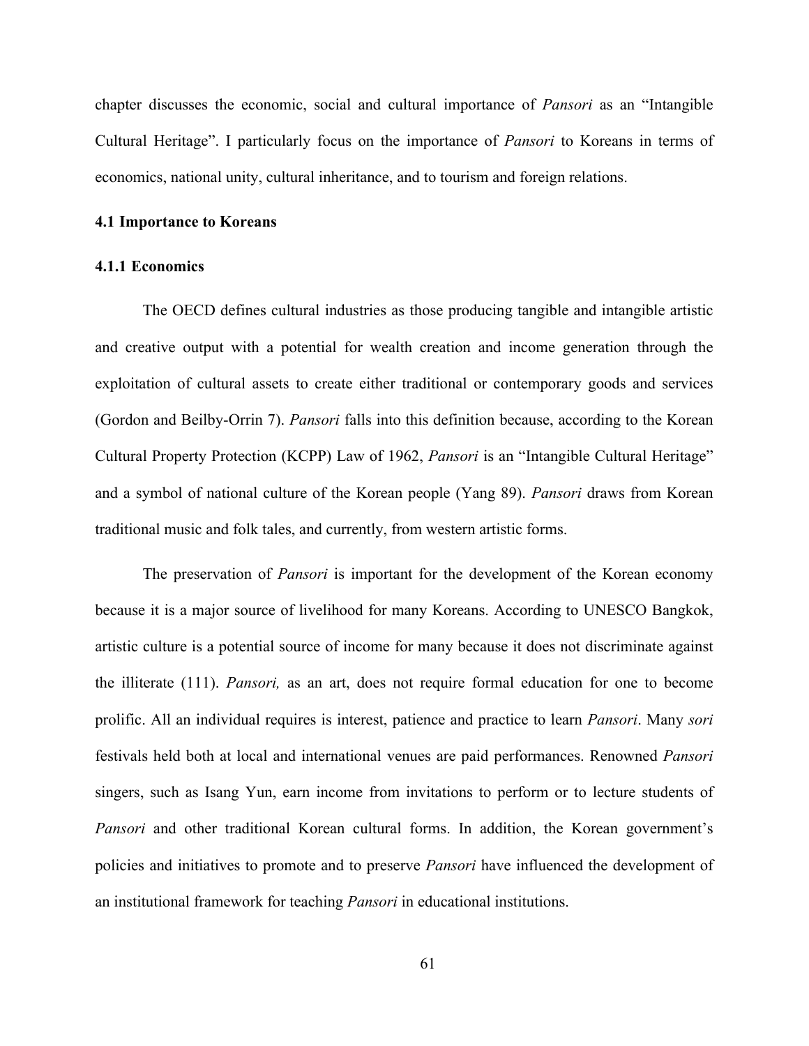chapter discusses the economic, social and cultural importance of *Pansori* as an "Intangible Cultural Heritage". I particularly focus on the importance of *Pansori* to Koreans in terms of economics, national unity, cultural inheritance, and to tourism and foreign relations.

### 4.1 Importance to Koreans

#### 4.1.1 Economics

The OECD defines cultural industries as those producing tangible and intangible artistic and creative output with a potential for wealth creation and income generation through the exploitation of cultural assets to create either traditional or contemporary goods and services (Gordon and Beilby-Orrin 7). *Pansori* falls into this definition because, according to the Korean Cultural Property Protection (KCPP) Law of 1962, *Pansori* is an "Intangible Cultural Heritage" and a symbol of national culture of the Korean people (Yang 89). *Pansori* draws from Korean traditional music and folk tales, and currently, from western artistic forms.

The preservation of *Pansori* is important for the development of the Korean economy because it is a major source of livelihood for many Koreans. According to UNESCO Bangkok, artistic culture is a potential source of income for many because it does not discriminate against the illiterate (111). *Pansori,* as an art, does not require formal education for one to become prolific. All an individual requires is interest, patience and practice to learn *Pansori*. Many *sori* festivals held both at local and international venues are paid performances. Renowned *Pansori* singers, such as Isang Yun, earn income from invitations to perform or to lecture students of *Pansori* and other traditional Korean cultural forms. In addition, the Korean government's policies and initiatives to promote and to preserve *Pansori* have influenced the development of an institutional framework for teaching *Pansori* in educational institutions.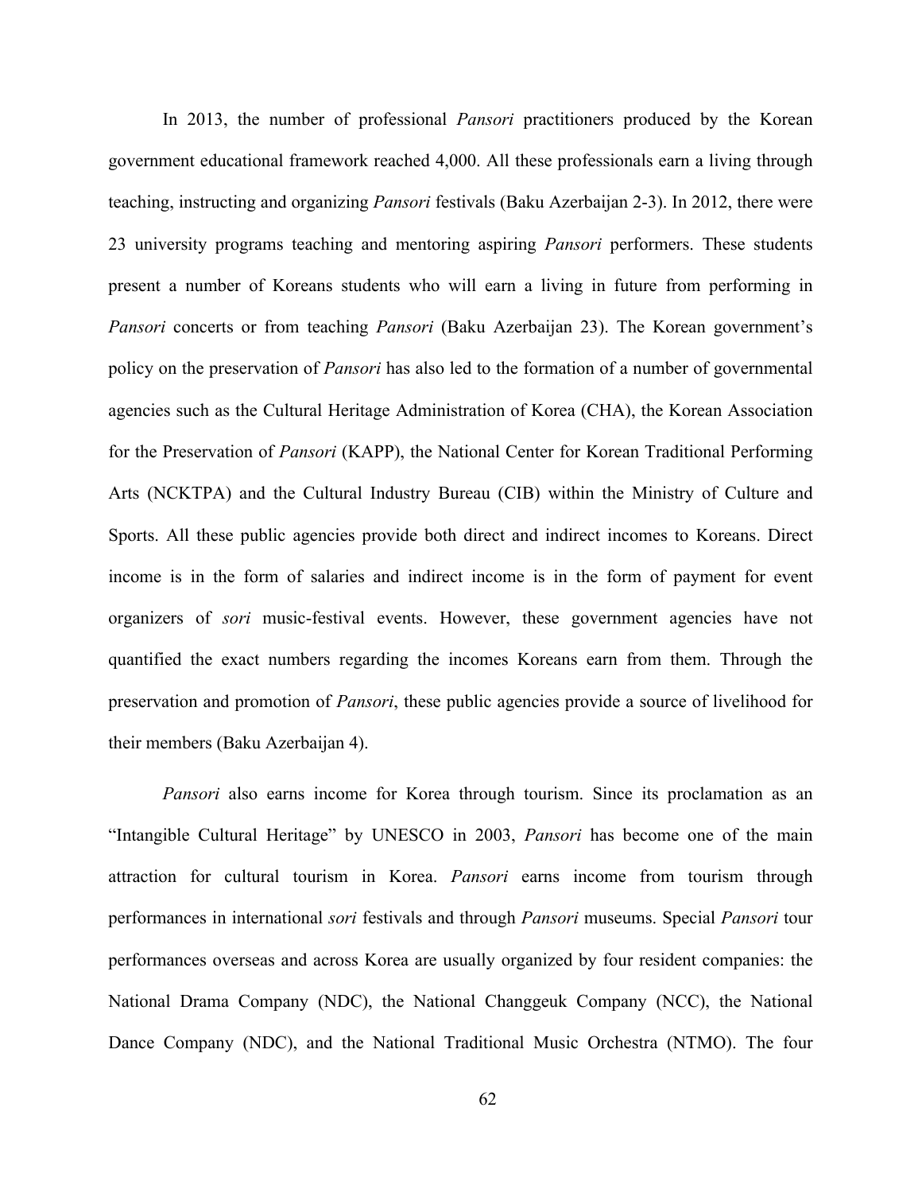In 2013, the number of professional *Pansori* practitioners produced by the Korean government educational framework reached 4,000. All these professionals earn a living through teaching, instructing and organizing *Pansori* festivals (Baku Azerbaijan 2-3). In 2012, there were 23 university programs teaching and mentoring aspiring *Pansori* performers. These students present a number of Koreans students who will earn a living in future from performing in *Pansori* concerts or from teaching *Pansori* (Baku Azerbaijan 23). The Korean government's policy on the preservation of *Pansori* has also led to the formation of a number of governmental agencies such as the Cultural Heritage Administration of Korea (CHA), the Korean Association for the Preservation of *Pansori* (KAPP), the National Center for Korean Traditional Performing Arts (NCKTPA) and the Cultural Industry Bureau (CIB) within the Ministry of Culture and Sports. All these public agencies provide both direct and indirect incomes to Koreans. Direct income is in the form of salaries and indirect income is in the form of payment for event organizers of *sori* music-festival events. However, these government agencies have not quantified the exact numbers regarding the incomes Koreans earn from them. Through the preservation and promotion of *Pansori*, these public agencies provide a source of livelihood for their members (Baku Azerbaijan 4).

*Pansori* also earns income for Korea through tourism. Since its proclamation as an "Intangible Cultural Heritage" by UNESCO in 2003, *Pansori* has become one of the main attraction for cultural tourism in Korea. *Pansori* earns income from tourism through performances in international *sori* festivals and through *Pansori* museums. Special *Pansori* tour performances overseas and across Korea are usually organized by four resident companies: the National Drama Company (NDC), the National Changgeuk Company (NCC), the National Dance Company (NDC), and the National Traditional Music Orchestra (NTMO). The four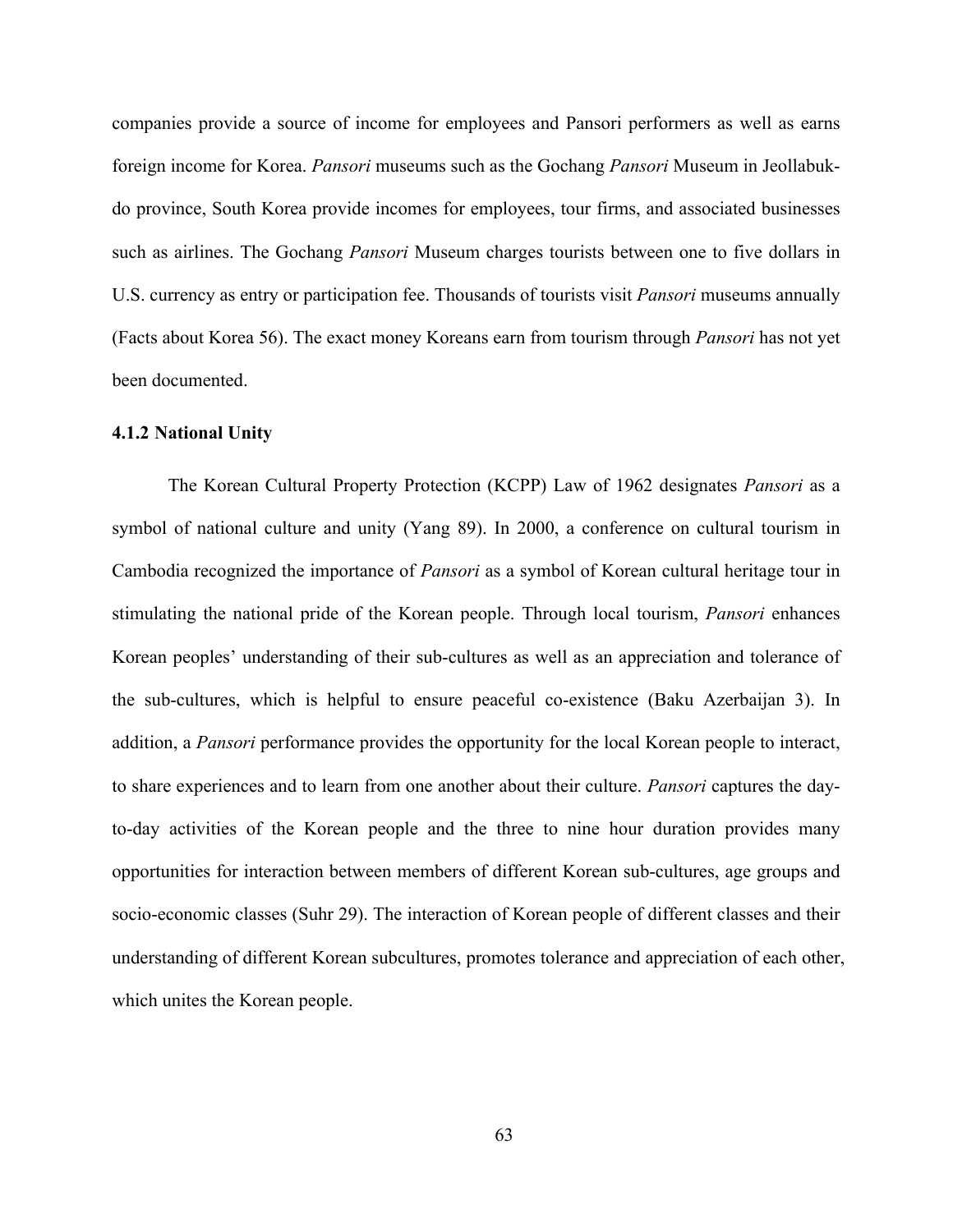companies provide a source of income for employees and Pansori performers as well as earns foreign income for Korea. *Pansori* museums such as the Gochang *Pansori* Museum in Jeollabuk-do province, South Korea provide incomes for employees, tour firms, and associated businesses such as airlines. The Gochang *Pansori* Museum charges tourists between one to five dollars in U.S. currency as entry or participation fee. Thousands of tourists visit *Pansori* museums annually (Facts about Korea 56). The exact money Koreans earn from tourism through *Pansori* has not yet been documented.

#### 4.1.2 National Unity

The Korean Cultural Property Protection (KCPP) Law of 1962 designates *Pansori* as a symbol of national culture and unity (Yang 89). In 2000, a conference on cultural tourism in Cambodia recognized the importance of *Pansori* as a symbol of Korean cultural heritage tour in stimulating the national pride of the Korean people. Through local tourism, *Pansori* enhances Korean peoples' understanding of their sub-cultures as well as an appreciation and tolerance of the sub-cultures, which is helpful to ensure peaceful co-existence (Baku Azerbaijan 3). In addition, a *Pansori* performance provides the opportunity for the local Korean people to interact, to share experiences and to learn from one another about their culture. *Pansori* captures the day-to-day activities of the Korean people and the three to nine hour duration provides many opportunities for interaction between members of different Korean sub-cultures, age groups and socio-economic classes (Suhr 29). The interaction of Korean people of different classes and their understanding of different Korean subcultures, promotes tolerance and appreciation of each other, which unites the Korean people.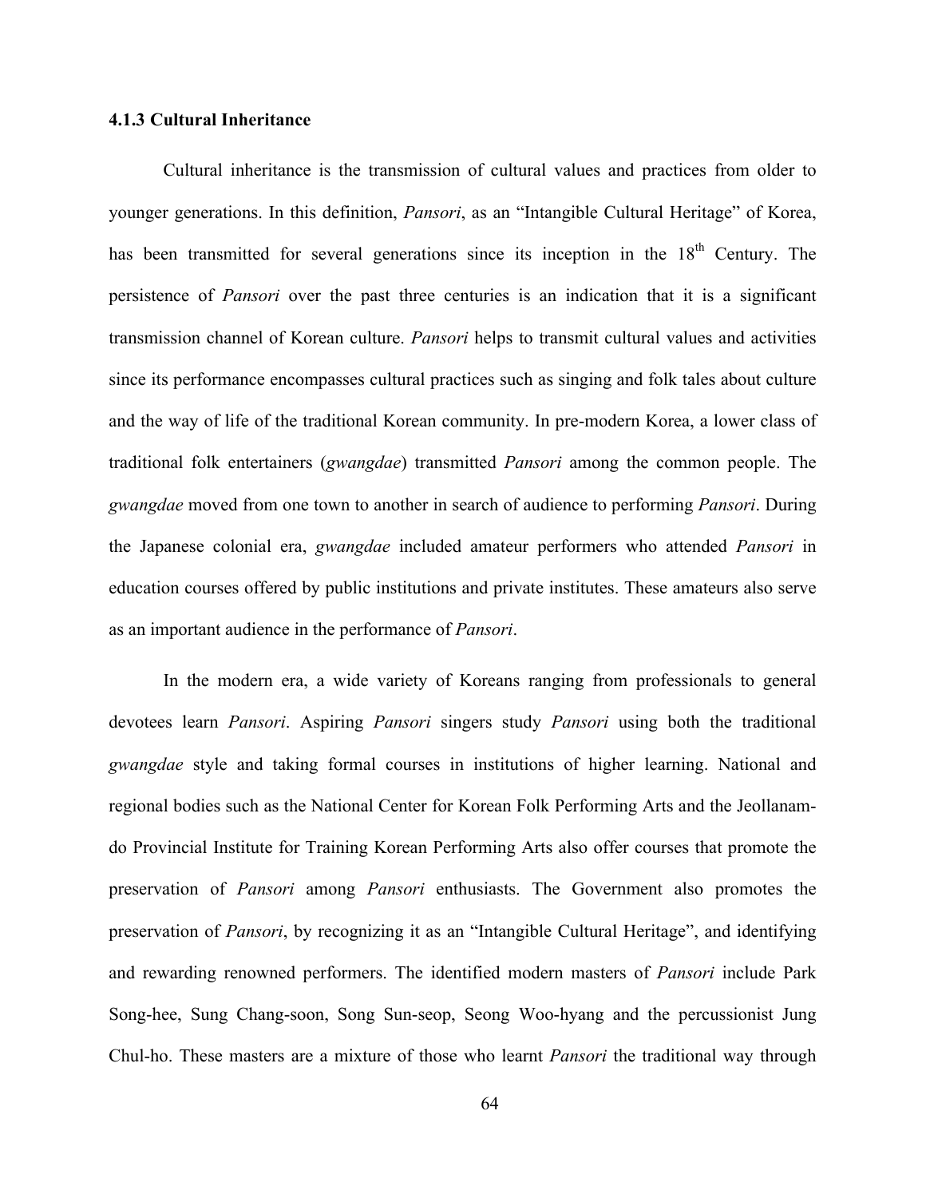### 4.1.3 Cultural Inheritance

Cultural inheritance is the transmission of cultural values and practices from older to younger generations. In this definition, *Pansori*, as an "Intangible Cultural Heritage" of Korea, has been transmitted for several generations since its inception in the 18th Century. The persistence of *Pansori* over the past three centuries is an indication that it is a significant transmission channel of Korean culture. *Pansori* helps to transmit cultural values and activities since its performance encompasses cultural practices such as singing and folk tales about culture and the way of life of the traditional Korean community. In pre-modern Korea, a lower class of traditional folk entertainers (*gwangdae*) transmitted *Pansori* among the common people. The *gwangdae* moved from one town to another in search of audience to performing *Pansori*. During the Japanese colonial era, *gwangdae* included amateur performers who attended *Pansori* in education courses offered by public institutions and private institutes. These amateurs also serve as an important audience in the performance of *Pansori*.

In the modern era, a wide variety of Koreans ranging from professionals to general devotees learn *Pansori*. Aspiring *Pansori* singers study *Pansori* using both the traditional *gwangdae* style and taking formal courses in institutions of higher learning. National and regional bodies such as the National Center for Korean Folk Performing Arts and the Jeollanam-do Provincial Institute for Training Korean Performing Arts also offer courses that promote the preservation of *Pansori* among *Pansori* enthusiasts. The Government also promotes the preservation of *Pansori*, by recognizing it as an "Intangible Cultural Heritage", and identifying and rewarding renowned performers. The identified modern masters of *Pansori* include Park Song-hee, Sung Chang-soon, Song Sun-seop, Seong Woo-hyang and the percussionist Jung Chul-ho. These masters are a mixture of those who learnt *Pansori* the traditional way through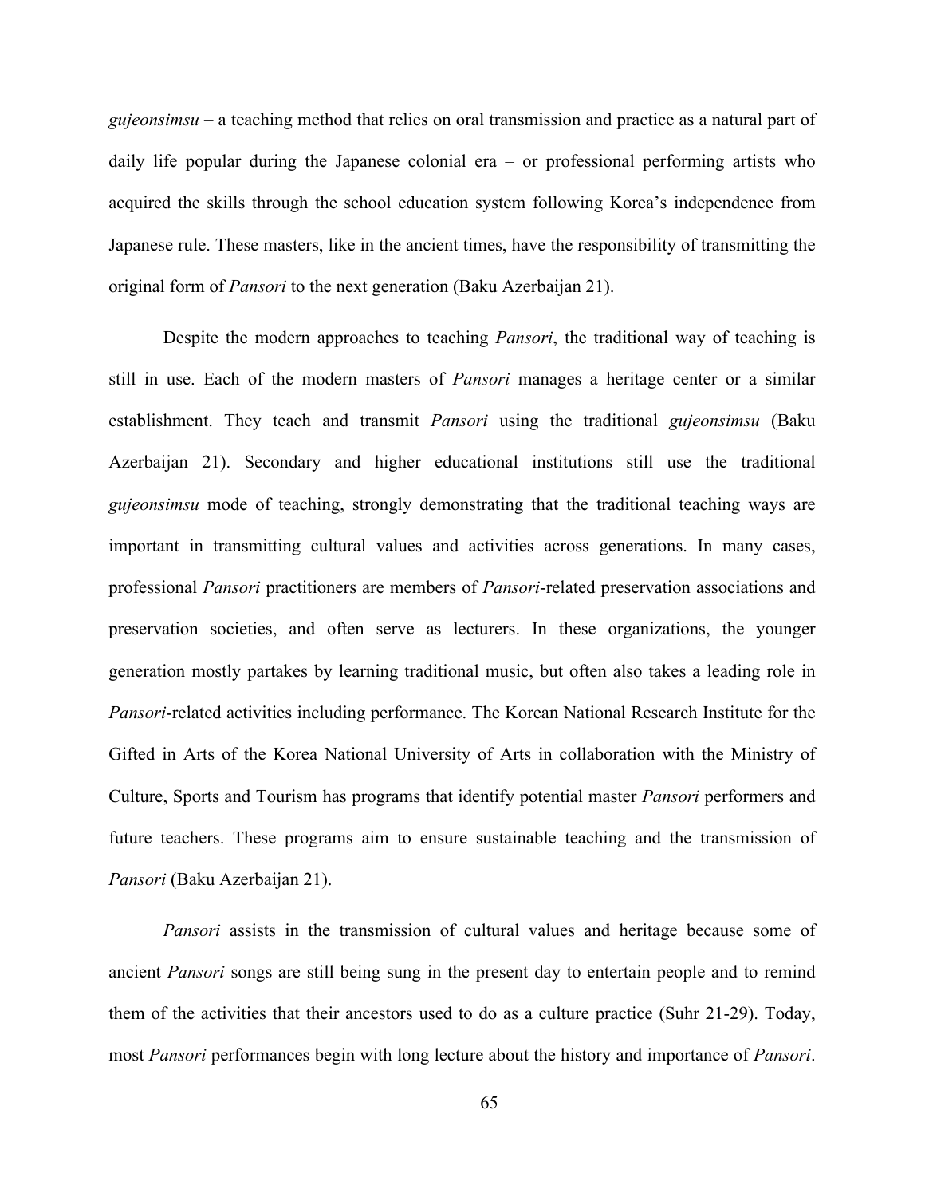*gujeonsimsu* – a teaching method that relies on oral transmission and practice as a natural part of daily life popular during the Japanese colonial era – or professional performing artists who acquired the skills through the school education system following Korea's independence from Japanese rule. These masters, like in the ancient times, have the responsibility of transmitting the original form of *Pansori* to the next generation (Baku Azerbaijan 21).

Despite the modern approaches to teaching *Pansori*, the traditional way of teaching is still in use. Each of the modern masters of *Pansori* manages a heritage center or a similar establishment. They teach and transmit *Pansori* using the traditional *gujeonsimsu* (Baku Azerbaijan 21). Secondary and higher educational institutions still use the traditional *gujeonsimsu* mode of teaching, strongly demonstrating that the traditional teaching ways are important in transmitting cultural values and activities across generations. In many cases, professional *Pansori* practitioners are members of *Pansori*-related preservation associations and preservation societies, and often serve as lecturers. In these organizations, the younger generation mostly partakes by learning traditional music, but often also takes a leading role in *Pansori*-related activities including performance. The Korean National Research Institute for the Gifted in Arts of the Korea National University of Arts in collaboration with the Ministry of Culture, Sports and Tourism has programs that identify potential master *Pansori* performers and future teachers. These programs aim to ensure sustainable teaching and the transmission of *Pansori* (Baku Azerbaijan 21).

*Pansori* assists in the transmission of cultural values and heritage because some of ancient *Pansori* songs are still being sung in the present day to entertain people and to remind them of the activities that their ancestors used to do as a culture practice (Suhr 21-29). Today, most *Pansori* performances begin with long lecture about the history and importance of *Pansori*.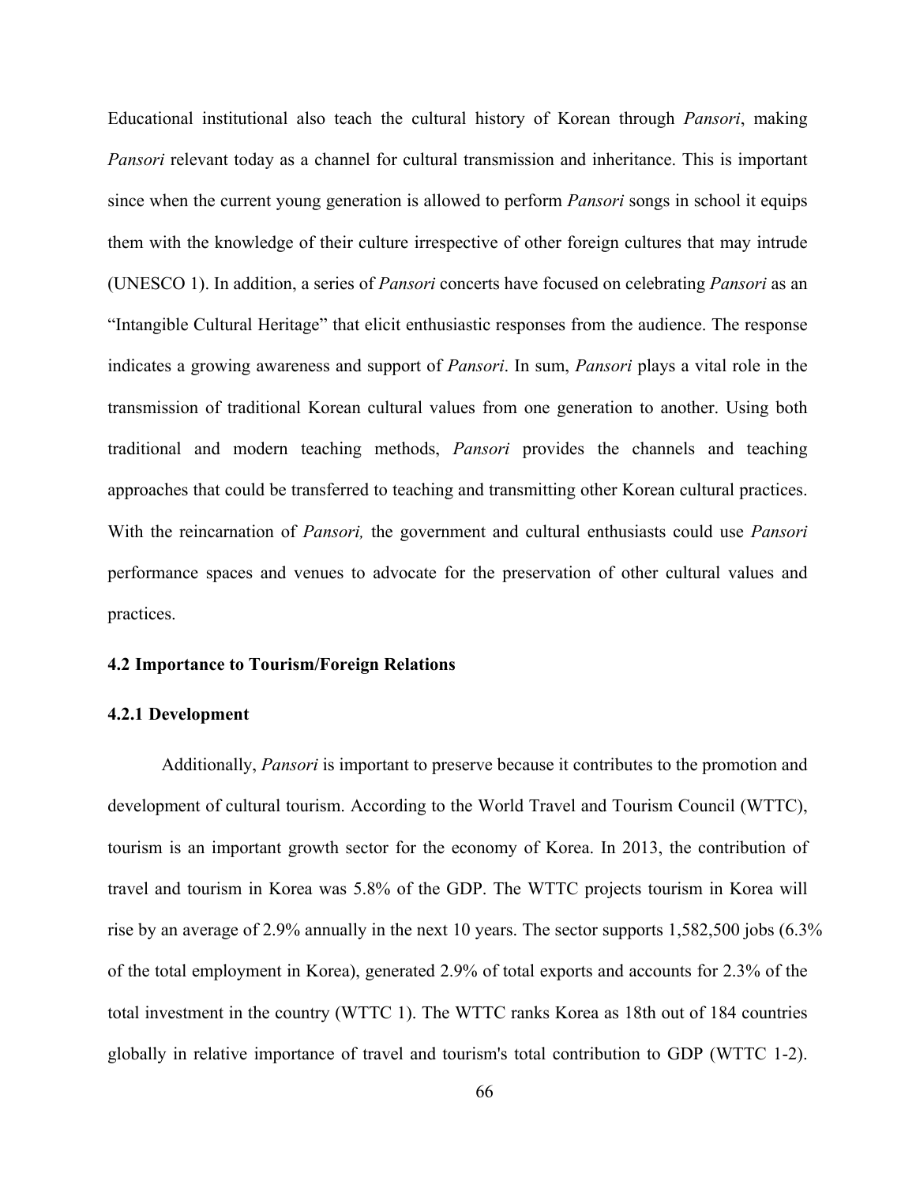Educational institutional also teach the cultural history of Korean through *Pansori*, making *Pansori* relevant today as a channel for cultural transmission and inheritance. This is important since when the current young generation is allowed to perform *Pansori* songs in school it equips them with the knowledge of their culture irrespective of other foreign cultures that may intrude (UNESCO 1). In addition, a series of *Pansori* concerts have focused on celebrating *Pansori* as an "Intangible Cultural Heritage" that elicit enthusiastic responses from the audience. The response indicates a growing awareness and support of *Pansori*. In sum, *Pansori* plays a vital role in the transmission of traditional Korean cultural values from one generation to another. Using both traditional and modern teaching methods, *Pansori* provides the channels and teaching approaches that could be transferred to teaching and transmitting other Korean cultural practices. With the reincarnation of *Pansori,* the government and cultural enthusiasts could use *Pansori* performance spaces and venues to advocate for the preservation of other cultural values and practices.

### 4.2 Importance to Tourism/Foreign Relations

#### 4.2.1 Development

Additionally, *Pansori* is important to preserve because it contributes to the promotion and development of cultural tourism. According to the World Travel and Tourism Council (WTTC), tourism is an important growth sector for the economy of Korea. In 2013, the contribution of travel and tourism in Korea was 5.8% of the GDP. The WTTC projects tourism in Korea will rise by an average of 2.9% annually in the next 10 years. The sector supports 1,582,500 jobs (6.3% of the total employment in Korea), generated 2.9% of total exports and accounts for 2.3% of the total investment in the country (WTTC 1). The WTTC ranks Korea as 18th out of 184 countries globally in relative importance of travel and tourism's total contribution to GDP (WTTC 1-2).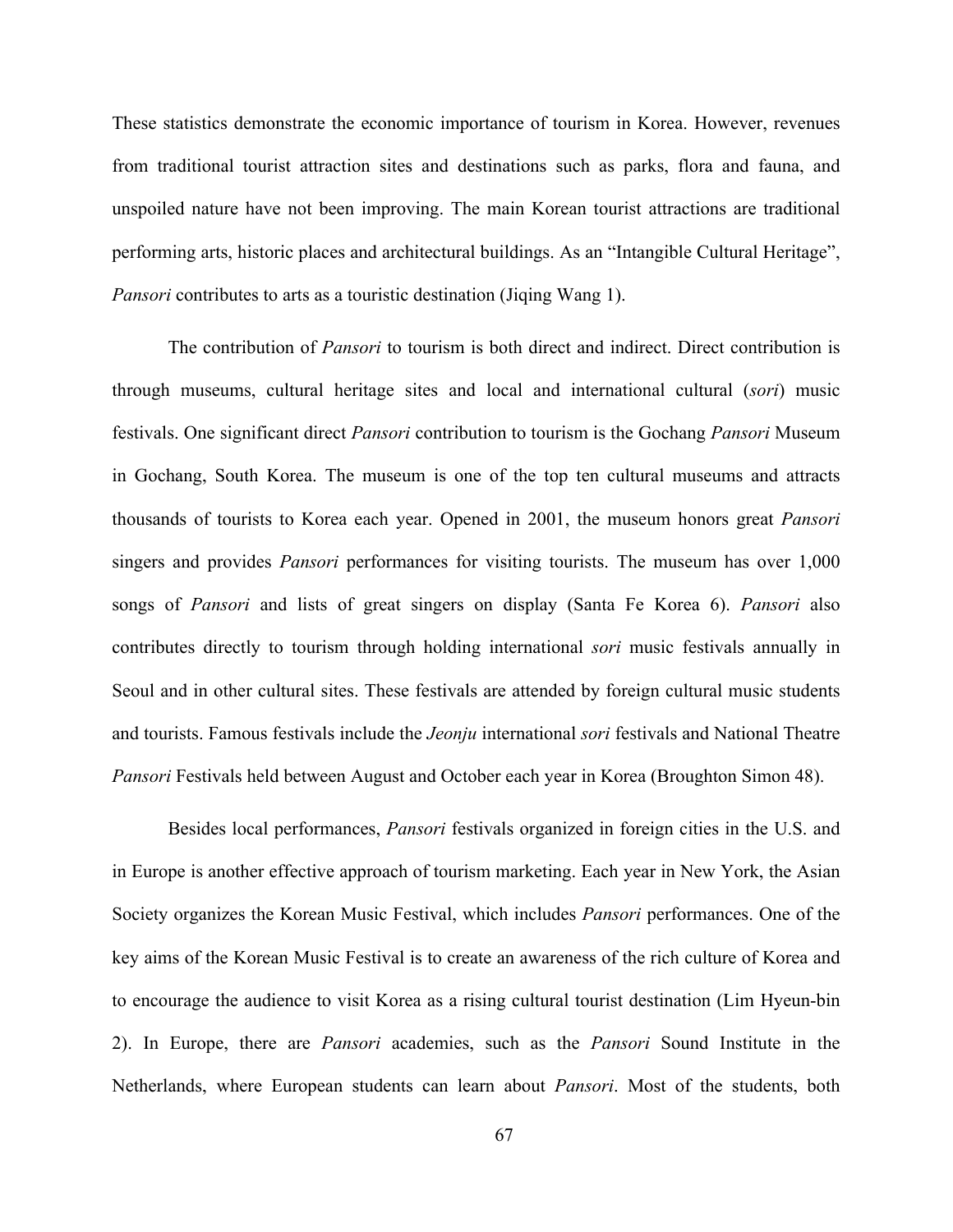These statistics demonstrate the economic importance of tourism in Korea. However, revenues from traditional tourist attraction sites and destinations such as parks, flora and fauna, and unspoiled nature have not been improving. The main Korean tourist attractions are traditional performing arts, historic places and architectural buildings. As an "Intangible Cultural Heritage", *Pansori* contributes to arts as a touristic destination (Jiqing Wang 1).

The contribution of *Pansori* to tourism is both direct and indirect. Direct contribution is through museums, cultural heritage sites and local and international cultural (*sori*) music festivals. One significant direct *Pansori* contribution to tourism is the Gochang *Pansori* Museum in Gochang, South Korea. The museum is one of the top ten cultural museums and attracts thousands of tourists to Korea each year. Opened in 2001, the museum honors great *Pansori* singers and provides *Pansori* performances for visiting tourists. The museum has over 1,000 songs of *Pansori* and lists of great singers on display (Santa Fe Korea 6). *Pansori* also contributes directly to tourism through holding international *sori* music festivals annually in Seoul and in other cultural sites. These festivals are attended by foreign cultural music students and tourists. Famous festivals include the *Jeonju* international *sori* festivals and National Theatre *Pansori* Festivals held between August and October each year in Korea (Broughton Simon 48).

Besides local performances, *Pansori* festivals organized in foreign cities in the U.S. and in Europe is another effective approach of tourism marketing. Each year in New York, the Asian Society organizes the Korean Music Festival, which includes *Pansori* performances. One of the key aims of the Korean Music Festival is to create an awareness of the rich culture of Korea and to encourage the audience to visit Korea as a rising cultural tourist destination (Lim Hyeun-bin 2). In Europe, there are *Pansori* academies, such as the *Pansori* Sound Institute in the Netherlands, where European students can learn about *Pansori*. Most of the students, both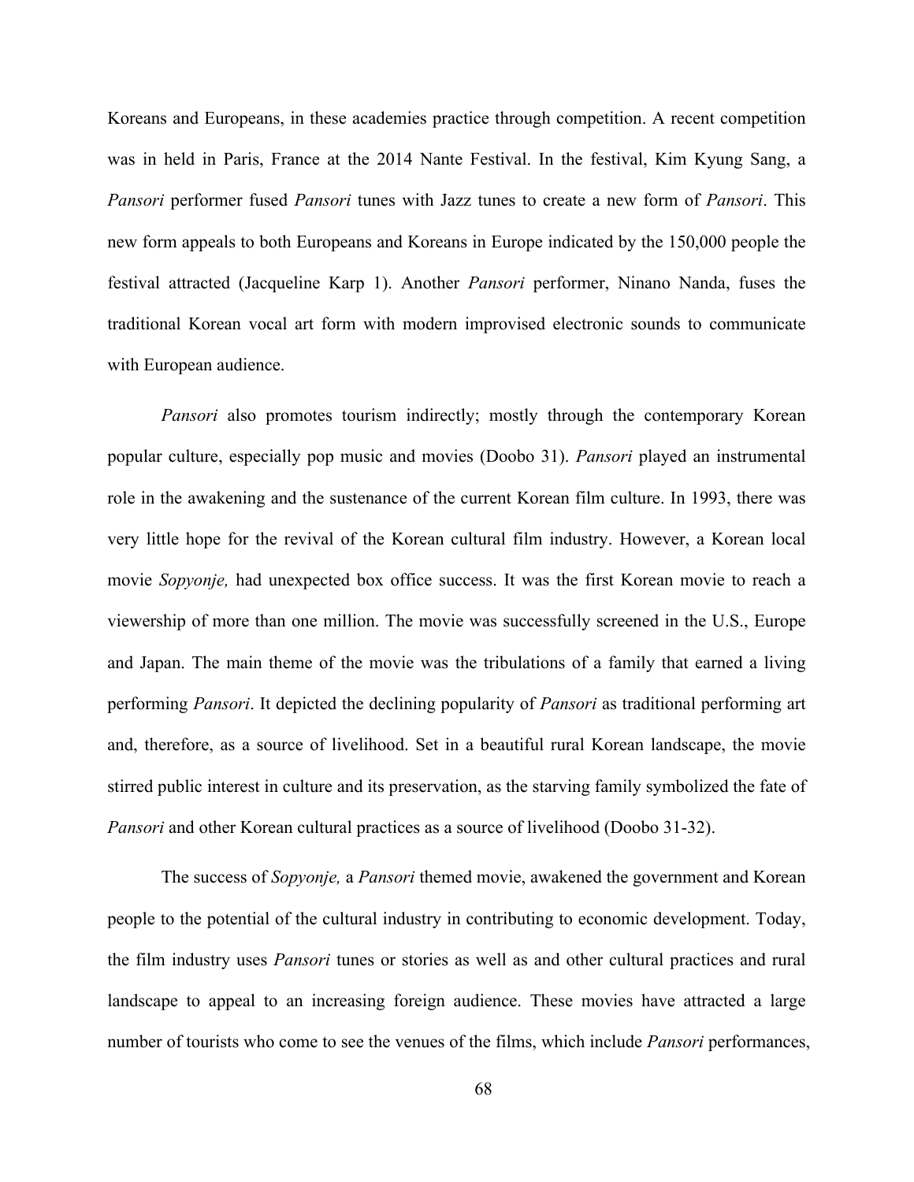Koreans and Europeans, in these academies practice through competition. A recent competition was in held in Paris, France at the 2014 Nante Festival. In the festival, Kim Kyung Sang, a *Pansori* performer fused *Pansori* tunes with Jazz tunes to create a new form of *Pansori*. This new form appeals to both Europeans and Koreans in Europe indicated by the 150,000 people the festival attracted (Jacqueline Karp 1). Another *Pansori* performer, Ninano Nanda, fuses the traditional Korean vocal art form with modern improvised electronic sounds to communicate with European audience.

*Pansori* also promotes tourism indirectly; mostly through the contemporary Korean popular culture, especially pop music and movies (Doobo 31). *Pansori* played an instrumental role in the awakening and the sustenance of the current Korean film culture. In 1993, there was very little hope for the revival of the Korean cultural film industry. However, a Korean local movie *Sopyonje,* had unexpected box office success. It was the first Korean movie to reach a viewership of more than one million. The movie was successfully screened in the U.S., Europe and Japan. The main theme of the movie was the tribulations of a family that earned a living performing *Pansori*. It depicted the declining popularity of *Pansori* as traditional performing art and, therefore, as a source of livelihood. Set in a beautiful rural Korean landscape, the movie stirred public interest in culture and its preservation, as the starving family symbolized the fate of *Pansori* and other Korean cultural practices as a source of livelihood (Doobo 31-32).

The success of *Sopyonje,* a *Pansori* themed movie, awakened the government and Korean people to the potential of the cultural industry in contributing to economic development. Today, the film industry uses *Pansori* tunes or stories as well as and other cultural practices and rural landscape to appeal to an increasing foreign audience. These movies have attracted a large number of tourists who come to see the venues of the films, which include *Pansori* performances,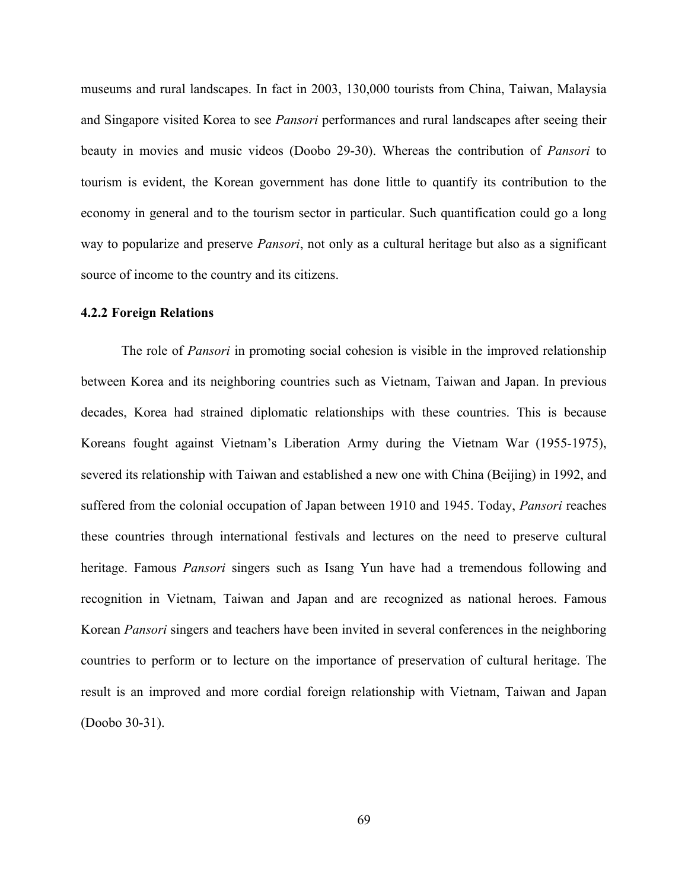museums and rural landscapes. In fact in 2003, 130,000 tourists from China, Taiwan, Malaysia and Singapore visited Korea to see *Pansori* performances and rural landscapes after seeing their beauty in movies and music videos (Doobo 29-30). Whereas the contribution of *Pansori* to tourism is evident, the Korean government has done little to quantify its contribution to the economy in general and to the tourism sector in particular. Such quantification could go a long way to popularize and preserve *Pansori*, not only as a cultural heritage but also as a significant source of income to the country and its citizens.

### 4.2.2 Foreign Relations

The role of *Pansori* in promoting social cohesion is visible in the improved relationship between Korea and its neighboring countries such as Vietnam, Taiwan and Japan. In previous decades, Korea had strained diplomatic relationships with these countries. This is because Koreans fought against Vietnam's Liberation Army during the Vietnam War (1955-1975), severed its relationship with Taiwan and established a new one with China (Beijing) in 1992, and suffered from the colonial occupation of Japan between 1910 and 1945. Today, *Pansori* reaches these countries through international festivals and lectures on the need to preserve cultural heritage. Famous *Pansori* singers such as Isang Yun have had a tremendous following and recognition in Vietnam, Taiwan and Japan and are recognized as national heroes. Famous Korean *Pansori* singers and teachers have been invited in several conferences in the neighboring countries to perform or to lecture on the importance of preservation of cultural heritage. The result is an improved and more cordial foreign relationship with Vietnam, Taiwan and Japan (Doobo 30-31).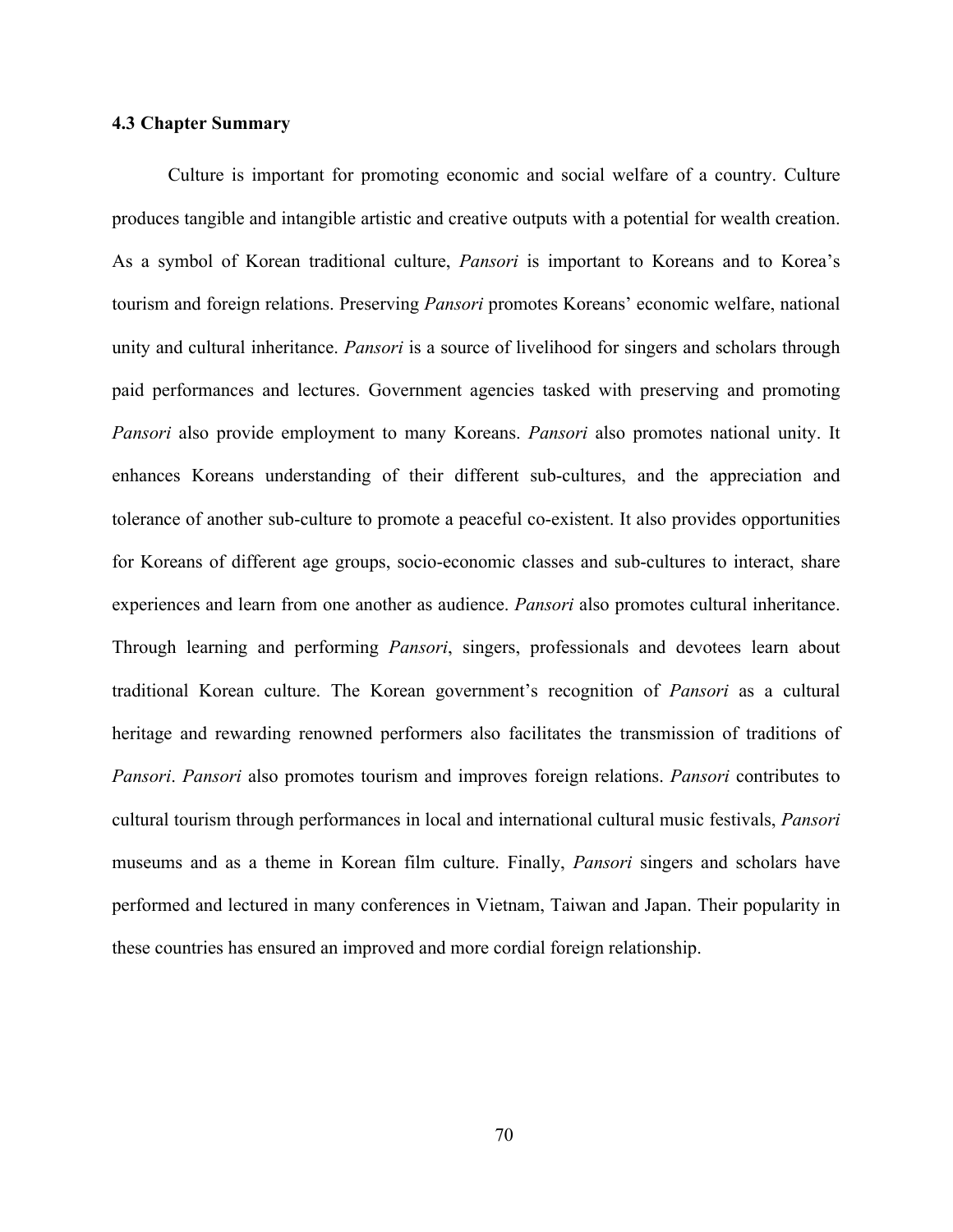### 4.3 Chapter Summary

Culture is important for promoting economic and social welfare of a country. Culture produces tangible and intangible artistic and creative outputs with a potential for wealth creation. As a symbol of Korean traditional culture, *Pansori* is important to Koreans and to Korea's tourism and foreign relations. Preserving *Pansori* promotes Koreans' economic welfare, national unity and cultural inheritance. *Pansori* is a source of livelihood for singers and scholars through paid performances and lectures. Government agencies tasked with preserving and promoting *Pansori* also provide employment to many Koreans. *Pansori* also promotes national unity. It enhances Koreans understanding of their different sub-cultures, and the appreciation and tolerance of another sub-culture to promote a peaceful co-existent. It also provides opportunities for Koreans of different age groups, socio-economic classes and sub-cultures to interact, share experiences and learn from one another as audience. *Pansori* also promotes cultural inheritance. Through learning and performing *Pansori*, singers, professionals and devotees learn about traditional Korean culture. The Korean government's recognition of *Pansori* as a cultural heritage and rewarding renowned performers also facilitates the transmission of traditions of *Pansori*. *Pansori* also promotes tourism and improves foreign relations. *Pansori* contributes to cultural tourism through performances in local and international cultural music festivals, *Pansori* museums and as a theme in Korean film culture. Finally, *Pansori* singers and scholars have performed and lectured in many conferences in Vietnam, Taiwan and Japan. Their popularity in these countries has ensured an improved and more cordial foreign relationship.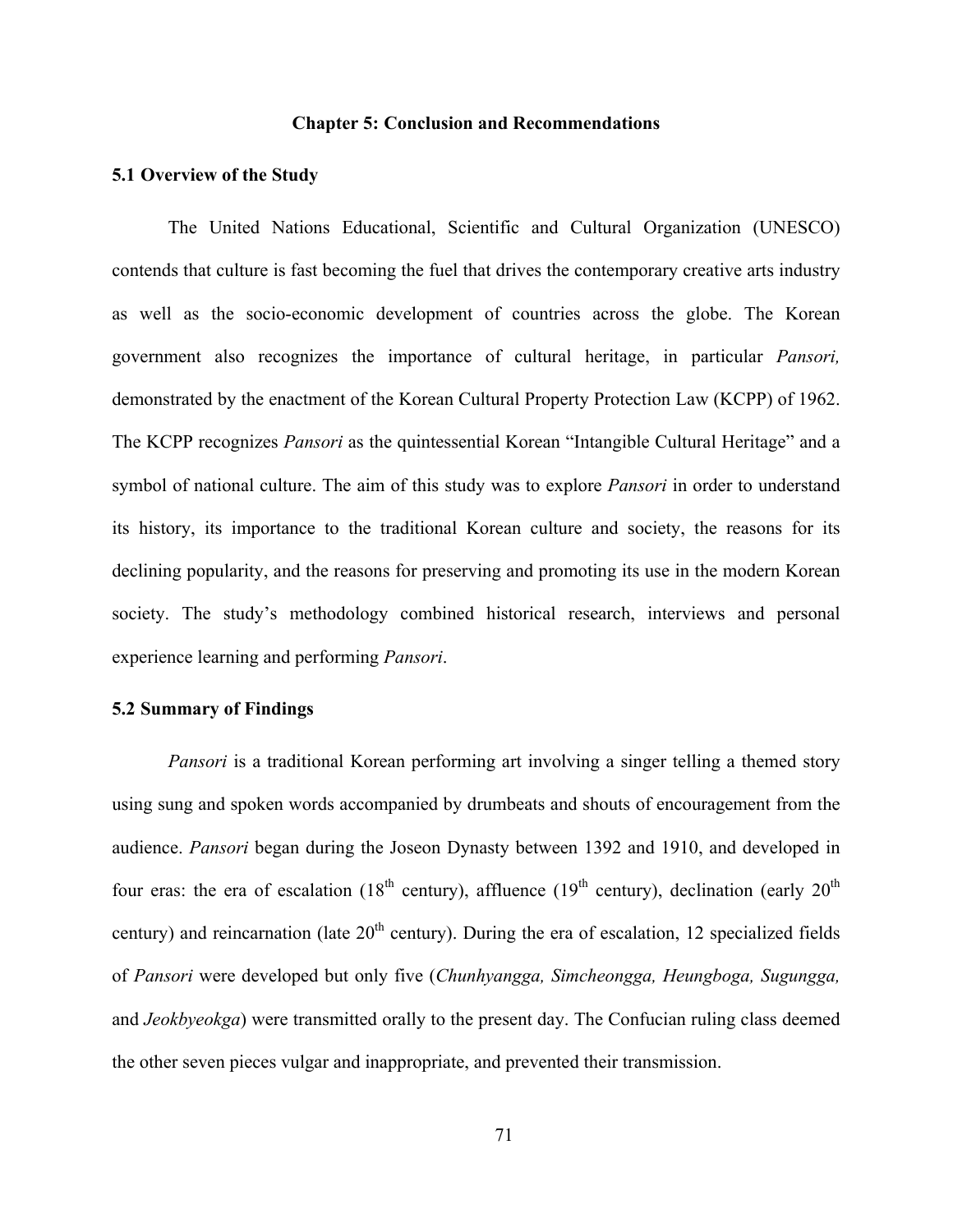# Chapter 5: Conclusion and Recommendations

## 5.1 Overview of the Study

The United Nations Educational, Scientific and Cultural Organization (UNESCO) contends that culture is fast becoming the fuel that drives the contemporary creative arts industry as well as the socio-economic development of countries across the globe. The Korean government also recognizes the importance of cultural heritage, in particular *Pansori,* demonstrated by the enactment of the Korean Cultural Property Protection Law (KCPP) of 1962. The KCPP recognizes *Pansori* as the quintessential Korean "Intangible Cultural Heritage" and a symbol of national culture. The aim of this study was to explore *Pansori* in order to understand its history, its importance to the traditional Korean culture and society, the reasons for its declining popularity, and the reasons for preserving and promoting its use in the modern Korean society. The study's methodology combined historical research, interviews and personal experience learning and performing *Pansori*.

## 5.2 Summary of Findings

*Pansori* is a traditional Korean performing art involving a singer telling a themed story using sung and spoken words accompanied by drumbeats and shouts of encouragement from the audience. *Pansori* began during the Joseon Dynasty between 1392 and 1910, and developed in four eras: the era of escalation (18th century), affluence (19th century), declination (early 20th century) and reincarnation (late 20th century). During the era of escalation, 12 specialized fields of *Pansori* were developed but only five (*Chunhyangga, Simcheongga, Heungboga, Sugungga,* and *Jeokbyeokga*) were transmitted orally to the present day. The Confucian ruling class deemed the other seven pieces vulgar and inappropriate, and prevented their transmission.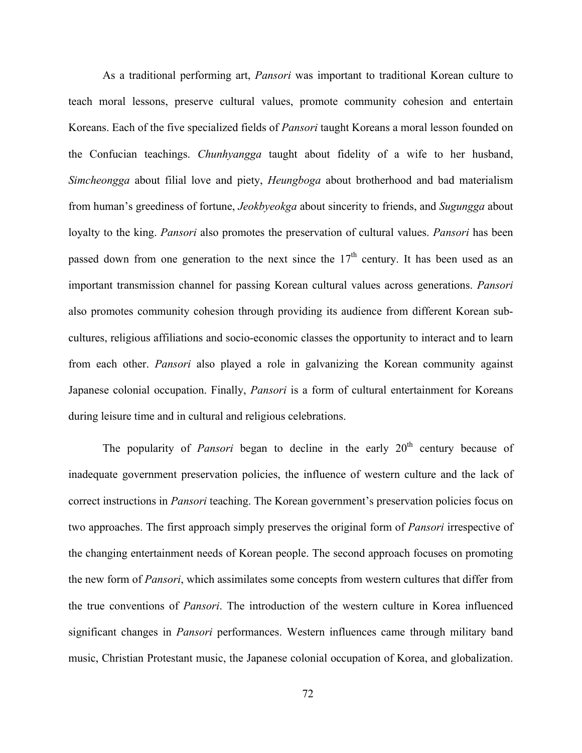As a traditional performing art, *Pansori* was important to traditional Korean culture to teach moral lessons, preserve cultural values, promote community cohesion and entertain Koreans. Each of the five specialized fields of *Pansori* taught Koreans a moral lesson founded on the Confucian teachings. *Chunhyangga* taught about fidelity of a wife to her husband, *Simcheongga* about filial love and piety, *Heungboga* about brotherhood and bad materialism from human's greediness of fortune, *Jeokbyeokga* about sincerity to friends, and *Sugungga* about loyalty to the king. *Pansori* also promotes the preservation of cultural values. *Pansori* has been passed down from one generation to the next since the 17th century. It has been used as an important transmission channel for passing Korean cultural values across generations. *Pansori* also promotes community cohesion through providing its audience from different Korean sub-cultures, religious affiliations and socio-economic classes the opportunity to interact and to learn from each other. *Pansori* also played a role in galvanizing the Korean community against Japanese colonial occupation. Finally, *Pansori* is a form of cultural entertainment for Koreans during leisure time and in cultural and religious celebrations.

The popularity of *Pansori* began to decline in the early 20th century because of inadequate government preservation policies, the influence of western culture and the lack of correct instructions in *Pansori* teaching. The Korean government's preservation policies focus on two approaches. The first approach simply preserves the original form of *Pansori* irrespective of the changing entertainment needs of Korean people. The second approach focuses on promoting the new form of *Pansori*, which assimilates some concepts from western cultures that differ from the true conventions of *Pansori*. The introduction of the western culture in Korea influenced significant changes in *Pansori* performances. Western influences came through military band music, Christian Protestant music, the Japanese colonial occupation of Korea, and globalization.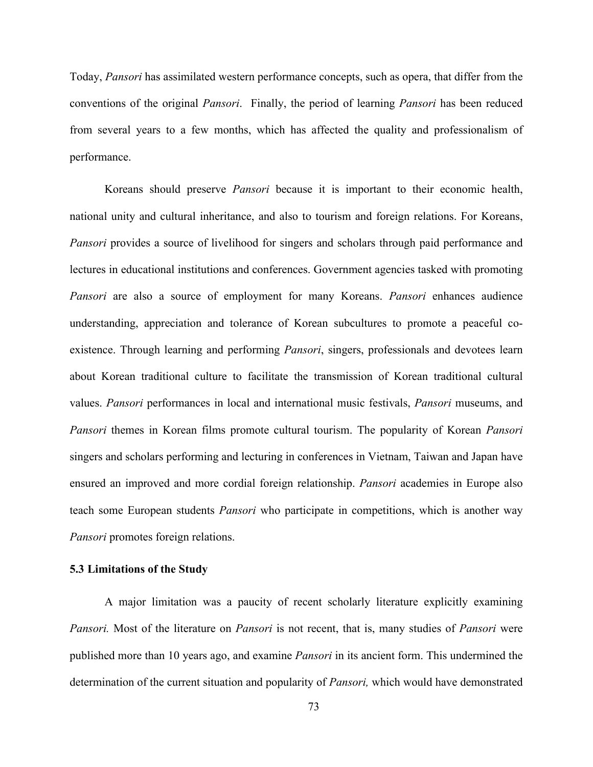Today, *Pansori* has assimilated western performance concepts, such as opera, that differ from the conventions of the original *Pansori*. Finally, the period of learning *Pansori* has been reduced from several years to a few months, which has affected the quality and professionalism of performance.

Koreans should preserve *Pansori* because it is important to their economic health, national unity and cultural inheritance, and also to tourism and foreign relations. For Koreans, *Pansori* provides a source of livelihood for singers and scholars through paid performance and lectures in educational institutions and conferences. Government agencies tasked with promoting *Pansori* are also a source of employment for many Koreans. *Pansori* enhances audience understanding, appreciation and tolerance of Korean subcultures to promote a peaceful co-existence. Through learning and performing *Pansori*, singers, professionals and devotees learn about Korean traditional culture to facilitate the transmission of Korean traditional cultural values. *Pansori* performances in local and international music festivals, *Pansori* museums, and *Pansori* themes in Korean films promote cultural tourism. The popularity of Korean *Pansori* singers and scholars performing and lecturing in conferences in Vietnam, Taiwan and Japan have ensured an improved and more cordial foreign relationship. *Pansori* academies in Europe also teach some European students *Pansori* who participate in competitions, which is another way *Pansori* promotes foreign relations.

### 5.3 Limitations of the Study

A major limitation was a paucity of recent scholarly literature explicitly examining *Pansori.* Most of the literature on *Pansori* is not recent, that is, many studies of *Pansori* were published more than 10 years ago, and examine *Pansori* in its ancient form. This undermined the determination of the current situation and popularity of *Pansori,* which would have demonstrated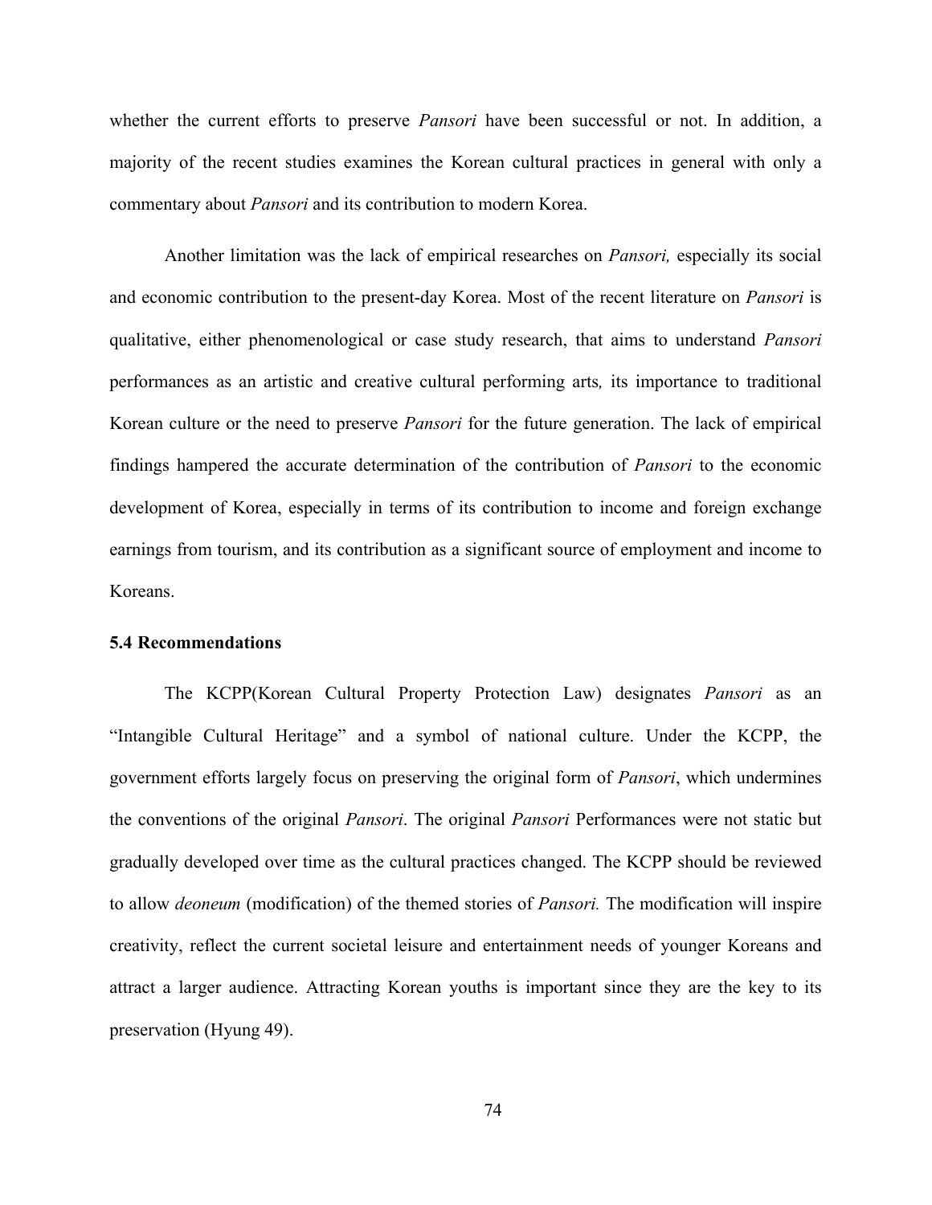whether the current efforts to preserve *Pansori* have been successful or not. In addition, a majority of the recent studies examines the Korean cultural practices in general with only a commentary about *Pansori* and its contribution to modern Korea.

Another limitation was the lack of empirical researches on *Pansori,* especially its social and economic contribution to the present-day Korea. Most of the recent literature on *Pansori* is qualitative, either phenomenological or case study research, that aims to understand *Pansori* performances as an artistic and creative cultural performing arts*,* its importance to traditional Korean culture or the need to preserve *Pansori* for the future generation. The lack of empirical findings hampered the accurate determination of the contribution of *Pansori* to the economic development of Korea, especially in terms of its contribution to income and foreign exchange earnings from tourism, and its contribution as a significant source of employment and income to Koreans.

**5.4 Recommendations**

The KCPP(Korean Cultural Property Protection Law) designates *Pansori* as an "Intangible Cultural Heritage" and a symbol of national culture. Under the KCPP, the government efforts largely focus on preserving the original form of *Pansori*, which undermines the conventions of the original *Pansori*. The original *Pansori* Performances were not static but gradually developed over time as the cultural practices changed. The KCPP should be reviewed to allow *deoneum* (modification) of the themed stories of *Pansori.* The modification will inspire creativity, reflect the current societal leisure and entertainment needs of younger Koreans and attract a larger audience. Attracting Korean youths is important since they are the key to its preservation (Hyung 49).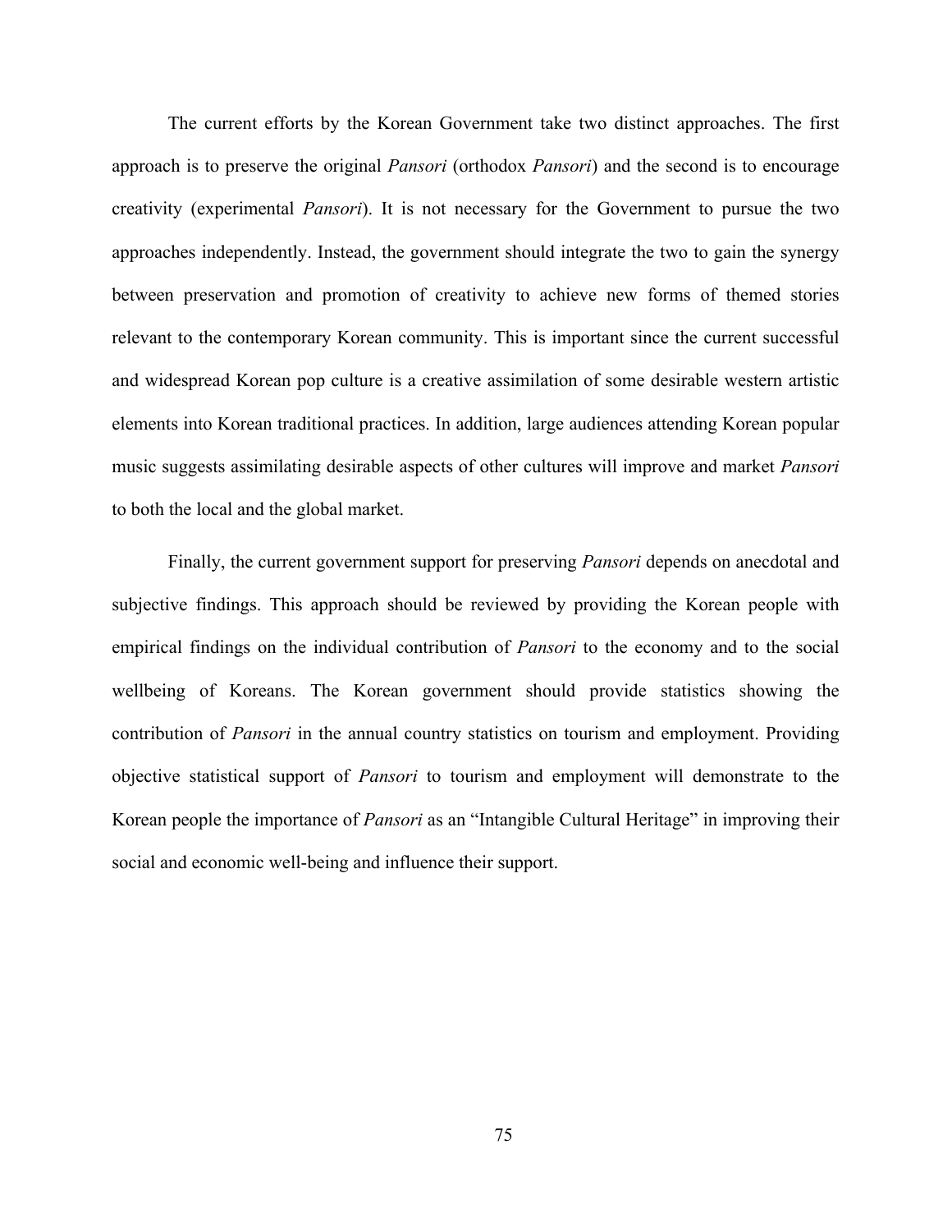The current efforts by the Korean Government take two distinct approaches. The first approach is to preserve the original *Pansori* (orthodox *Pansori*) and the second is to encourage creativity (experimental *Pansori*). It is not necessary for the Government to pursue the two approaches independently. Instead, the government should integrate the two to gain the synergy between preservation and promotion of creativity to achieve new forms of themed stories relevant to the contemporary Korean community. This is important since the current successful and widespread Korean pop culture is a creative assimilation of some desirable western artistic elements into Korean traditional practices. In addition, large audiences attending Korean popular music suggests assimilating desirable aspects of other cultures will improve and market *Pansori* to both the local and the global market.

Finally, the current government support for preserving *Pansori* depends on anecdotal and subjective findings. This approach should be reviewed by providing the Korean people with empirical findings on the individual contribution of *Pansori* to the economy and to the social wellbeing of Koreans. The Korean government should provide statistics showing the contribution of *Pansori* in the annual country statistics on tourism and employment. Providing objective statistical support of *Pansori* to tourism and employment will demonstrate to the Korean people the importance of *Pansori* as an "Intangible Cultural Heritage" in improving their social and economic well-being and influence their support.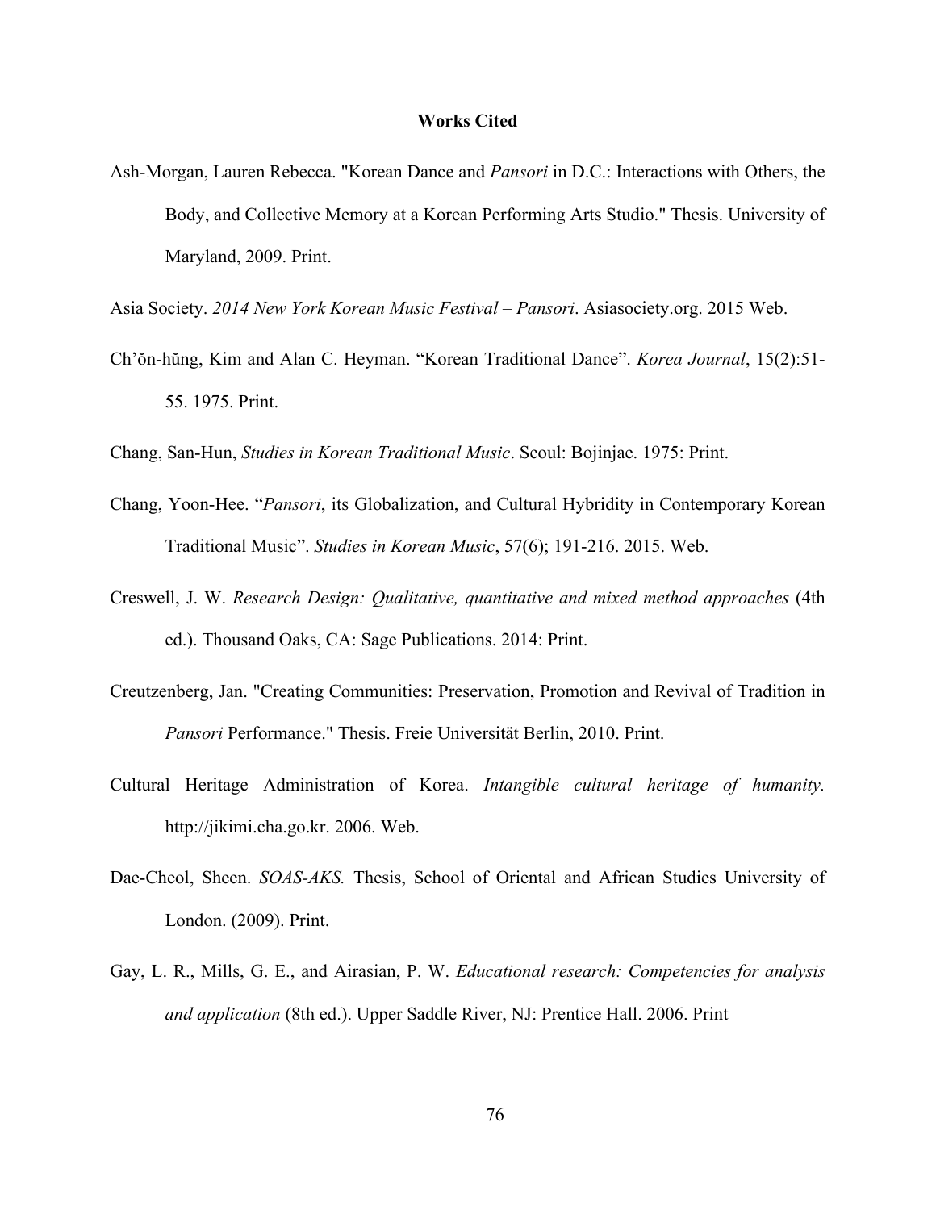## Works Cited

Ash-Morgan, Lauren Rebecca. "Korean Dance and *Pansori* in D.C.: Interactions with Others, the Body, and Collective Memory at a Korean Performing Arts Studio." Thesis. University of Maryland, 2009. Print.

Asia Society. *2014 New York Korean Music Festival – Pansori*. Asiasociety.org. 2015 Web.

Ch'ŏn-hŭng, Kim and Alan C. Heyman. "Korean Traditional Dance". *Korea Journal*, 15(2):51-55. 1975. Print.

Chang, San-Hun, *Studies in Korean Traditional Music*. Seoul: Bojinjae. 1975: Print.

Chang, Yoon-Hee. "*Pansori*, its Globalization, and Cultural Hybridity in Contemporary Korean Traditional Music". *Studies in Korean Music*, 57(6); 191-216. 2015. Web.

Creswell, J. W. *Research Design: Qualitative, quantitative and mixed method approaches* (4th ed.). Thousand Oaks, CA: Sage Publications. 2014: Print.

Creutzenberg, Jan. "Creating Communities: Preservation, Promotion and Revival of Tradition in *Pansori* Performance." Thesis. Freie Universität Berlin, 2010. Print.

Cultural Heritage Administration of Korea. *Intangible cultural heritage of humanity.* http://jikimi.cha.go.kr. 2006. Web.

Dae-Cheol, Sheen. *SOAS-AKS.* Thesis, School of Oriental and African Studies University of London. (2009). Print.

Gay, L. R., Mills, G. E., and Airasian, P. W. *Educational research: Competencies for analysis and application* (8th ed.). Upper Saddle River, NJ: Prentice Hall. 2006. Print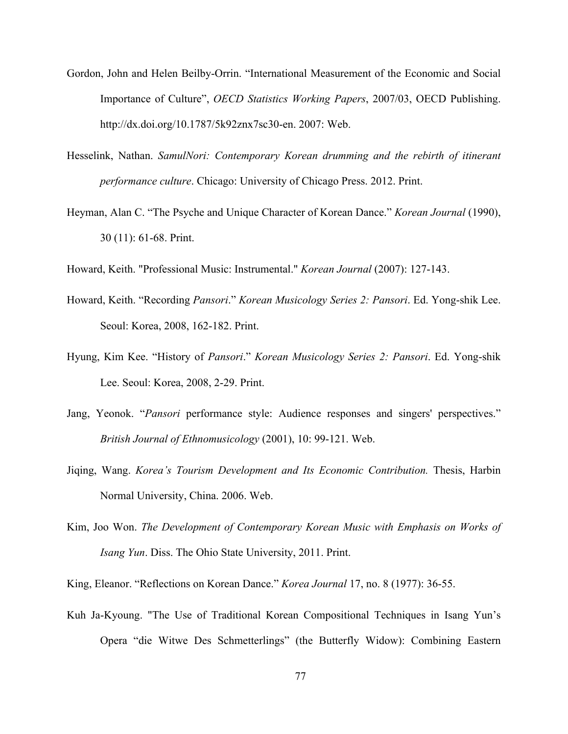Gordon, John and Helen Beilby-Orrin. "International Measurement of the Economic and Social Importance of Culture", *OECD Statistics Working Papers*, 2007/03, OECD Publishing. http://dx.doi.org/10.1787/5k92znx7sc30-en. 2007: Web.

Hesselink, Nathan. *SamulNori: Contemporary Korean drumming and the rebirth of itinerant performance culture*. Chicago: University of Chicago Press. 2012. Print.

Heyman, Alan C. "The Psyche and Unique Character of Korean Dance." *Korean Journal* (1990), 30 (11): 61-68. Print.

Howard, Keith. "Professional Music: Instrumental." *Korean Journal* (2007): 127-143.

Howard, Keith. "Recording *Pansori*." *Korean Musicology Series 2: Pansori*. Ed. Yong-shik Lee. Seoul: Korea, 2008, 162-182. Print.

Hyung, Kim Kee. "History of *Pansori*." *Korean Musicology Series 2: Pansori*. Ed. Yong-shik Lee. Seoul: Korea, 2008, 2-29. Print.

Jang, Yeonok. "*Pansori* performance style: Audience responses and singers' perspectives." *British Journal of Ethnomusicology* (2001), 10: 99-121. Web.

Jiqing, Wang. *Korea's Tourism Development and Its Economic Contribution.* Thesis, Harbin Normal University, China. 2006. Web.

Kim, Joo Won. *The Development of Contemporary Korean Music with Emphasis on Works of Isang Yun*. Diss. The Ohio State University, 2011. Print.

King, Eleanor. "Reflections on Korean Dance." *Korea Journal* 17, no. 8 (1977): 36-55.

Kuh Ja-Kyoung. "The Use of Traditional Korean Compositional Techniques in Isang Yun's Opera "die Witwe Des Schmetterlings" (the Butterfly Widow): Combining Eastern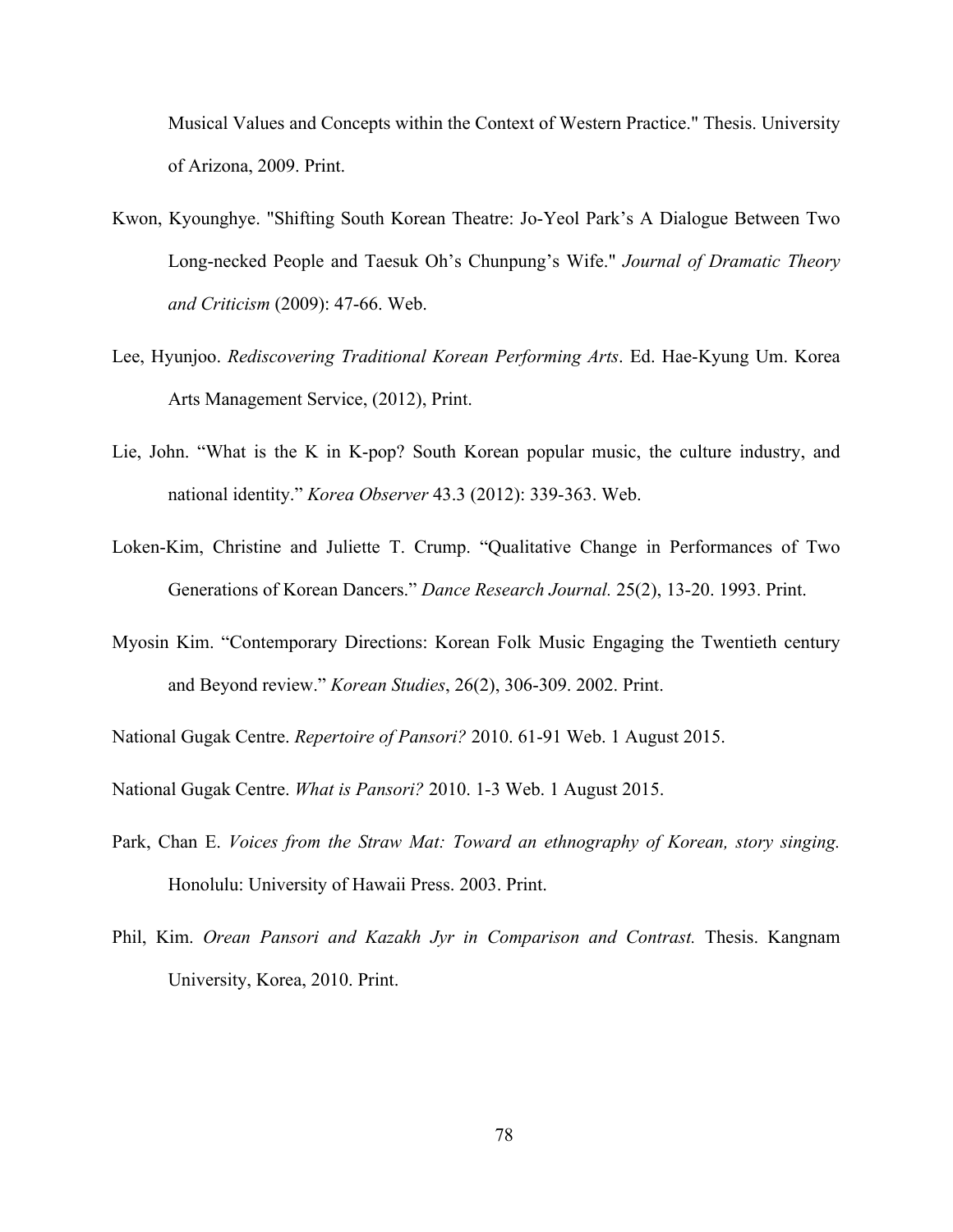Musical Values and Concepts within the Context of Western Practice." Thesis. University of Arizona, 2009. Print.

Kwon, Kyounghye. "Shifting South Korean Theatre: Jo-Yeol Park's A Dialogue Between Two Long-necked People and Taesuk Oh's Chunpung's Wife." *Journal of Dramatic Theory and Criticism* (2009): 47-66. Web.

Lee, Hyunjoo. *Rediscovering Traditional Korean Performing Arts*. Ed. Hae-Kyung Um. Korea Arts Management Service, (2012), Print.

Lie, John. "What is the K in K-pop? South Korean popular music, the culture industry, and national identity." *Korea Observer* 43.3 (2012): 339-363. Web.

Loken-Kim, Christine and Juliette T. Crump. "Qualitative Change in Performances of Two Generations of Korean Dancers." *Dance Research Journal.* 25(2), 13-20. 1993. Print.

Myosin Kim. "Contemporary Directions: Korean Folk Music Engaging the Twentieth century and Beyond review." *Korean Studies*, 26(2), 306-309. 2002. Print.

National Gugak Centre. *Repertoire of Pansori?* 2010. 61-91 Web. 1 August 2015.

National Gugak Centre. *What is Pansori?* 2010. 1-3 Web. 1 August 2015.

Park, Chan E. *Voices from the Straw Mat: Toward an ethnography of Korean, story singing.* Honolulu: University of Hawaii Press. 2003. Print.

Phil, Kim. *Orean Pansori and Kazakh Jyr in Comparison and Contrast.* Thesis. Kangnam University, Korea, 2010. Print.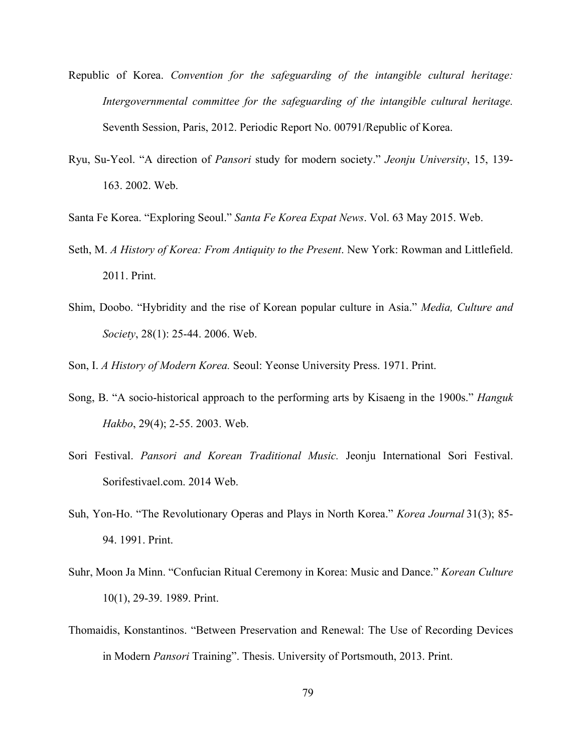Republic of Korea. *Convention for the safeguarding of the intangible cultural heritage: Intergovernmental committee for the safeguarding of the intangible cultural heritage.* Seventh Session, Paris, 2012. Periodic Report No. 00791/Republic of Korea.

Ryu, Su-Yeol. "A direction of *Pansori* study for modern society." *Jeonju University*, 15, 139-163. 2002. Web.

Santa Fe Korea. "Exploring Seoul." *Santa Fe Korea Expat News*. Vol. 63 May 2015. Web.

Seth, M. *A History of Korea: From Antiquity to the Present*. New York: Rowman and Littlefield. 2011. Print.

Shim, Doobo. "Hybridity and the rise of Korean popular culture in Asia." *Media, Culture and Society*, 28(1): 25-44. 2006. Web.

Son, I. *A History of Modern Korea.* Seoul: Yeonse University Press. 1971. Print.

Song, B. "A socio-historical approach to the performing arts by Kisaeng in the 1900s." *Hanguk Hakbo*, 29(4); 2-55. 2003. Web.

Sori Festival. *Pansori and Korean Traditional Music.* Jeonju International Sori Festival. Sorifestivael.com. 2014 Web.

Suh, Yon-Ho. "The Revolutionary Operas and Plays in North Korea." *Korea Journal* 31(3); 85-94. 1991. Print.

Suhr, Moon Ja Minn. "Confucian Ritual Ceremony in Korea: Music and Dance." *Korean Culture* 10(1), 29-39. 1989. Print.

Thomaidis, Konstantinos. "Between Preservation and Renewal: The Use of Recording Devices in Modern *Pansori* Training". Thesis. University of Portsmouth, 2013. Print.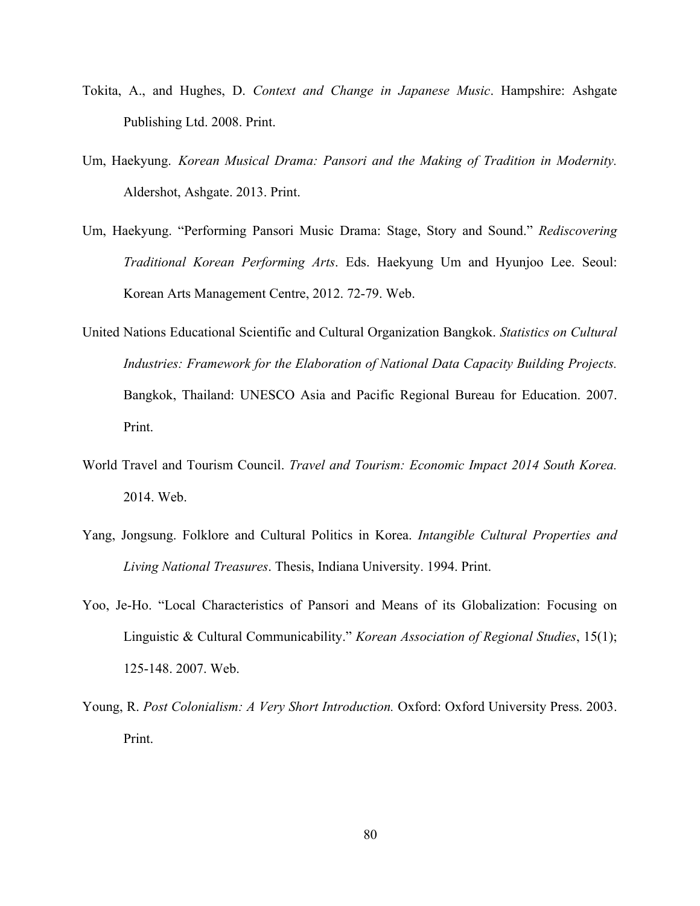Tokita, A., and Hughes, D. *Context and Change in Japanese Music*. Hampshire: Ashgate Publishing Ltd. 2008. Print.

Um, Haekyung. *Korean Musical Drama: Pansori and the Making of Tradition in Modernity.* Aldershot, Ashgate. 2013. Print.

Um, Haekyung. "Performing Pansori Music Drama: Stage, Story and Sound." *Rediscovering Traditional Korean Performing Arts*. Eds. Haekyung Um and Hyunjoo Lee. Seoul: Korean Arts Management Centre, 2012. 72-79. Web.

United Nations Educational Scientific and Cultural Organization Bangkok. *Statistics on Cultural Industries: Framework for the Elaboration of National Data Capacity Building Projects.* Bangkok, Thailand: UNESCO Asia and Pacific Regional Bureau for Education. 2007. Print.

World Travel and Tourism Council. *Travel and Tourism: Economic Impact 2014 South Korea.* 2014. Web.

Yang, Jongsung. Folklore and Cultural Politics in Korea. *Intangible Cultural Properties and Living National Treasures*. Thesis, Indiana University. 1994. Print.

Yoo, Je-Ho. "Local Characteristics of Pansori and Means of its Globalization: Focusing on Linguistic & Cultural Communicability." *Korean Association of Regional Studies*, 15(1); 125-148. 2007. Web.

Young, R. *Post Colonialism: A Very Short Introduction.* Oxford: Oxford University Press. 2003. Print.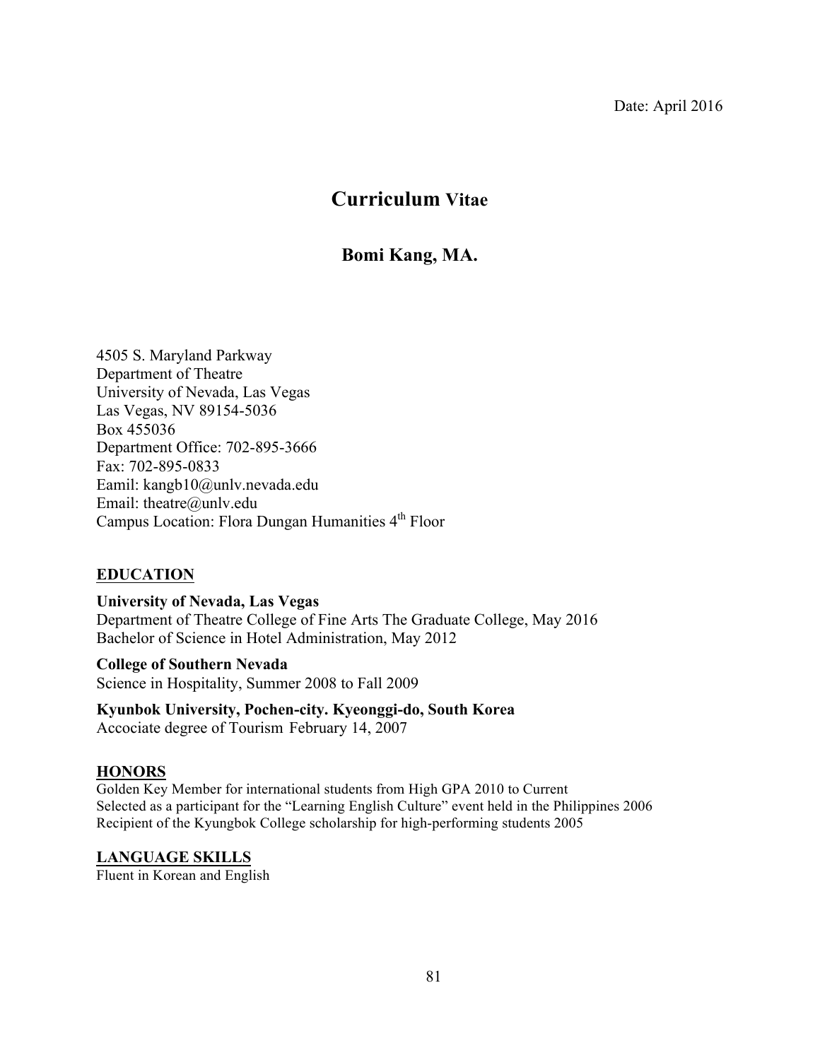Date: April 2016

# Curriculum Vitae

## Bomi Kang, MA.

4505 S. Maryland Parkway
Department of Theatre
University of Nevada, Las Vegas
Las Vegas, NV 89154-5036
Box 455036
Department Office: 702-895-3666
Fax: 702-895-0833
Eamil: kangb10@unlv.nevada.edu
Email: theatre@unlv.edu
Campus Location: Flora Dungan Humanities 4th Floor

### EDUCATION

**University of Nevada, Las Vegas**
Department of Theatre College of Fine Arts The Graduate College, May 2016
Bachelor of Science in Hotel Administration, May 2012

**College of Southern Nevada**
Science in Hospitality, Summer 2008 to Fall 2009

**Kyunbok University, Pochen-city. Kyeonggi-do, South Korea**
Accociate degree of Tourism February 14, 2007

### HONORS

Golden Key Member for international students from High GPA 2010 to Current
Selected as a participant for the "Learning English Culture" event held in the Philippines 2006
Recipient of the Kyungbok College scholarship for high-performing students 2005

### LANGUAGE SKILLS

Fluent in Korean and English